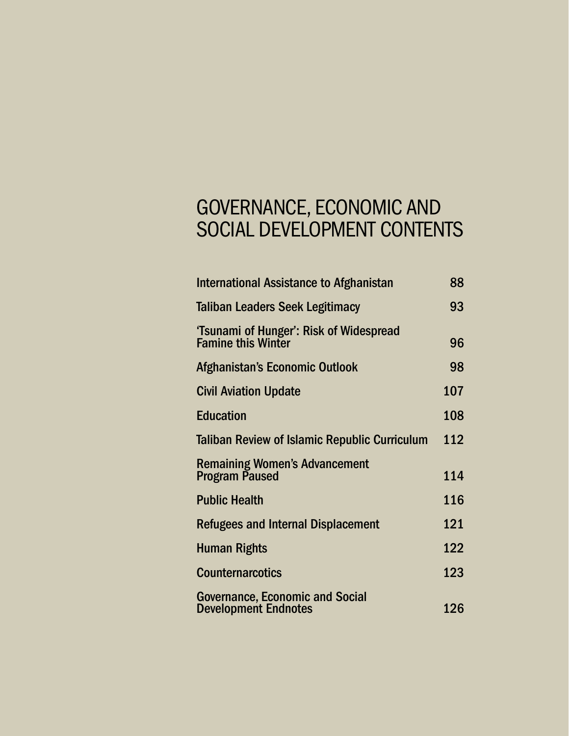# GOVERNANCE, ECONOMIC AND SOCIAL DEVELOPMENT CONTENTS

| | |
|---|---|
| International Assistance to Afghanistan | 88 |
| Taliban Leaders Seek Legitimacy | 93 |
| 'Tsunami of Hunger': Risk of Widespread Famine this Winter | 96 |
| Afghanistan's Economic Outlook | 98 |
| Civil Aviation Update | 107 |
| Education | 108 |
| Taliban Review of Islamic Republic Curriculum | 112 |
| Remaining Women's Advancement Program Paused | 114 |
| Public Health | 116 |
| Refugees and Internal Displacement | 121 |
| Human Rights | 122 |
| Counternarcotics | 123 |
| Governance, Economic and Social Development Endnotes | 126 |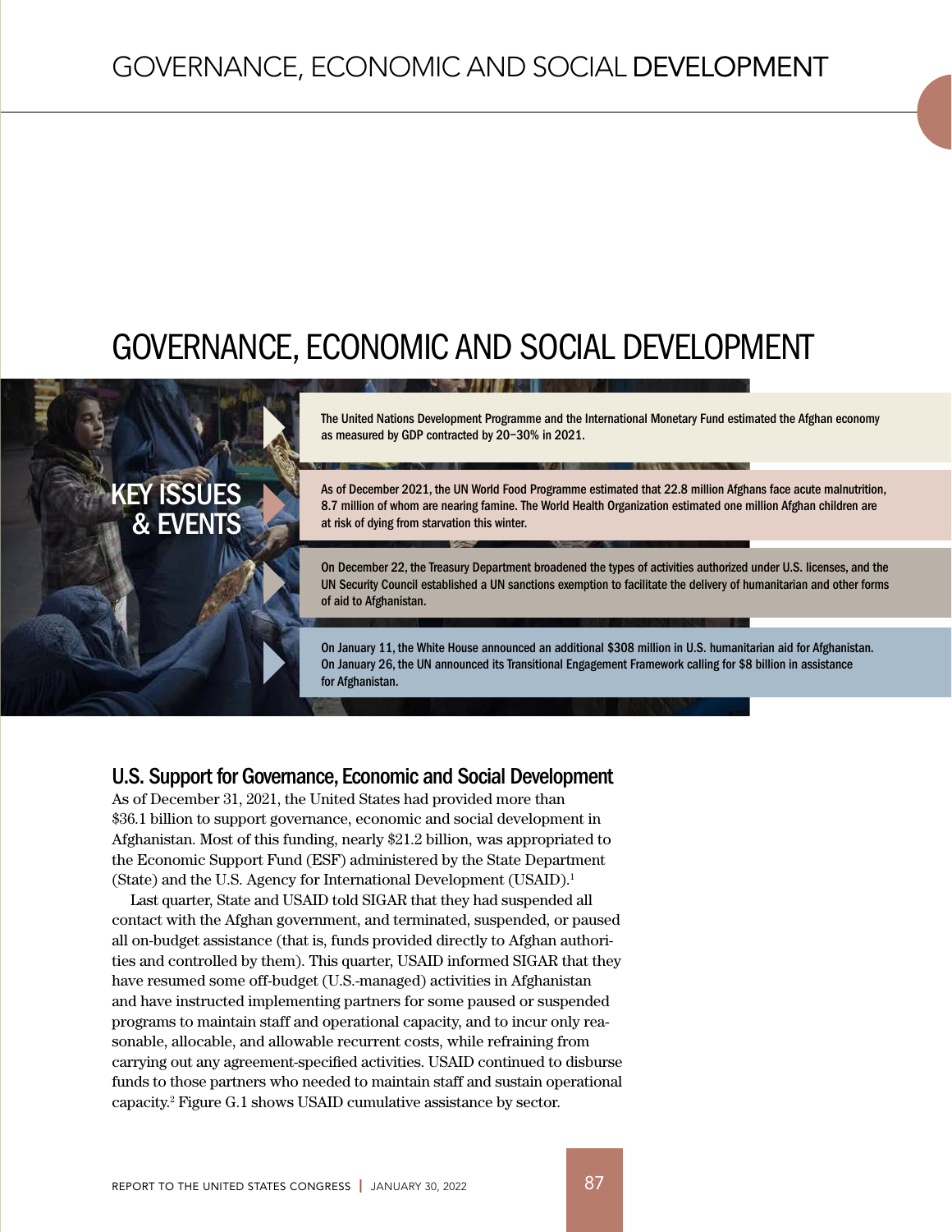# GOVERNANCE, ECONOMIC AND SOCIAL DEVELOPMENT

## KEY ISSUES & EVENTS

The United Nations Development Programme and the International Monetary Fund estimated the Afghan economy as measured by GDP contracted by 20–30% in 2021.

As of December 2021, the UN World Food Programme estimated that 22.8 million Afghans face acute malnutrition, 8.7 million of whom are nearing famine. The World Health Organization estimated one million Afghan children are at risk of dying from starvation this winter.

On December 22, the Treasury Department broadened the types of activities authorized under U.S. licenses, and the UN Security Council established a UN sanctions exemption to facilitate the delivery of humanitarian and other forms of aid to Afghanistan.

On January 11, the White House announced an additional $308 million in U.S. humanitarian aid for Afghanistan. On January 26, the UN announced its Transitional Engagement Framework calling for $8 billion in assistance for Afghanistan.

### U.S. Support for Governance, Economic and Social Development

As of December 31, 2021, the United States had provided more than $36.1 billion to support governance, economic and social development in Afghanistan. Most of this funding, nearly $21.2 billion, was appropriated to the Economic Support Fund (ESF) administered by the State Department (State) and the U.S. Agency for International Development (USAID).[1]

Last quarter, State and USAID told SIGAR that they had suspended all contact with the Afghan government, and terminated, suspended, or paused all on-budget assistance (that is, funds provided directly to Afghan authorities and controlled by them). This quarter, USAID informed SIGAR that they have resumed some off-budget (U.S.-managed) activities in Afghanistan and have instructed implementing partners for some paused or suspended programs to maintain staff and operational capacity, and to incur only reasonable, allocable, and allowable recurrent costs, while refraining from carrying out any agreement-specified activities. USAID continued to disburse funds to those partners who needed to maintain staff and sustain operational capacity.[2] Figure G.1 shows USAID cumulative assistance by sector.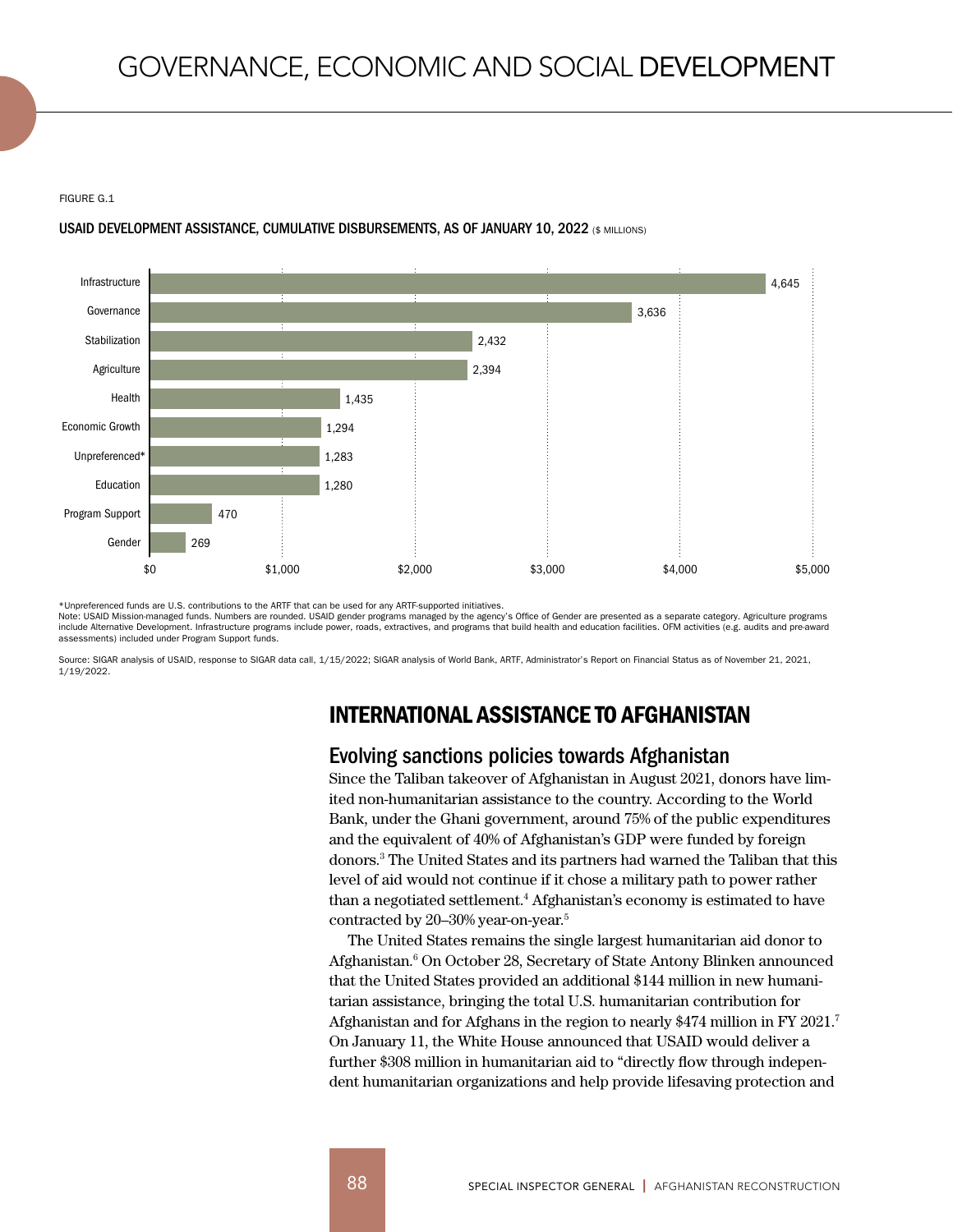FIGURE G.1

USAID DEVELOPMENT ASSISTANCE, CUMULATIVE DISBURSEMENTS, AS OF JANUARY 10, 2022 ($ MILLIONS)

| Category | $ Millions |
| --- | --- |
| Infrastructure | 4,645 |
| Governance | 3,636 |
| Stabilization | 2,432 |
| Agriculture | 2,394 |
| Health | 1,435 |
| Economic Growth | 1,294 |
| Unpreferenced* | 1,283 |
| Education | 1,280 |
| Program Support | 470 |
| Gender | 269 |

*Unpreferenced funds are U.S. contributions to the ARTF that can be used for any ARTF-supported initiatives.
Note: USAID Mission-managed funds. Numbers are rounded. USAID gender programs managed by the agency's Office of Gender are presented as a separate category. Agriculture programs include Alternative Development. Infrastructure programs include power, roads, extractives, and programs that build health and education facilities. OFM activities (e.g. audits and pre-award assessments) included under Program Support funds.

Source: SIGAR analysis of USAID, response to SIGAR data call, 1/15/2022; SIGAR analysis of World Bank, ARTF, Administrator's Report on Financial Status as of November 21, 2021, 1/19/2022.

## INTERNATIONAL ASSISTANCE TO AFGHANISTAN

### Evolving sanctions policies towards Afghanistan

Since the Taliban takeover of Afghanistan in August 2021, donors have limited non-humanitarian assistance to the country. According to the World Bank, under the Ghani government, around 75% of the public expenditures and the equivalent of 40% of Afghanistan's GDP were funded by foreign donors.[3] The United States and its partners had warned the Taliban that this level of aid would not continue if it chose a military path to power rather than a negotiated settlement.[4] Afghanistan's economy is estimated to have contracted by 20–30% year-on-year.[5]

The United States remains the single largest humanitarian aid donor to Afghanistan.[6] On October 28, Secretary of State Antony Blinken announced that the United States provided an additional $144 million in new humanitarian assistance, bringing the total U.S. humanitarian contribution for Afghanistan and for Afghans in the region to nearly $474 million in FY 2021.[7] On January 11, the White House announced that USAID would deliver a further $308 million in humanitarian aid to "directly flow through independent humanitarian organizations and help provide lifesaving protection and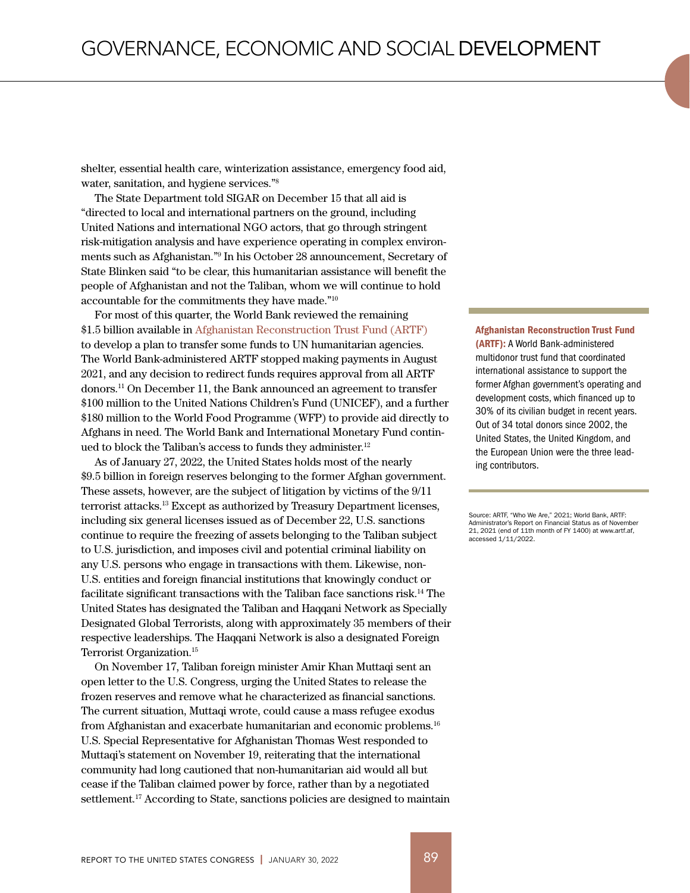shelter, essential health care, winterization assistance, emergency food aid, water, sanitation, and hygiene services."[8]

The State Department told SIGAR on December 15 that all aid is "directed to local and international partners on the ground, including United Nations and international NGO actors, that go through stringent risk-mitigation analysis and have experience operating in complex environments such as Afghanistan."[9] In his October 28 announcement, Secretary of State Blinken said "to be clear, this humanitarian assistance will benefit the people of Afghanistan and not the Taliban, whom we will continue to hold accountable for the commitments they have made."[10]

For most of this quarter, the World Bank reviewed the remaining $1.5 billion available in Afghanistan Reconstruction Trust Fund (ARTF) to develop a plan to transfer some funds to UN humanitarian agencies. The World Bank-administered ARTF stopped making payments in August 2021, and any decision to redirect funds requires approval from all ARTF donors.[11] On December 11, the Bank announced an agreement to transfer $100 million to the United Nations Children's Fund (UNICEF), and a further $180 million to the World Food Programme (WFP) to provide aid directly to Afghans in need. The World Bank and International Monetary Fund continued to block the Taliban's access to funds they administer.[12]

As of January 27, 2022, the United States holds most of the nearly $9.5 billion in foreign reserves belonging to the former Afghan government. These assets, however, are the subject of litigation by victims of the 9/11 terrorist attacks.[13] Except as authorized by Treasury Department licenses, including six general licenses issued as of December 22, U.S. sanctions continue to require the freezing of assets belonging to the Taliban subject to U.S. jurisdiction, and imposes civil and potential criminal liability on any U.S. persons who engage in transactions with them. Likewise, non-U.S. entities and foreign financial institutions that knowingly conduct or facilitate significant transactions with the Taliban face sanctions risk.[14] The United States has designated the Taliban and Haqqani Network as Specially Designated Global Terrorists, along with approximately 35 members of their respective leaderships. The Haqqani Network is also a designated Foreign Terrorist Organization.[15]

On November 17, Taliban foreign minister Amir Khan Muttaqi sent an open letter to the U.S. Congress, urging the United States to release the frozen reserves and remove what he characterized as financial sanctions. The current situation, Muttaqi wrote, could cause a mass refugee exodus from Afghanistan and exacerbate humanitarian and economic problems.[16] U.S. Special Representative for Afghanistan Thomas West responded to Muttaqi's statement on November 19, reiterating that the international community had long cautioned that non-humanitarian aid would all but cease if the Taliban claimed power by force, rather than by a negotiated settlement.[17] According to State, sanctions policies are designed to maintain

**Afghanistan Reconstruction Trust Fund (ARTF):** A World Bank-administered multidonor trust fund that coordinated international assistance to support the former Afghan government's operating and development costs, which financed up to 30% of its civilian budget in recent years. Out of 34 total donors since 2002, the United States, the United Kingdom, and the European Union were the three leading contributors.

Source: ARTF, "Who We Are," 2021; World Bank, ARTF: Administrator's Report on Financial Status as of November 21, 2021 (end of 11th month of FY 1400) at www.artf.af, accessed 1/11/2022.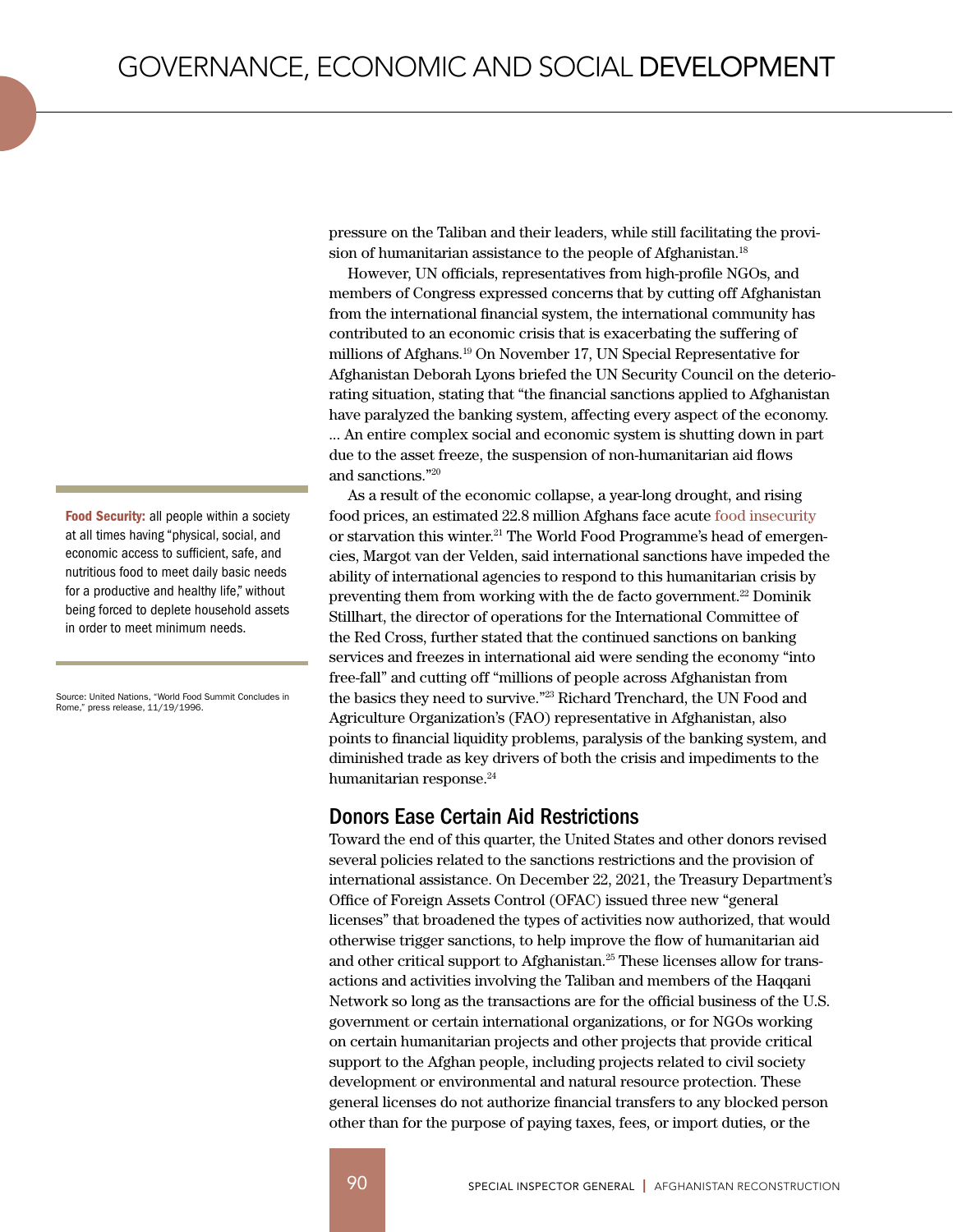pressure on the Taliban and their leaders, while still facilitating the provision of humanitarian assistance to the people of Afghanistan.[18]

However, UN officials, representatives from high-profile NGOs, and members of Congress expressed concerns that by cutting off Afghanistan from the international financial system, the international community has contributed to an economic crisis that is exacerbating the suffering of millions of Afghans.[19] On November 17, UN Special Representative for Afghanistan Deborah Lyons briefed the UN Security Council on the deteriorating situation, stating that "the financial sanctions applied to Afghanistan have paralyzed the banking system, affecting every aspect of the economy. … An entire complex social and economic system is shutting down in part due to the asset freeze, the suspension of non-humanitarian aid flows and sanctions."[20]

As a result of the economic collapse, a year-long drought, and rising food prices, an estimated 22.8 million Afghans face acute food insecurity or starvation this winter.[21] The World Food Programme's head of emergencies, Margot van der Velden, said international sanctions have impeded the ability of international agencies to respond to this humanitarian crisis by preventing them from working with the de facto government.[22] Dominik Stillhart, the director of operations for the International Committee of the Red Cross, further stated that the continued sanctions on banking services and freezes in international aid were sending the economy "into free-fall" and cutting off "millions of people across Afghanistan from the basics they need to survive."[23] Richard Trenchard, the UN Food and Agriculture Organization's (FAO) representative in Afghanistan, also points to financial liquidity problems, paralysis of the banking system, and diminished trade as key drivers of both the crisis and impediments to the humanitarian response.[24]

**Food Security:** all people within a society at all times having "physical, social, and economic access to sufficient, safe, and nutritious food to meet daily basic needs for a productive and healthy life," without being forced to deplete household assets in order to meet minimum needs.

Source: United Nations, "World Food Summit Concludes in Rome," press release, 11/19/1996.

## Donors Ease Certain Aid Restrictions

Toward the end of this quarter, the United States and other donors revised several policies related to the sanctions restrictions and the provision of international assistance. On December 22, 2021, the Treasury Department's Office of Foreign Assets Control (OFAC) issued three new "general licenses" that broadened the types of activities now authorized, that would otherwise trigger sanctions, to help improve the flow of humanitarian aid and other critical support to Afghanistan.[25] These licenses allow for transactions and activities involving the Taliban and members of the Haqqani Network so long as the transactions are for the official business of the U.S. government or certain international organizations, or for NGOs working on certain humanitarian projects and other projects that provide critical support to the Afghan people, including projects related to civil society development or environmental and natural resource protection. These general licenses do not authorize financial transfers to any blocked person other than for the purpose of paying taxes, fees, or import duties, or the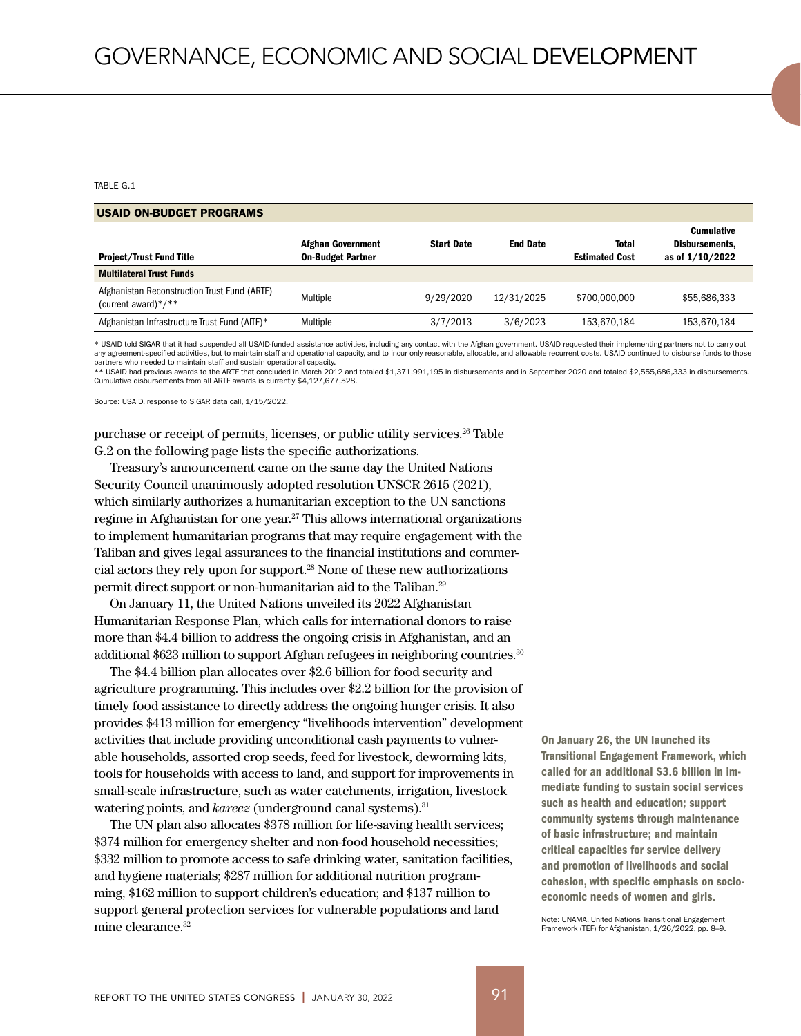TABLE G.1

**USAID ON-BUDGET PROGRAMS**

| Project/Trust Fund Title | Afghan Government On-Budget Partner | Start Date | End Date | Total Estimated Cost | Cumulative Disbursements, as of 1/10/2022 |
|---|---|---|---|---|---|
| **Multilateral Trust Funds** | | | | | |
| Afghanistan Reconstruction Trust Fund (ARTF) (current award)*/** | Multiple | 9/29/2020 | 12/31/2025 | $700,000,000 | $55,686,333 |
| Afghanistan Infrastructure Trust Fund (AITF)* | Multiple | 3/7/2013 | 3/6/2023 | 153,670,184 | 153,670,184 |

* USAID told SIGAR that it had suspended all USAID-funded assistance activities, including any contact with the Afghan government. USAID requested their implementing partners not to carry out any agreement-specified activities, but to maintain staff and operational capacity, and to incur only reasonable, allocable, and allowable recurrent costs. USAID continued to disburse funds to those partners who needed to maintain staff and sustain operational capacity.
** USAID had previous awards to the ARTF that concluded in March 2012 and totaled $1,371,991,195 in disbursements and in September 2020 and totaled $2,555,686,333 in disbursements. Cumulative disbursements from all ARTF awards is currently $4,127,677,528.

Source: USAID, response to SIGAR data call, 1/15/2022.

purchase or receipt of permits, licenses, or public utility services.[26] Table G.2 on the following page lists the specific authorizations.

Treasury's announcement came on the same day the United Nations Security Council unanimously adopted resolution UNSCR 2615 (2021), which similarly authorizes a humanitarian exception to the UN sanctions regime in Afghanistan for one year.[27] This allows international organizations to implement humanitarian programs that may require engagement with the Taliban and gives legal assurances to the financial institutions and commercial actors they rely upon for support.[28] None of these new authorizations permit direct support or non-humanitarian aid to the Taliban.[29]

On January 11, the United Nations unveiled its 2022 Afghanistan Humanitarian Response Plan, which calls for international donors to raise more than $4.4 billion to address the ongoing crisis in Afghanistan, and an additional $623 million to support Afghan refugees in neighboring countries.[30]

The $4.4 billion plan allocates over $2.6 billion for food security and agriculture programming. This includes over $2.2 billion for the provision of timely food assistance to directly address the ongoing hunger crisis. It also provides $413 million for emergency "livelihoods intervention" development activities that include providing unconditional cash payments to vulnerable households, assorted crop seeds, feed for livestock, deworming kits, tools for households with access to land, and support for improvements in small-scale infrastructure, such as water catchments, irrigation, livestock watering points, and *kareez* (underground canal systems).[31]

The UN plan also allocates $378 million for life-saving health services; $374 million for emergency shelter and non-food household necessities; $332 million to promote access to safe drinking water, sanitation facilities, and hygiene materials; $287 million for additional nutrition programming, $162 million to support children's education; and $137 million to support general protection services for vulnerable populations and land mine clearance.[32]

**On January 26, the UN launched its Transitional Engagement Framework, which called for an additional $3.6 billion in immediate funding to sustain social services such as health and education; support community systems through maintenance of basic infrastructure; and maintain critical capacities for service delivery and promotion of livelihoods and social cohesion, with specific emphasis on socioeconomic needs of women and girls.**

Note: UNAMA, United Nations Transitional Engagement Framework (TEF) for Afghanistan, 1/26/2022, pp. 8–9.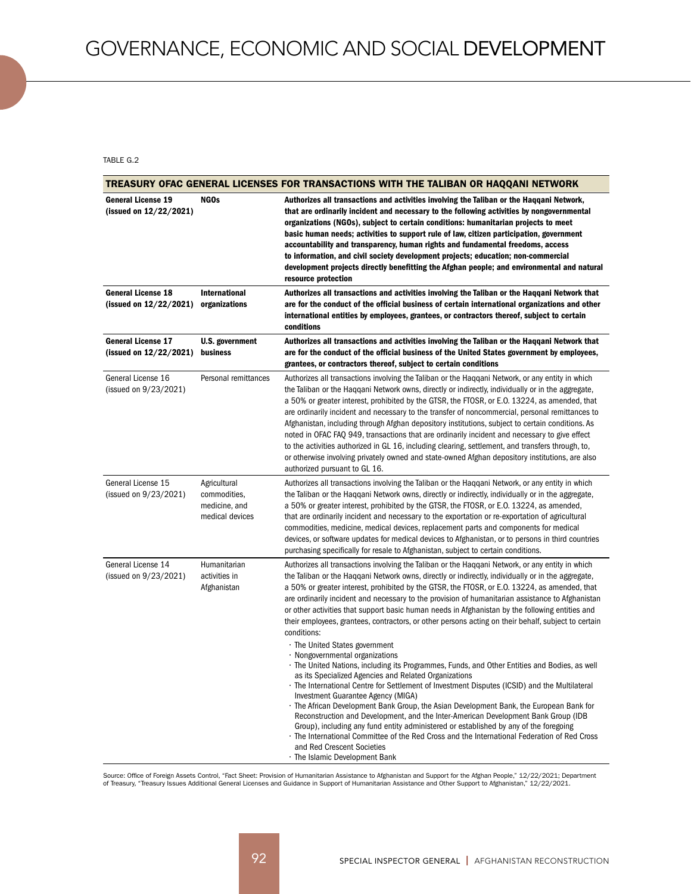TABLE G.2

| TREASURY OFAC GENERAL LICENSES FOR TRANSACTIONS WITH THE TALIBAN OR HAQQANI NETWORK | | |
|---|---|---|
| **General License 19 (issued on 12/22/2021)** | **NGOs** | **Authorizes all transactions and activities involving the Taliban or the Haqqani Network, that are ordinarily incident and necessary to the following activities by nongovernmental organizations (NGOs), subject to certain conditions: humanitarian projects to meet basic human needs; activities to support rule of law, citizen participation, government accountability and transparency, human rights and fundamental freedoms, access to information, and civil society development projects; education; non-commercial development projects directly benefitting the Afghan people; and environmental and natural resource protection** |
| **General License 18 (issued on 12/22/2021)** | **International organizations** | **Authorizes all transactions and activities involving the Taliban or the Haqqani Network that are for the conduct of the official business of certain international organizations and other international entities by employees, grantees, or contractors thereof, subject to certain conditions** |
| **General License 17 (issued on 12/22/2021)** | **U.S. government business** | **Authorizes all transactions and activities involving the Taliban or the Haqqani Network that are for the conduct of the official business of the United States government by employees, grantees, or contractors thereof, subject to certain conditions** |
| General License 16 (issued on 9/23/2021) | Personal remittances | Authorizes all transactions involving the Taliban or the Haqqani Network, or any entity in which the Taliban or the Haqqani Network owns, directly or indirectly, individually or in the aggregate, a 50% or greater interest, prohibited by the GTSR, the FTOSR, or E.O. 13224, as amended, that are ordinarily incident and necessary to the transfer of noncommercial, personal remittances to Afghanistan, including through Afghan depository institutions, subject to certain conditions. As noted in OFAC FAQ 949, transactions that are ordinarily incident and necessary to give effect to the activities authorized in GL 16, including clearing, settlement, and transfers through, to, or otherwise involving privately owned and state-owned Afghan depository institutions, are also authorized pursuant to GL 16. |
| General License 15 (issued on 9/23/2021) | Agricultural commodities, medicine, and medical devices | Authorizes all transactions involving the Taliban or the Haqqani Network, or any entity in which the Taliban or the Haqqani Network owns, directly or indirectly, individually or in the aggregate, a 50% or greater interest, prohibited by the GTSR, the FTOSR, or E.O. 13224, as amended, that are ordinarily incident and necessary to the exportation or re-exportation of agricultural commodities, medicine, medical devices, replacement parts and components for medical devices, or software updates for medical devices to Afghanistan, or to persons in third countries purchasing specifically for resale to Afghanistan, subject to certain conditions. |
| General License 14 (issued on 9/23/2021) | Humanitarian activities in Afghanistan | Authorizes all transactions involving the Taliban or the Haqqani Network, or any entity in which the Taliban or the Haqqani Network owns, directly or indirectly, individually or in the aggregate, a 50% or greater interest, prohibited by the GTSR, the FTOSR, or E.O. 13224, as amended, that are ordinarily incident and necessary to the provision of humanitarian assistance to Afghanistan or other activities that support basic human needs in Afghanistan by the following entities and their employees, grantees, contractors, or other persons acting on their behalf, subject to certain conditions:<br>· The United States government<br>· Nongovernmental organizations<br>· The United Nations, including its Programmes, Funds, and Other Entities and Bodies, as well as its Specialized Agencies and Related Organizations<br>· The International Centre for Settlement of Investment Disputes (ICSID) and the Multilateral Investment Guarantee Agency (MIGA)<br>· The African Development Bank Group, the Asian Development Bank, the European Bank for Reconstruction and Development, and the Inter-American Development Bank Group (IDB Group), including any fund entity administered or established by any of the foregoing<br>· The International Committee of the Red Cross and the International Federation of Red Cross and Red Crescent Societies<br>· The Islamic Development Bank |

Source: Office of Foreign Assets Control, "Fact Sheet: Provision of Humanitarian Assistance to Afghanistan and Support for the Afghan People," 12/22/2021; Department of Treasury, "Treasury Issues Additional General Licenses and Guidance in Support of Humanitarian Assistance and Other Support to Afghanistan," 12/22/2021.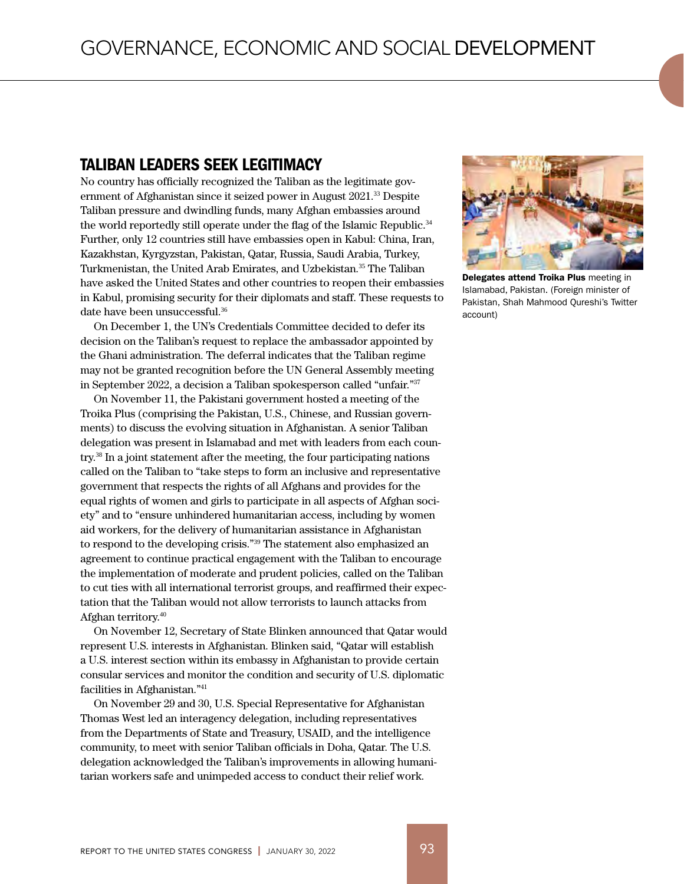## TALIBAN LEADERS SEEK LEGITIMACY

No country has officially recognized the Taliban as the legitimate government of Afghanistan since it seized power in August 2021.[33] Despite Taliban pressure and dwindling funds, many Afghan embassies around the world reportedly still operate under the flag of the Islamic Republic.[34] Further, only 12 countries still have embassies open in Kabul: China, Iran, Kazakhstan, Kyrgyzstan, Pakistan, Qatar, Russia, Saudi Arabia, Turkey, Turkmenistan, the United Arab Emirates, and Uzbekistan.[35] The Taliban have asked the United States and other countries to reopen their embassies in Kabul, promising security for their diplomats and staff. These requests to date have been unsuccessful.[36]

On December 1, the UN's Credentials Committee decided to defer its decision on the Taliban's request to replace the ambassador appointed by the Ghani administration. The deferral indicates that the Taliban regime may not be granted recognition before the UN General Assembly meeting in September 2022, a decision a Taliban spokesperson called "unfair."[37]

On November 11, the Pakistani government hosted a meeting of the Troika Plus (comprising the Pakistan, U.S., Chinese, and Russian governments) to discuss the evolving situation in Afghanistan. A senior Taliban delegation was present in Islamabad and met with leaders from each country.[38] In a joint statement after the meeting, the four participating nations called on the Taliban to "take steps to form an inclusive and representative government that respects the rights of all Afghans and provides for the equal rights of women and girls to participate in all aspects of Afghan society" and to "ensure unhindered humanitarian access, including by women aid workers, for the delivery of humanitarian assistance in Afghanistan to respond to the developing crisis."[39] The statement also emphasized an agreement to continue practical engagement with the Taliban to encourage the implementation of moderate and prudent policies, called on the Taliban to cut ties with all international terrorist groups, and reaffirmed their expectation that the Taliban would not allow terrorists to launch attacks from Afghan territory.[40]

On November 12, Secretary of State Blinken announced that Qatar would represent U.S. interests in Afghanistan. Blinken said, "Qatar will establish a U.S. interest section within its embassy in Afghanistan to provide certain consular services and monitor the condition and security of U.S. diplomatic facilities in Afghanistan."[41]

On November 29 and 30, U.S. Special Representative for Afghanistan Thomas West led an interagency delegation, including representatives from the Departments of State and Treasury, USAID, and the intelligence community, to meet with senior Taliban officials in Doha, Qatar. The U.S. delegation acknowledged the Taliban's improvements in allowing humanitarian workers safe and unimpeded access to conduct their relief work.

**Delegates attend Troika Plus** meeting in Islamabad, Pakistan. (Foreign minister of Pakistan, Shah Mahmood Qureshi's Twitter account)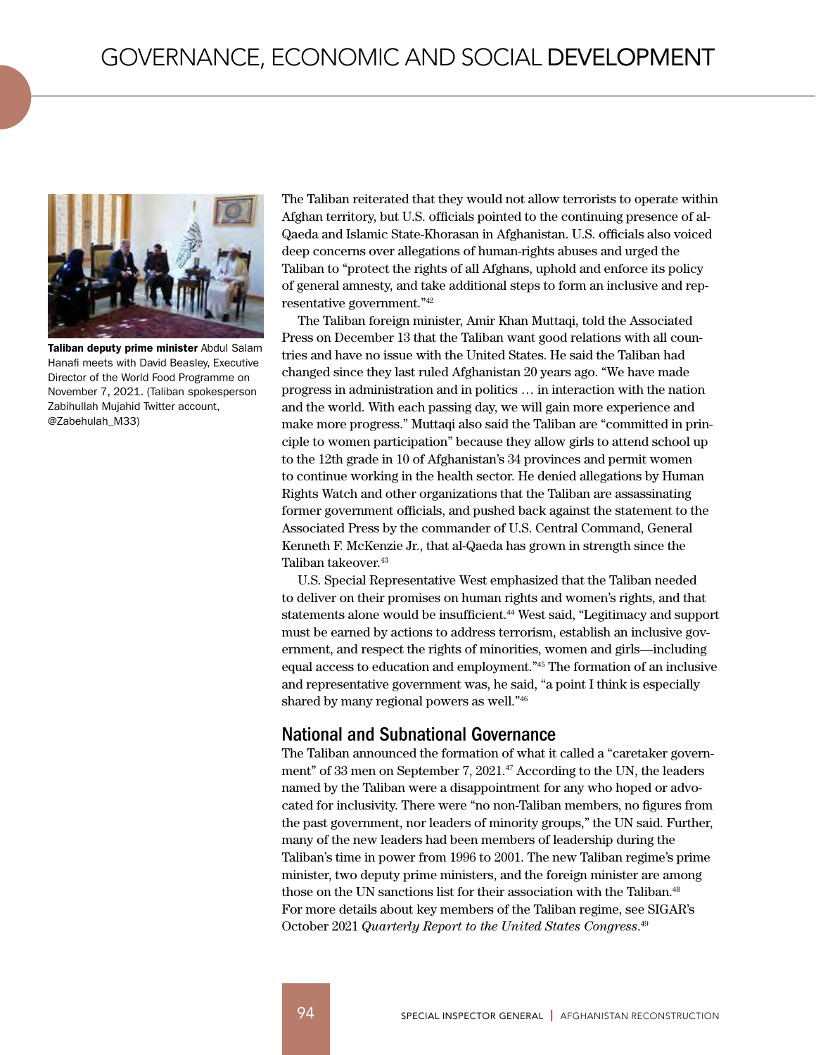**Taliban deputy prime minister** Abdul Salam Hanafi meets with David Beasley, Executive Director of the World Food Programme on November 7, 2021. (Taliban spokesperson Zabihullah Mujahid Twitter account, @Zabehulah_M33)

The Taliban reiterated that they would not allow terrorists to operate within Afghan territory, but U.S. officials pointed to the continuing presence of al-Qaeda and Islamic State-Khorasan in Afghanistan. U.S. officials also voiced deep concerns over allegations of human-rights abuses and urged the Taliban to "protect the rights of all Afghans, uphold and enforce its policy of general amnesty, and take additional steps to form an inclusive and representative government."[42]

The Taliban foreign minister, Amir Khan Muttaqi, told the Associated Press on December 13 that the Taliban want good relations with all countries and have no issue with the United States. He said the Taliban had changed since they last ruled Afghanistan 20 years ago. "We have made progress in administration and in politics … in interaction with the nation and the world. With each passing day, we will gain more experience and make more progress." Muttaqi also said the Taliban are "committed in principle to women participation" because they allow girls to attend school up to the 12th grade in 10 of Afghanistan's 34 provinces and permit women to continue working in the health sector. He denied allegations by Human Rights Watch and other organizations that the Taliban are assassinating former government officials, and pushed back against the statement to the Associated Press by the commander of U.S. Central Command, General Kenneth F. McKenzie Jr., that al-Qaeda has grown in strength since the Taliban takeover.[43]

U.S. Special Representative West emphasized that the Taliban needed to deliver on their promises on human rights and women's rights, and that statements alone would be insufficient.[44] West said, "Legitimacy and support must be earned by actions to address terrorism, establish an inclusive government, and respect the rights of minorities, women and girls—including equal access to education and employment."[45] The formation of an inclusive and representative government was, he said, "a point I think is especially shared by many regional powers as well."[46]

## National and Subnational Governance

The Taliban announced the formation of what it called a "caretaker government" of 33 men on September 7, 2021.[47] According to the UN, the leaders named by the Taliban were a disappointment for any who hoped or advocated for inclusivity. There were "no non-Taliban members, no figures from the past government, nor leaders of minority groups," the UN said. Further, many of the new leaders had been members of leadership during the Taliban's time in power from 1996 to 2001. The new Taliban regime's prime minister, two deputy prime ministers, and the foreign minister are among those on the UN sanctions list for their association with the Taliban.[48] For more details about key members of the Taliban regime, see SIGAR's October 2021 *Quarterly Report to the United States Congress*.[49]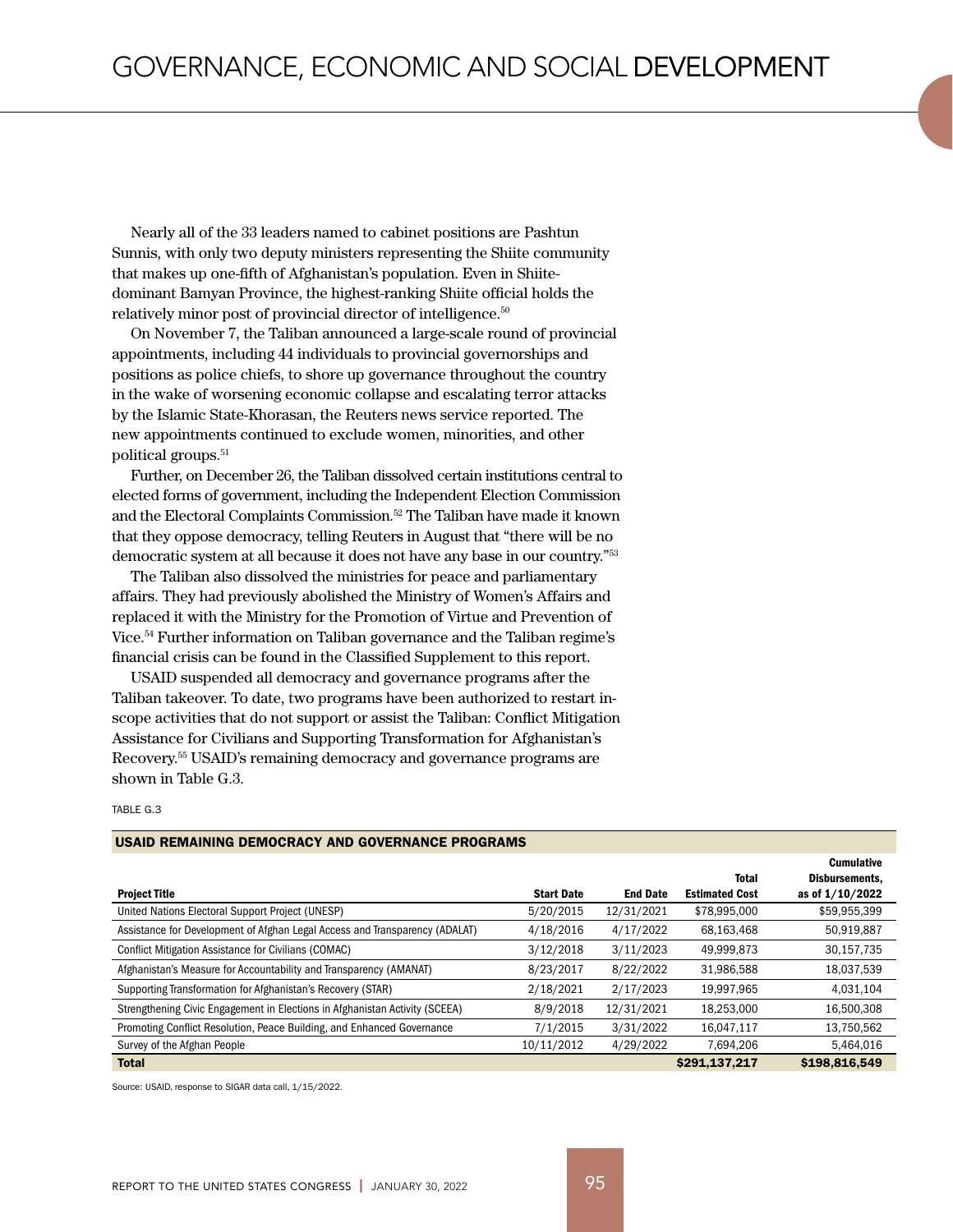Nearly all of the 33 leaders named to cabinet positions are Pashtun Sunnis, with only two deputy ministers representing the Shiite community that makes up one-fifth of Afghanistan's population. Even in Shiite-dominant Bamyan Province, the highest-ranking Shiite official holds the relatively minor post of provincial director of intelligence.[50]

On November 7, the Taliban announced a large-scale round of provincial appointments, including 44 individuals to provincial governorships and positions as police chiefs, to shore up governance throughout the country in the wake of worsening economic collapse and escalating terror attacks by the Islamic State-Khorasan, the Reuters news service reported. The new appointments continued to exclude women, minorities, and other political groups.[51]

Further, on December 26, the Taliban dissolved certain institutions central to elected forms of government, including the Independent Election Commission and the Electoral Complaints Commission.[52] The Taliban have made it known that they oppose democracy, telling Reuters in August that "there will be no democratic system at all because it does not have any base in our country."[53]

The Taliban also dissolved the ministries for peace and parliamentary affairs. They had previously abolished the Ministry of Women's Affairs and replaced it with the Ministry for the Promotion of Virtue and Prevention of Vice.[54] Further information on Taliban governance and the Taliban regime's financial crisis can be found in the Classified Supplement to this report.

USAID suspended all democracy and governance programs after the Taliban takeover. To date, two programs have been authorized to restart in-scope activities that do not support or assist the Taliban: Conflict Mitigation Assistance for Civilians and Supporting Transformation for Afghanistan's Recovery.[55] USAID's remaining democracy and governance programs are shown in Table G.3.

TABLE G.3

**USAID REMAINING DEMOCRACY AND GOVERNANCE PROGRAMS**

| Project Title | Start Date | End Date | Total Estimated Cost | Cumulative Disbursements, as of 1/10/2022 |
|---|---|---|---|---|
| United Nations Electoral Support Project (UNESP) | 5/20/2015 | 12/31/2021 | $78,995,000 | $59,955,399 |
| Assistance for Development of Afghan Legal Access and Transparency (ADALAT) | 4/18/2016 | 4/17/2022 | 68,163,468 | 50,919,887 |
| Conflict Mitigation Assistance for Civilians (COMAC) | 3/12/2018 | 3/11/2023 | 49,999,873 | 30,157,735 |
| Afghanistan's Measure for Accountability and Transparency (AMANAT) | 8/23/2017 | 8/22/2022 | 31,986,588 | 18,037,539 |
| Supporting Transformation for Afghanistan's Recovery (STAR) | 2/18/2021 | 2/17/2023 | 19,997,965 | 4,031,104 |
| Strengthening Civic Engagement in Elections in Afghanistan Activity (SCEEA) | 8/9/2018 | 12/31/2021 | 18,253,000 | 16,500,308 |
| Promoting Conflict Resolution, Peace Building, and Enhanced Governance | 7/1/2015 | 3/31/2022 | 16,047,117 | 13,750,562 |
| Survey of the Afghan People | 10/11/2012 | 4/29/2022 | 7,694,206 | 5,464,016 |
| **Total** | | | **$291,137,217** | **$198,816,549** |

Source: USAID, response to SIGAR data call, 1/15/2022.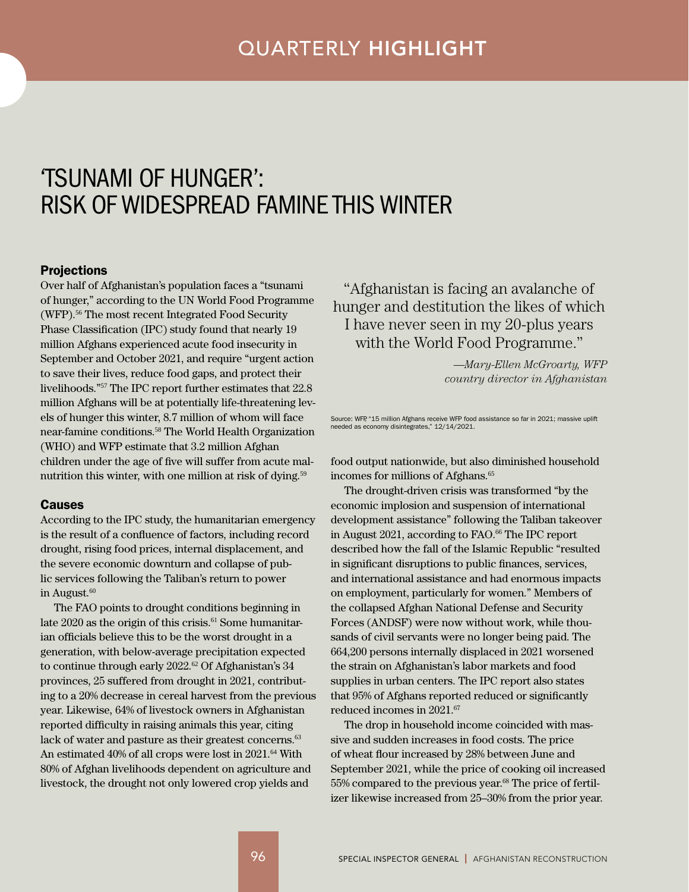QUARTERLY **HIGHLIGHT**

# 'TSUNAMI OF HUNGER': RISK OF WIDESPREAD FAMINE THIS WINTER

### Projections

Over half of Afghanistan's population faces a "tsunami of hunger," according to the UN World Food Programme (WFP).[56] The most recent Integrated Food Security Phase Classification (IPC) study found that nearly 19 million Afghans experienced acute food insecurity in September and October 2021, and require "urgent action to save their lives, reduce food gaps, and protect their livelihoods."[57] The IPC report further estimates that 22.8 million Afghans will be at potentially life-threatening levels of hunger this winter, 8.7 million of whom will face near-famine conditions.[58] The World Health Organization (WHO) and WFP estimate that 3.2 million Afghan children under the age of five will suffer from acute malnutrition this winter, with one million at risk of dying.[59]

### Causes

According to the IPC study, the humanitarian emergency is the result of a confluence of factors, including record drought, rising food prices, internal displacement, and the severe economic downturn and collapse of public services following the Taliban's return to power in August.[60]

The FAO points to drought conditions beginning in late 2020 as the origin of this crisis.[61] Some humanitarian officials believe this to be the worst drought in a generation, with below-average precipitation expected to continue through early 2022.[62] Of Afghanistan's 34 provinces, 25 suffered from drought in 2021, contributing to a 20% decrease in cereal harvest from the previous year. Likewise, 64% of livestock owners in Afghanistan reported difficulty in raising animals this year, citing lack of water and pasture as their greatest concerns.[63] An estimated 40% of all crops were lost in 2021.[64] With 80% of Afghan livelihoods dependent on agriculture and livestock, the drought not only lowered crop yields and food output nationwide, but also diminished household incomes for millions of Afghans.[65]

> "Afghanistan is facing an avalanche of hunger and destitution the likes of which I have never seen in my 20-plus years with the World Food Programme."
>
> *—Mary-Ellen McGroarty, WFP country director in Afghanistan*

Source: WFP, "15 million Afghans receive WFP food assistance so far in 2021; massive uplift needed as economy disintegrates," 12/14/2021.

The drought-driven crisis was transformed "by the economic implosion and suspension of international development assistance" following the Taliban takeover in August 2021, according to FAO.[66] The IPC report described how the fall of the Islamic Republic "resulted in significant disruptions to public finances, services, and international assistance and had enormous impacts on employment, particularly for women." Members of the collapsed Afghan National Defense and Security Forces (ANDSF) were now without work, while thousands of civil servants were no longer being paid. The 664,200 persons internally displaced in 2021 worsened the strain on Afghanistan's labor markets and food supplies in urban centers. The IPC report also states that 95% of Afghans reported reduced or significantly reduced incomes in 2021.[67]

The drop in household income coincided with massive and sudden increases in food costs. The price of wheat flour increased by 28% between June and September 2021, while the price of cooking oil increased 55% compared to the previous year.[68] The price of fertilizer likewise increased from 25–30% from the prior year.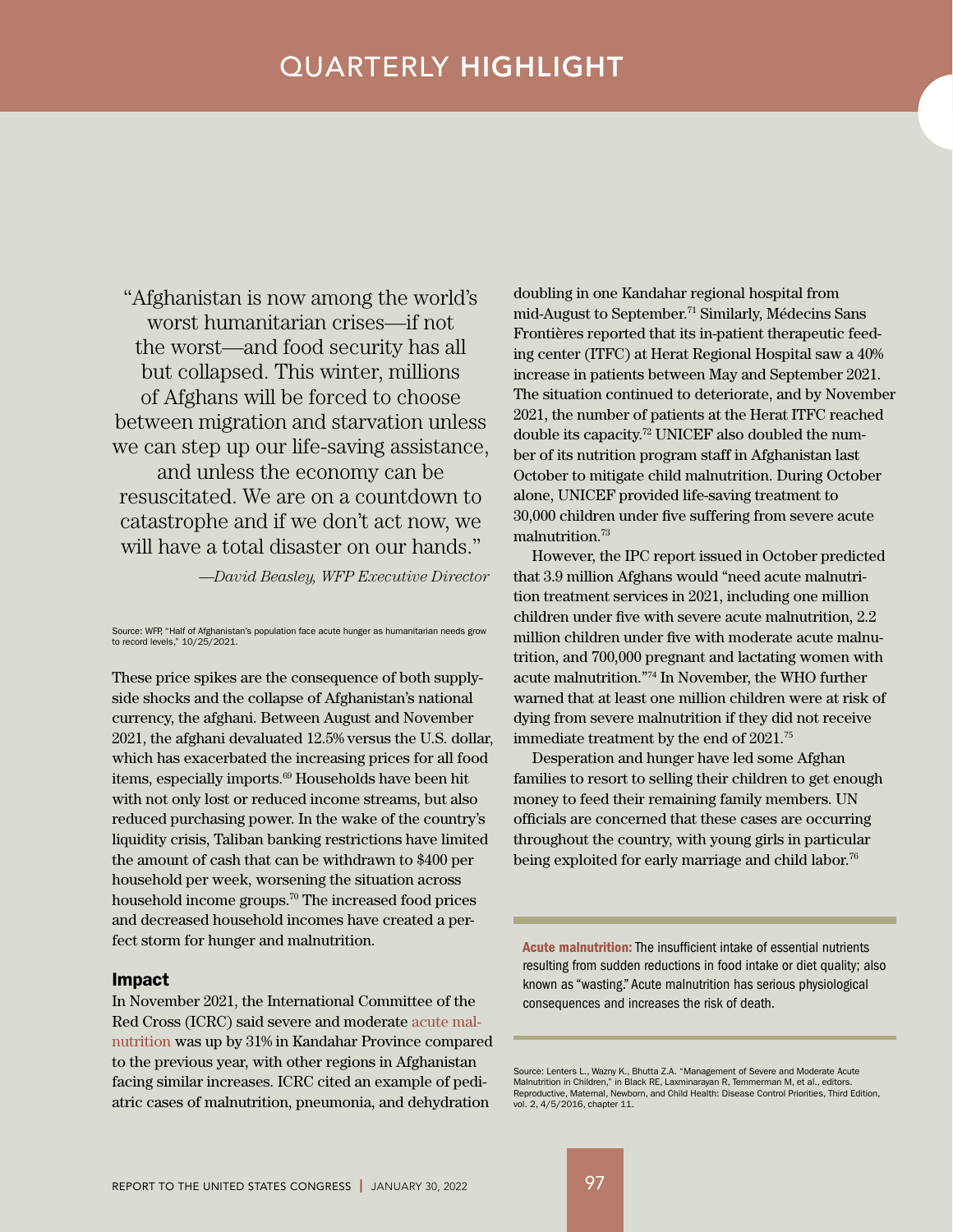# QUARTERLY HIGHLIGHT

> "Afghanistan is now among the world's worst humanitarian crises—if not the worst—and food security has all but collapsed. This winter, millions of Afghans will be forced to choose between migration and starvation unless we can step up our life-saving assistance, and unless the economy can be resuscitated. We are on a countdown to catastrophe and if we don't act now, we will have a total disaster on our hands."
>
> *—David Beasley, WFP Executive Director*

Source: WFP, "Half of Afghanistan's population face acute hunger as humanitarian needs grow to record levels," 10/25/2021.

These price spikes are the consequence of both supply-side shocks and the collapse of Afghanistan's national currency, the afghani. Between August and November 2021, the afghani devaluated 12.5% versus the U.S. dollar, which has exacerbated the increasing prices for all food items, especially imports.[69] Households have been hit with not only lost or reduced income streams, but also reduced purchasing power. In the wake of the country's liquidity crisis, Taliban banking restrictions have limited the amount of cash that can be withdrawn to $400 per household per week, worsening the situation across household income groups.[70] The increased food prices and decreased household incomes have created a perfect storm for hunger and malnutrition.

### Impact

In November 2021, the International Committee of the Red Cross (ICRC) said severe and moderate acute malnutrition was up by 31% in Kandahar Province compared to the previous year, with other regions in Afghanistan facing similar increases. ICRC cited an example of pediatric cases of malnutrition, pneumonia, and dehydration doubling in one Kandahar regional hospital from mid-August to September.[71] Similarly, Médecins Sans Frontières reported that its in-patient therapeutic feeding center (ITFC) at Herat Regional Hospital saw a 40% increase in patients between May and September 2021. The situation continued to deteriorate, and by November 2021, the number of patients at the Herat ITFC reached double its capacity.[72] UNICEF also doubled the number of its nutrition program staff in Afghanistan last October to mitigate child malnutrition. During October alone, UNICEF provided life-saving treatment to 30,000 children under five suffering from severe acute malnutrition.[73]

However, the IPC report issued in October predicted that 3.9 million Afghans would "need acute malnutrition treatment services in 2021, including one million children under five with severe acute malnutrition, 2.2 million children under five with moderate acute malnutrition, and 700,000 pregnant and lactating women with acute malnutrition."[74] In November, the WHO further warned that at least one million children were at risk of dying from severe malnutrition if they did not receive immediate treatment by the end of 2021.[75]

Desperation and hunger have led some Afghan families to resort to selling their children to get enough money to feed their remaining family members. UN officials are concerned that these cases are occurring throughout the country, with young girls in particular being exploited for early marriage and child labor.[76]

**Acute malnutrition:** The insufficient intake of essential nutrients resulting from sudden reductions in food intake or diet quality; also known as "wasting." Acute malnutrition has serious physiological consequences and increases the risk of death.

Source: Lenters L., Wazny K., Bhutta Z.A. "Management of Severe and Moderate Acute Malnutrition in Children," in Black RE, Laxminarayan R, Temmerman M, et al., editors. Reproductive, Maternal, Newborn, and Child Health: Disease Control Priorities, Third Edition, vol. 2, 4/5/2016, chapter 11.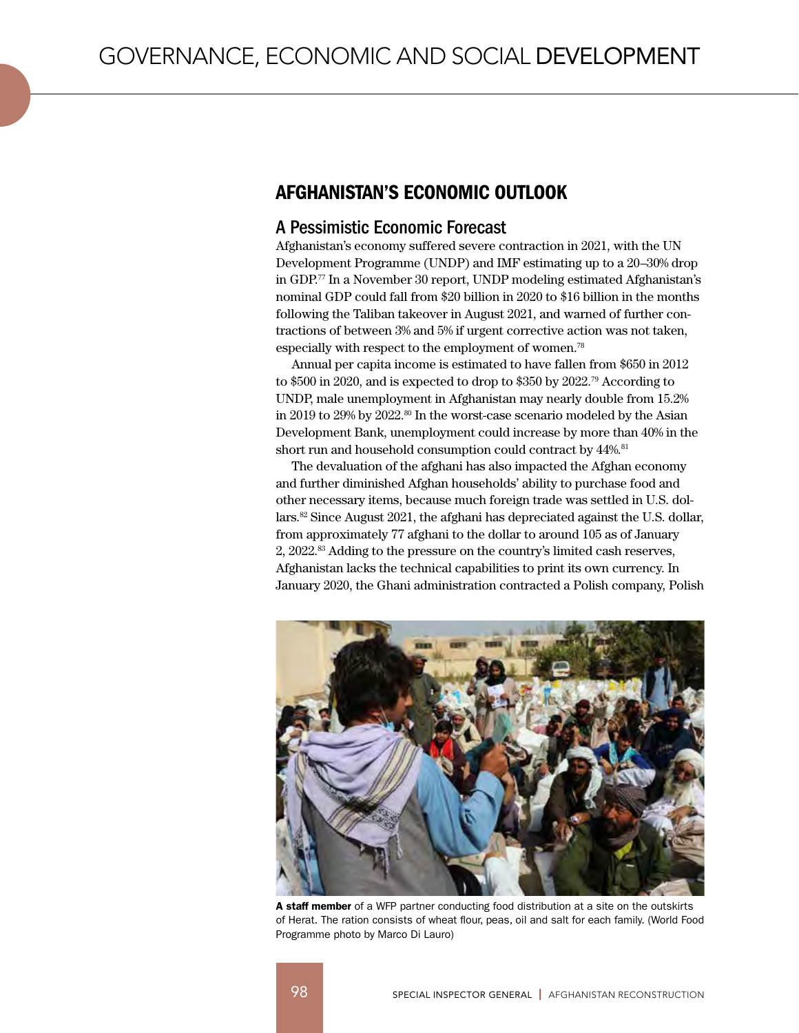## AFGHANISTAN'S ECONOMIC OUTLOOK

### A Pessimistic Economic Forecast

Afghanistan's economy suffered severe contraction in 2021, with the UN Development Programme (UNDP) and IMF estimating up to a 20–30% drop in GDP.[77] In a November 30 report, UNDP modeling estimated Afghanistan's nominal GDP could fall from $20 billion in 2020 to $16 billion in the months following the Taliban takeover in August 2021, and warned of further contractions of between 3% and 5% if urgent corrective action was not taken, especially with respect to the employment of women.[78]

Annual per capita income is estimated to have fallen from $650 in 2012 to $500 in 2020, and is expected to drop to $350 by 2022.[79] According to UNDP, male unemployment in Afghanistan may nearly double from 15.2% in 2019 to 29% by 2022.[80] In the worst-case scenario modeled by the Asian Development Bank, unemployment could increase by more than 40% in the short run and household consumption could contract by 44%.[81]

The devaluation of the afghani has also impacted the Afghan economy and further diminished Afghan households' ability to purchase food and other necessary items, because much foreign trade was settled in U.S. dollars.[82] Since August 2021, the afghani has depreciated against the U.S. dollar, from approximately 77 afghani to the dollar to around 105 as of January 2, 2022.[83] Adding to the pressure on the country's limited cash reserves, Afghanistan lacks the technical capabilities to print its own currency. In January 2020, the Ghani administration contracted a Polish company, Polish

**A staff member** of a WFP partner conducting food distribution at a site on the outskirts of Herat. The ration consists of wheat flour, peas, oil and salt for each family. (World Food Programme photo by Marco Di Lauro)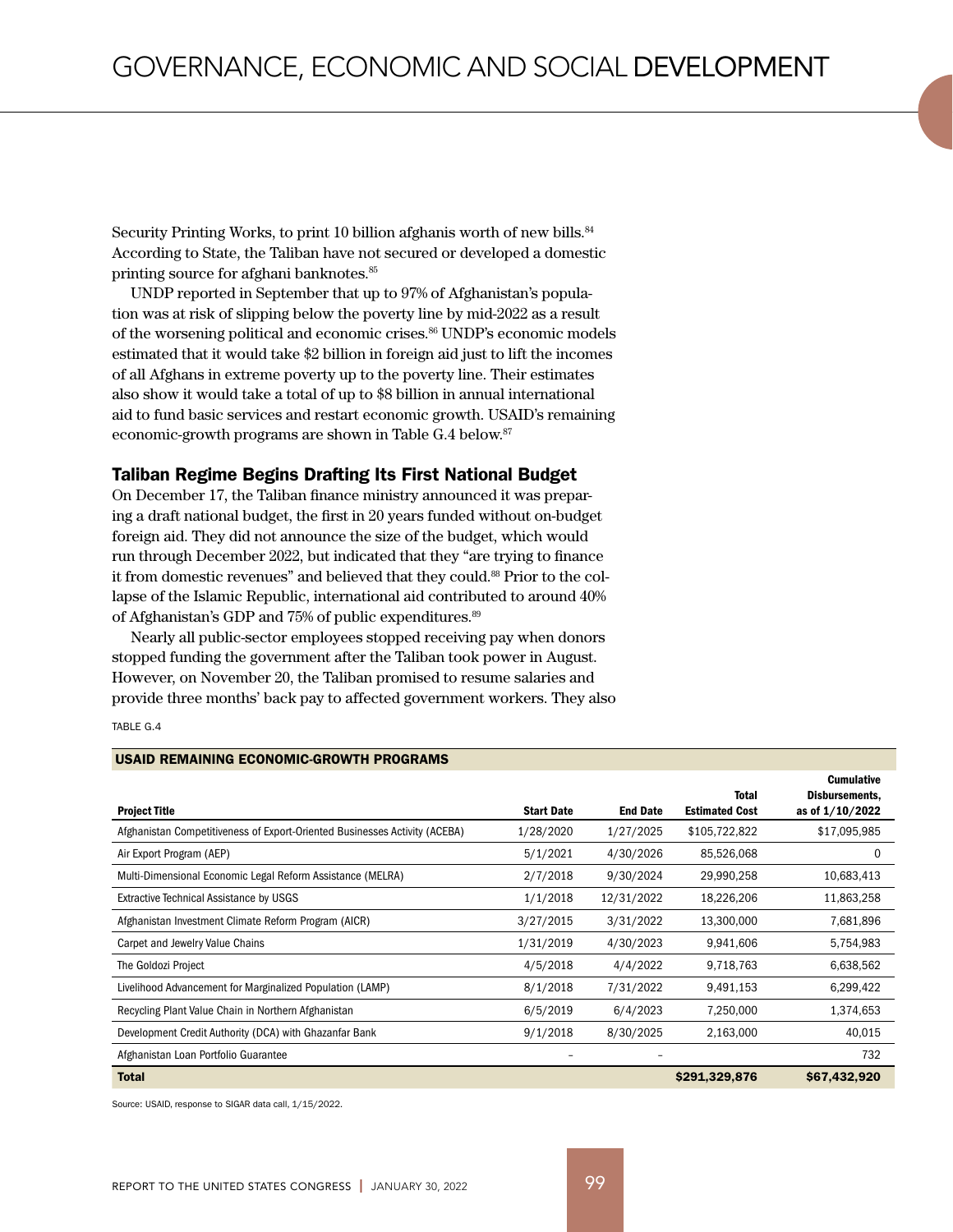Security Printing Works, to print 10 billion afghanis worth of new bills.[84] According to State, the Taliban have not secured or developed a domestic printing source for afghani banknotes.[85]

UNDP reported in September that up to 97% of Afghanistan's population was at risk of slipping below the poverty line by mid-2022 as a result of the worsening political and economic crises.[86] UNDP's economic models estimated that it would take $2 billion in foreign aid just to lift the incomes of all Afghans in extreme poverty up to the poverty line. Their estimates also show it would take a total of up to $8 billion in annual international aid to fund basic services and restart economic growth. USAID's remaining economic-growth programs are shown in Table G.4 below.[87]

### Taliban Regime Begins Drafting Its First National Budget

On December 17, the Taliban finance ministry announced it was preparing a draft national budget, the first in 20 years funded without on-budget foreign aid. They did not announce the size of the budget, which would run through December 2022, but indicated that they "are trying to finance it from domestic revenues" and believed that they could.[88] Prior to the collapse of the Islamic Republic, international aid contributed to around 40% of Afghanistan's GDP and 75% of public expenditures.[89]

Nearly all public-sector employees stopped receiving pay when donors stopped funding the government after the Taliban took power in August. However, on November 20, the Taliban promised to resume salaries and provide three months' back pay to affected government workers. They also

TABLE G.4

**USAID REMAINING ECONOMIC-GROWTH PROGRAMS**

| Project Title | Start Date | End Date | Total Estimated Cost | Cumulative Disbursements, as of 1/10/2022 |
|---|---|---|---|---|
| Afghanistan Competitiveness of Export-Oriented Businesses Activity (ACEBA) | 1/28/2020 | 1/27/2025 | $105,722,822 | $17,095,985 |
| Air Export Program (AEP) | 5/1/2021 | 4/30/2026 | 85,526,068 | 0 |
| Multi-Dimensional Economic Legal Reform Assistance (MELRA) | 2/7/2018 | 9/30/2024 | 29,990,258 | 10,683,413 |
| Extractive Technical Assistance by USGS | 1/1/2018 | 12/31/2022 | 18,226,206 | 11,863,258 |
| Afghanistan Investment Climate Reform Program (AICR) | 3/27/2015 | 3/31/2022 | 13,300,000 | 7,681,896 |
| Carpet and Jewelry Value Chains | 1/31/2019 | 4/30/2023 | 9,941,606 | 5,754,983 |
| The Goldozi Project | 4/5/2018 | 4/4/2022 | 9,718,763 | 6,638,562 |
| Livelihood Advancement for Marginalized Population (LAMP) | 8/1/2018 | 7/31/2022 | 9,491,153 | 6,299,422 |
| Recycling Plant Value Chain in Northern Afghanistan | 6/5/2019 | 6/4/2023 | 7,250,000 | 1,374,653 |
| Development Credit Authority (DCA) with Ghazanfar Bank | 9/1/2018 | 8/30/2025 | 2,163,000 | 40,015 |
| Afghanistan Loan Portfolio Guarantee | – | – | | 732 |
| **Total** | | | **$291,329,876** | **$67,432,920** |

Source: USAID, response to SIGAR data call, 1/15/2022.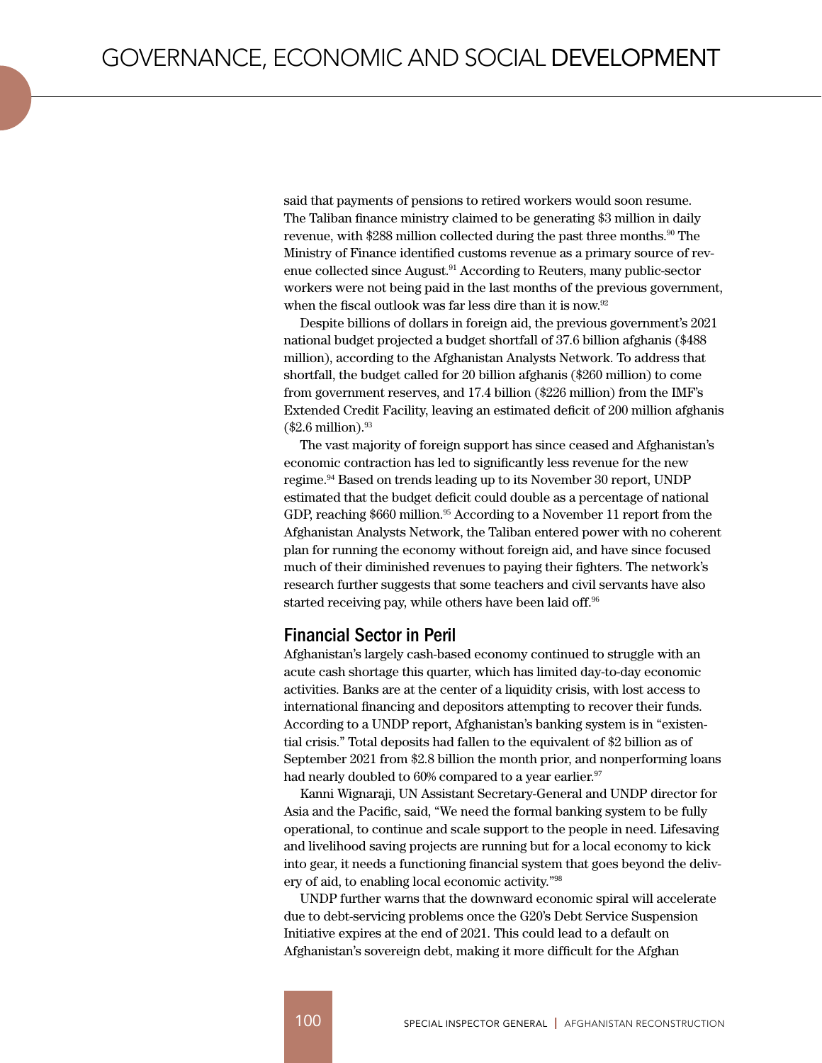said that payments of pensions to retired workers would soon resume. The Taliban finance ministry claimed to be generating $3 million in daily revenue, with $288 million collected during the past three months.[90] The Ministry of Finance identified customs revenue as a primary source of revenue collected since August.[91] According to Reuters, many public-sector workers were not being paid in the last months of the previous government, when the fiscal outlook was far less dire than it is now.[92]

Despite billions of dollars in foreign aid, the previous government's 2021 national budget projected a budget shortfall of 37.6 billion afghanis ($488 million), according to the Afghanistan Analysts Network. To address that shortfall, the budget called for 20 billion afghanis ($260 million) to come from government reserves, and 17.4 billion ($226 million) from the IMF's Extended Credit Facility, leaving an estimated deficit of 200 million afghanis ($2.6 million).[93]

The vast majority of foreign support has since ceased and Afghanistan's economic contraction has led to significantly less revenue for the new regime.[94] Based on trends leading up to its November 30 report, UNDP estimated that the budget deficit could double as a percentage of national GDP, reaching $660 million.[95] According to a November 11 report from the Afghanistan Analysts Network, the Taliban entered power with no coherent plan for running the economy without foreign aid, and have since focused much of their diminished revenues to paying their fighters. The network's research further suggests that some teachers and civil servants have also started receiving pay, while others have been laid off.[96]

## Financial Sector in Peril

Afghanistan's largely cash-based economy continued to struggle with an acute cash shortage this quarter, which has limited day-to-day economic activities. Banks are at the center of a liquidity crisis, with lost access to international financing and depositors attempting to recover their funds. According to a UNDP report, Afghanistan's banking system is in "existential crisis." Total deposits had fallen to the equivalent of $2 billion as of September 2021 from $2.8 billion the month prior, and nonperforming loans had nearly doubled to 60% compared to a year earlier.[97]

Kanni Wignaraji, UN Assistant Secretary-General and UNDP director for Asia and the Pacific, said, "We need the formal banking system to be fully operational, to continue and scale support to the people in need. Lifesaving and livelihood saving projects are running but for a local economy to kick into gear, it needs a functioning financial system that goes beyond the delivery of aid, to enabling local economic activity."[98]

UNDP further warns that the downward economic spiral will accelerate due to debt-servicing problems once the G20's Debt Service Suspension Initiative expires at the end of 2021. This could lead to a default on Afghanistan's sovereign debt, making it more difficult for the Afghan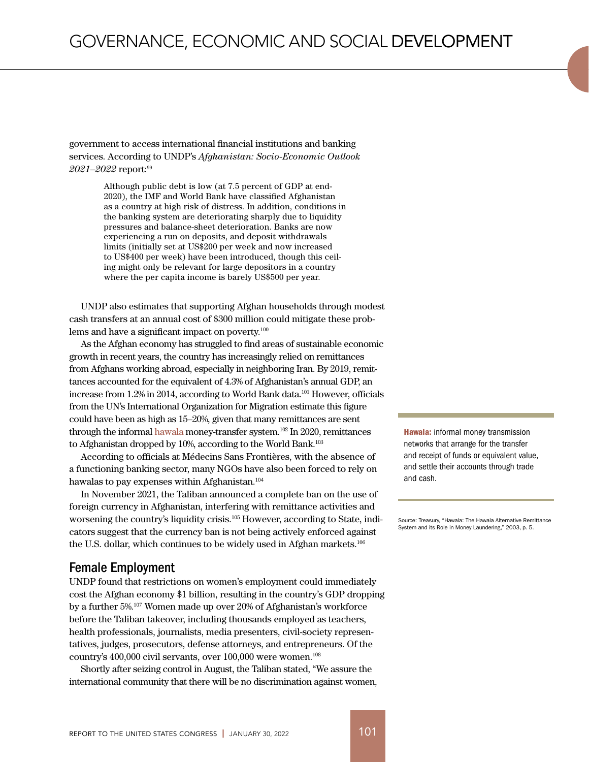government to access international financial institutions and banking services. According to UNDP's *Afghanistan: Socio-Economic Outlook 2021–2022* report:[99]

> Although public debt is low (at 7.5 percent of GDP at end-2020), the IMF and World Bank have classified Afghanistan as a country at high risk of distress. In addition, conditions in the banking system are deteriorating sharply due to liquidity pressures and balance-sheet deterioration. Banks are now experiencing a run on deposits, and deposit withdrawals limits (initially set at US$200 per week and now increased to US$400 per week) have been introduced, though this ceiling might only be relevant for large depositors in a country where the per capita income is barely US$500 per year.

UNDP also estimates that supporting Afghan households through modest cash transfers at an annual cost of $300 million could mitigate these problems and have a significant impact on poverty.[100]

As the Afghan economy has struggled to find areas of sustainable economic growth in recent years, the country has increasingly relied on remittances from Afghans working abroad, especially in neighboring Iran. By 2019, remittances accounted for the equivalent of 4.3% of Afghanistan's annual GDP, an increase from 1.2% in 2014, according to World Bank data.[101] However, officials from the UN's International Organization for Migration estimate this figure could have been as high as 15–20%, given that many remittances are sent through the informal hawala money-transfer system.[102] In 2020, remittances to Afghanistan dropped by 10%, according to the World Bank.[103]

According to officials at Médecins Sans Frontières, with the absence of a functioning banking sector, many NGOs have also been forced to rely on hawalas to pay expenses within Afghanistan.[104]

In November 2021, the Taliban announced a complete ban on the use of foreign currency in Afghanistan, interfering with remittance activities and worsening the country's liquidity crisis.[105] However, according to State, indicators suggest that the currency ban is not being actively enforced against the U.S. dollar, which continues to be widely used in Afghan markets.[106]

**Hawala:** informal money transmission networks that arrange for the transfer and receipt of funds or equivalent value, and settle their accounts through trade and cash.

Source: Treasury, "Hawala: The Hawala Alternative Remittance System and its Role in Money Laundering," 2003, p. 5.

## Female Employment

UNDP found that restrictions on women's employment could immediately cost the Afghan economy $1 billion, resulting in the country's GDP dropping by a further 5%.[107] Women made up over 20% of Afghanistan's workforce before the Taliban takeover, including thousands employed as teachers, health professionals, journalists, media presenters, civil-society representatives, judges, prosecutors, defense attorneys, and entrepreneurs. Of the country's 400,000 civil servants, over 100,000 were women.[108]

Shortly after seizing control in August, the Taliban stated, "We assure the international community that there will be no discrimination against women,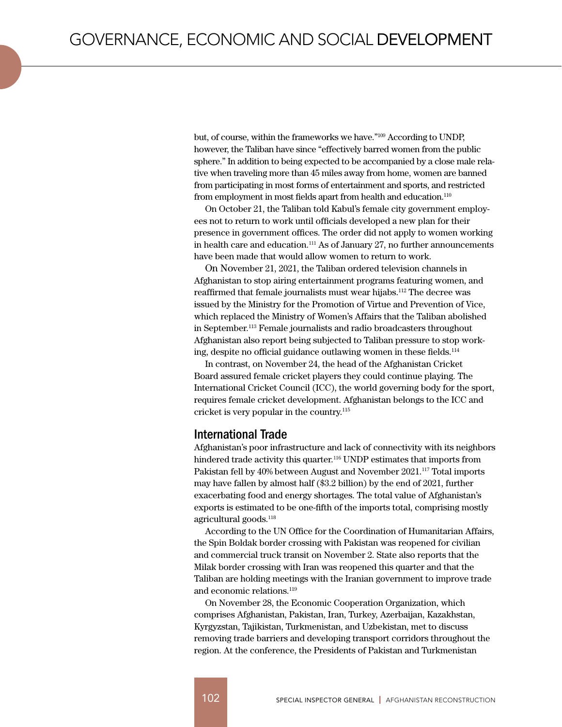but, of course, within the frameworks we have."[109] According to UNDP, however, the Taliban have since "effectively barred women from the public sphere." In addition to being expected to be accompanied by a close male relative when traveling more than 45 miles away from home, women are banned from participating in most forms of entertainment and sports, and restricted from employment in most fields apart from health and education.[110]

On October 21, the Taliban told Kabul's female city government employees not to return to work until officials developed a new plan for their presence in government offices. The order did not apply to women working in health care and education.[111] As of January 27, no further announcements have been made that would allow women to return to work.

On November 21, 2021, the Taliban ordered television channels in Afghanistan to stop airing entertainment programs featuring women, and reaffirmed that female journalists must wear hijabs.[112] The decree was issued by the Ministry for the Promotion of Virtue and Prevention of Vice, which replaced the Ministry of Women's Affairs that the Taliban abolished in September.[113] Female journalists and radio broadcasters throughout Afghanistan also report being subjected to Taliban pressure to stop working, despite no official guidance outlawing women in these fields.[114]

In contrast, on November 24, the head of the Afghanistan Cricket Board assured female cricket players they could continue playing. The International Cricket Council (ICC), the world governing body for the sport, requires female cricket development. Afghanistan belongs to the ICC and cricket is very popular in the country.[115]

## International Trade

Afghanistan's poor infrastructure and lack of connectivity with its neighbors hindered trade activity this quarter.[116] UNDP estimates that imports from Pakistan fell by 40% between August and November 2021.[117] Total imports may have fallen by almost half ($3.2 billion) by the end of 2021, further exacerbating food and energy shortages. The total value of Afghanistan's exports is estimated to be one-fifth of the imports total, comprising mostly agricultural goods.[118]

According to the UN Office for the Coordination of Humanitarian Affairs, the Spin Boldak border crossing with Pakistan was reopened for civilian and commercial truck transit on November 2. State also reports that the Milak border crossing with Iran was reopened this quarter and that the Taliban are holding meetings with the Iranian government to improve trade and economic relations.[119]

On November 28, the Economic Cooperation Organization, which comprises Afghanistan, Pakistan, Iran, Turkey, Azerbaijan, Kazakhstan, Kyrgyzstan, Tajikistan, Turkmenistan, and Uzbekistan, met to discuss removing trade barriers and developing transport corridors throughout the region. At the conference, the Presidents of Pakistan and Turkmenistan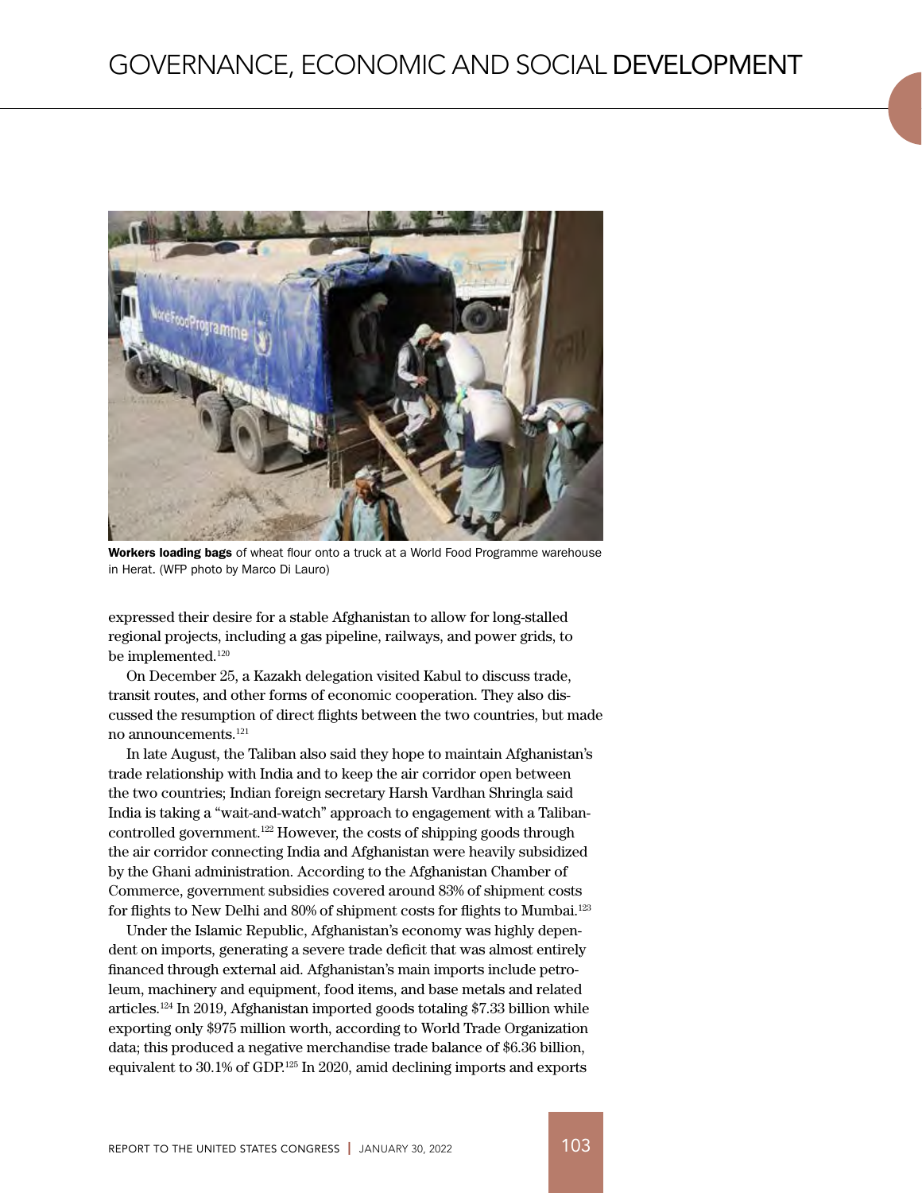**Workers loading bags** of wheat flour onto a truck at a World Food Programme warehouse in Herat. (WFP photo by Marco Di Lauro)

expressed their desire for a stable Afghanistan to allow for long-stalled regional projects, including a gas pipeline, railways, and power grids, to be implemented.[120]

On December 25, a Kazakh delegation visited Kabul to discuss trade, transit routes, and other forms of economic cooperation. They also discussed the resumption of direct flights between the two countries, but made no announcements.[121]

In late August, the Taliban also said they hope to maintain Afghanistan's trade relationship with India and to keep the air corridor open between the two countries; Indian foreign secretary Harsh Vardhan Shringla said India is taking a "wait-and-watch" approach to engagement with a Taliban-controlled government.[122] However, the costs of shipping goods through the air corridor connecting India and Afghanistan were heavily subsidized by the Ghani administration. According to the Afghanistan Chamber of Commerce, government subsidies covered around 83% of shipment costs for flights to New Delhi and 80% of shipment costs for flights to Mumbai.[123]

Under the Islamic Republic, Afghanistan's economy was highly dependent on imports, generating a severe trade deficit that was almost entirely financed through external aid. Afghanistan's main imports include petroleum, machinery and equipment, food items, and base metals and related articles.[124] In 2019, Afghanistan imported goods totaling $7.33 billion while exporting only $975 million worth, according to World Trade Organization data; this produced a negative merchandise trade balance of $6.36 billion, equivalent to 30.1% of GDP.[125] In 2020, amid declining imports and exports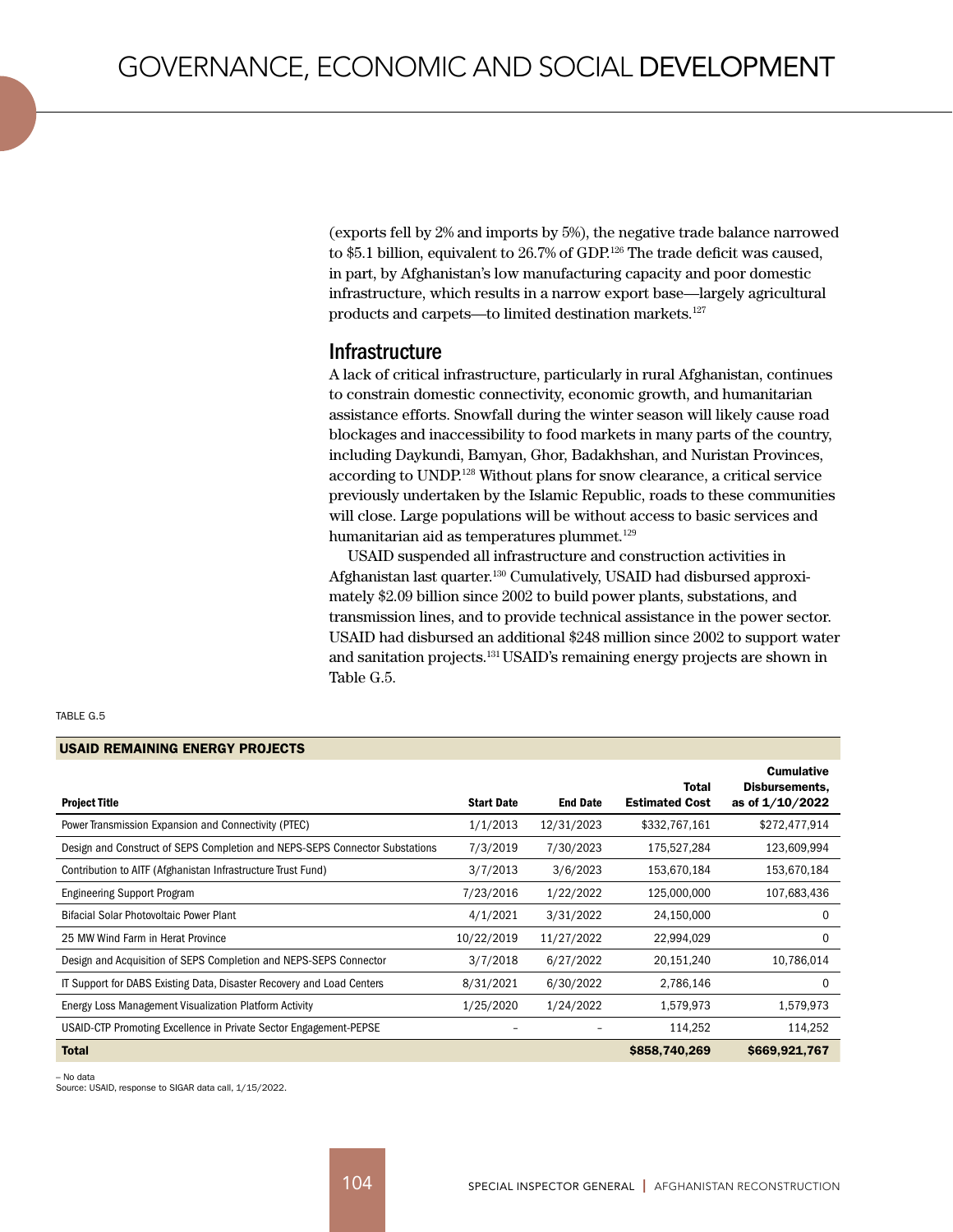(exports fell by 2% and imports by 5%), the negative trade balance narrowed to $5.1 billion, equivalent to 26.7% of GDP.[126] The trade deficit was caused, in part, by Afghanistan's low manufacturing capacity and poor domestic infrastructure, which results in a narrow export base—largely agricultural products and carpets—to limited destination markets.[127]

## Infrastructure

A lack of critical infrastructure, particularly in rural Afghanistan, continues to constrain domestic connectivity, economic growth, and humanitarian assistance efforts. Snowfall during the winter season will likely cause road blockages and inaccessibility to food markets in many parts of the country, including Daykundi, Bamyan, Ghor, Badakhshan, and Nuristan Provinces, according to UNDP.[128] Without plans for snow clearance, a critical service previously undertaken by the Islamic Republic, roads to these communities will close. Large populations will be without access to basic services and humanitarian aid as temperatures plummet.[129]

USAID suspended all infrastructure and construction activities in Afghanistan last quarter.[130] Cumulatively, USAID had disbursed approximately $2.09 billion since 2002 to build power plants, substations, and transmission lines, and to provide technical assistance in the power sector. USAID had disbursed an additional $248 million since 2002 to support water and sanitation projects.[131] USAID's remaining energy projects are shown in Table G.5.

TABLE G.5

**USAID REMAINING ENERGY PROJECTS**

| Project Title | Start Date | End Date | Total Estimated Cost | Cumulative Disbursements, as of 1/10/2022 |
|---|---|---|---|---|
| Power Transmission Expansion and Connectivity (PTEC) | 1/1/2013 | 12/31/2023 | $332,767,161 | $272,477,914 |
| Design and Construct of SEPS Completion and NEPS-SEPS Connector Substations | 7/3/2019 | 7/30/2023 | 175,527,284 | 123,609,994 |
| Contribution to AITF (Afghanistan Infrastructure Trust Fund) | 3/7/2013 | 3/6/2023 | 153,670,184 | 153,670,184 |
| Engineering Support Program | 7/23/2016 | 1/22/2022 | 125,000,000 | 107,683,436 |
| Bifacial Solar Photovoltaic Power Plant | 4/1/2021 | 3/31/2022 | 24,150,000 | 0 |
| 25 MW Wind Farm in Herat Province | 10/22/2019 | 11/27/2022 | 22,994,029 | 0 |
| Design and Acquisition of SEPS Completion and NEPS-SEPS Connector | 3/7/2018 | 6/27/2022 | 20,151,240 | 10,786,014 |
| IT Support for DABS Existing Data, Disaster Recovery and Load Centers | 8/31/2021 | 6/30/2022 | 2,786,146 | 0 |
| Energy Loss Management Visualization Platform Activity | 1/25/2020 | 1/24/2022 | 1,579,973 | 1,579,973 |
| USAID-CTP Promoting Excellence in Private Sector Engagement-PEPSE | – | – | 114,252 | 114,252 |
| **Total** | | | **$858,740,269** | **$669,921,767** |

– No data
Source: USAID, response to SIGAR data call, 1/15/2022.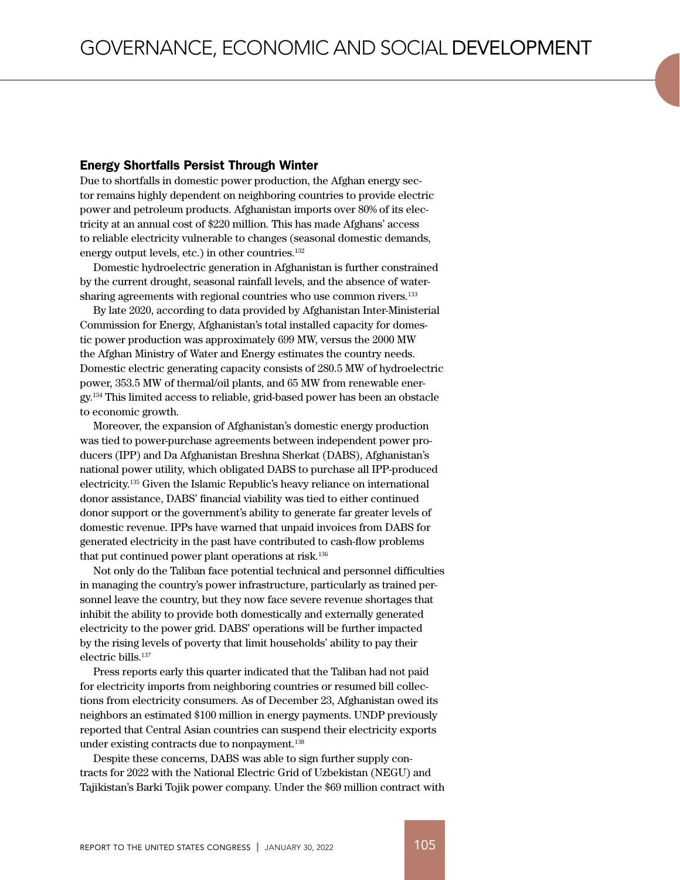## Energy Shortfalls Persist Through Winter

Due to shortfalls in domestic power production, the Afghan energy sector remains highly dependent on neighboring countries to provide electric power and petroleum products. Afghanistan imports over 80% of its electricity at an annual cost of $220 million. This has made Afghans' access to reliable electricity vulnerable to changes (seasonal domestic demands, energy output levels, etc.) in other countries.[132]

Domestic hydroelectric generation in Afghanistan is further constrained by the current drought, seasonal rainfall levels, and the absence of water-sharing agreements with regional countries who use common rivers.[133]

By late 2020, according to data provided by Afghanistan Inter-Ministerial Commission for Energy, Afghanistan's total installed capacity for domestic power production was approximately 699 MW, versus the 2000 MW the Afghan Ministry of Water and Energy estimates the country needs. Domestic electric generating capacity consists of 280.5 MW of hydroelectric power, 353.5 MW of thermal/oil plants, and 65 MW from renewable energy.[134] This limited access to reliable, grid-based power has been an obstacle to economic growth.

Moreover, the expansion of Afghanistan's domestic energy production was tied to power-purchase agreements between independent power producers (IPP) and Da Afghanistan Breshna Sherkat (DABS), Afghanistan's national power utility, which obligated DABS to purchase all IPP-produced electricity.[135] Given the Islamic Republic's heavy reliance on international donor assistance, DABS' financial viability was tied to either continued donor support or the government's ability to generate far greater levels of domestic revenue. IPPs have warned that unpaid invoices from DABS for generated electricity in the past have contributed to cash-flow problems that put continued power plant operations at risk.[136]

Not only do the Taliban face potential technical and personnel difficulties in managing the country's power infrastructure, particularly as trained personnel leave the country, but they now face severe revenue shortages that inhibit the ability to provide both domestically and externally generated electricity to the power grid. DABS' operations will be further impacted by the rising levels of poverty that limit households' ability to pay their electric bills.[137]

Press reports early this quarter indicated that the Taliban had not paid for electricity imports from neighboring countries or resumed bill collections from electricity consumers. As of December 23, Afghanistan owed its neighbors an estimated $100 million in energy payments. UNDP previously reported that Central Asian countries can suspend their electricity exports under existing contracts due to nonpayment.[138]

Despite these concerns, DABS was able to sign further supply contracts for 2022 with the National Electric Grid of Uzbekistan (NEGU) and Tajikistan's Barki Tojik power company. Under the $69 million contract with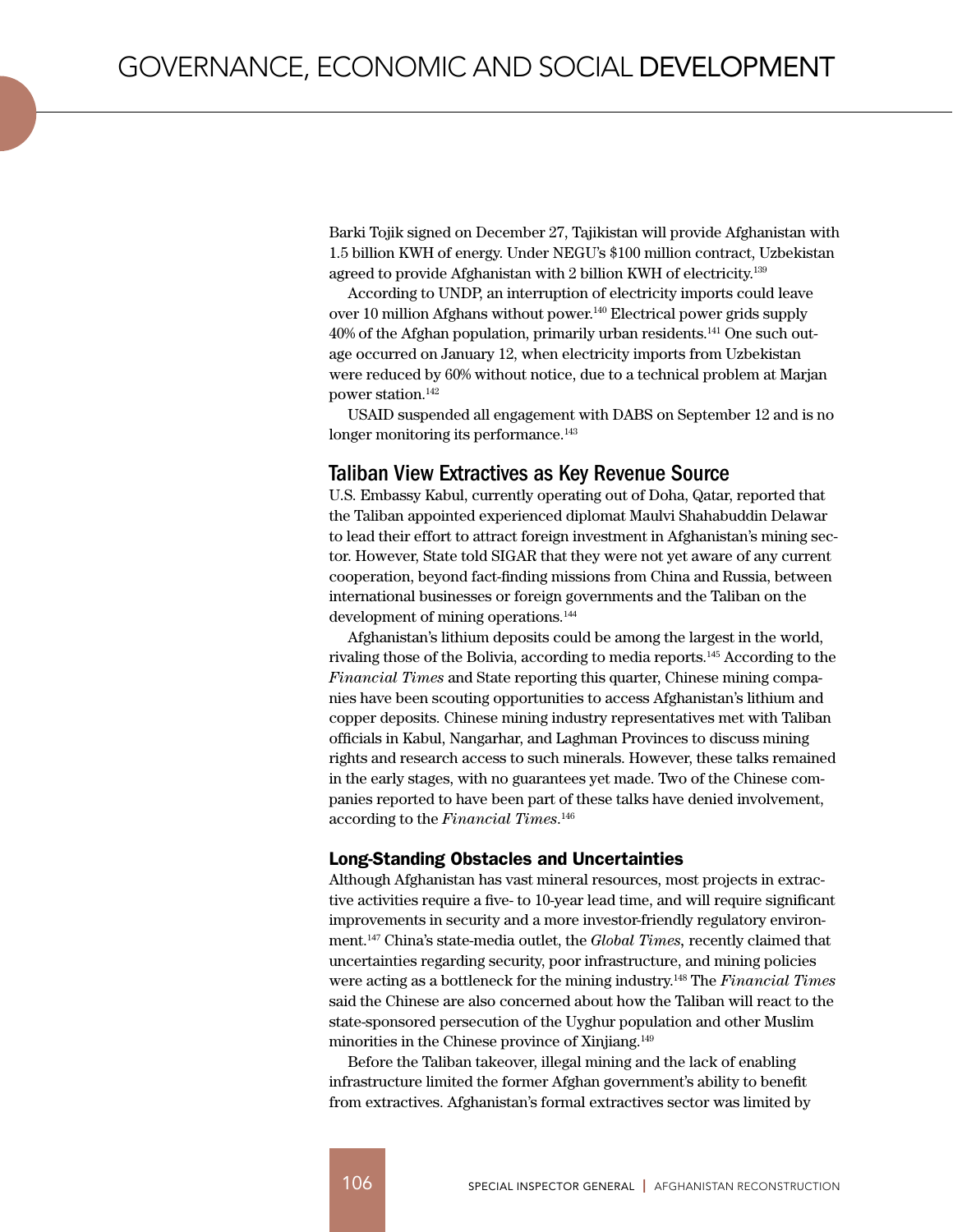Barki Tojik signed on December 27, Tajikistan will provide Afghanistan with 1.5 billion KWH of energy. Under NEGU's $100 million contract, Uzbekistan agreed to provide Afghanistan with 2 billion KWH of electricity.[139]

According to UNDP, an interruption of electricity imports could leave over 10 million Afghans without power.[140] Electrical power grids supply 40% of the Afghan population, primarily urban residents.[141] One such outage occurred on January 12, when electricity imports from Uzbekistan were reduced by 60% without notice, due to a technical problem at Marjan power station.[142]

USAID suspended all engagement with DABS on September 12 and is no longer monitoring its performance.[143]

## Taliban View Extractives as Key Revenue Source

U.S. Embassy Kabul, currently operating out of Doha, Qatar, reported that the Taliban appointed experienced diplomat Maulvi Shahabuddin Delawar to lead their effort to attract foreign investment in Afghanistan's mining sector. However, State told SIGAR that they were not yet aware of any current cooperation, beyond fact-finding missions from China and Russia, between international businesses or foreign governments and the Taliban on the development of mining operations.[144]

Afghanistan's lithium deposits could be among the largest in the world, rivaling those of the Bolivia, according to media reports.[145] According to the *Financial Times* and State reporting this quarter, Chinese mining companies have been scouting opportunities to access Afghanistan's lithium and copper deposits. Chinese mining industry representatives met with Taliban officials in Kabul, Nangarhar, and Laghman Provinces to discuss mining rights and research access to such minerals. However, these talks remained in the early stages, with no guarantees yet made. Two of the Chinese companies reported to have been part of these talks have denied involvement, according to the *Financial Times*.[146]

### Long-Standing Obstacles and Uncertainties

Although Afghanistan has vast mineral resources, most projects in extractive activities require a five- to 10-year lead time, and will require significant improvements in security and a more investor-friendly regulatory environment.[147] China's state-media outlet, the *Global Times*, recently claimed that uncertainties regarding security, poor infrastructure, and mining policies were acting as a bottleneck for the mining industry.[148] The *Financial Times* said the Chinese are also concerned about how the Taliban will react to the state-sponsored persecution of the Uyghur population and other Muslim minorities in the Chinese province of Xinjiang.[149]

Before the Taliban takeover, illegal mining and the lack of enabling infrastructure limited the former Afghan government's ability to benefit from extractives. Afghanistan's formal extractives sector was limited by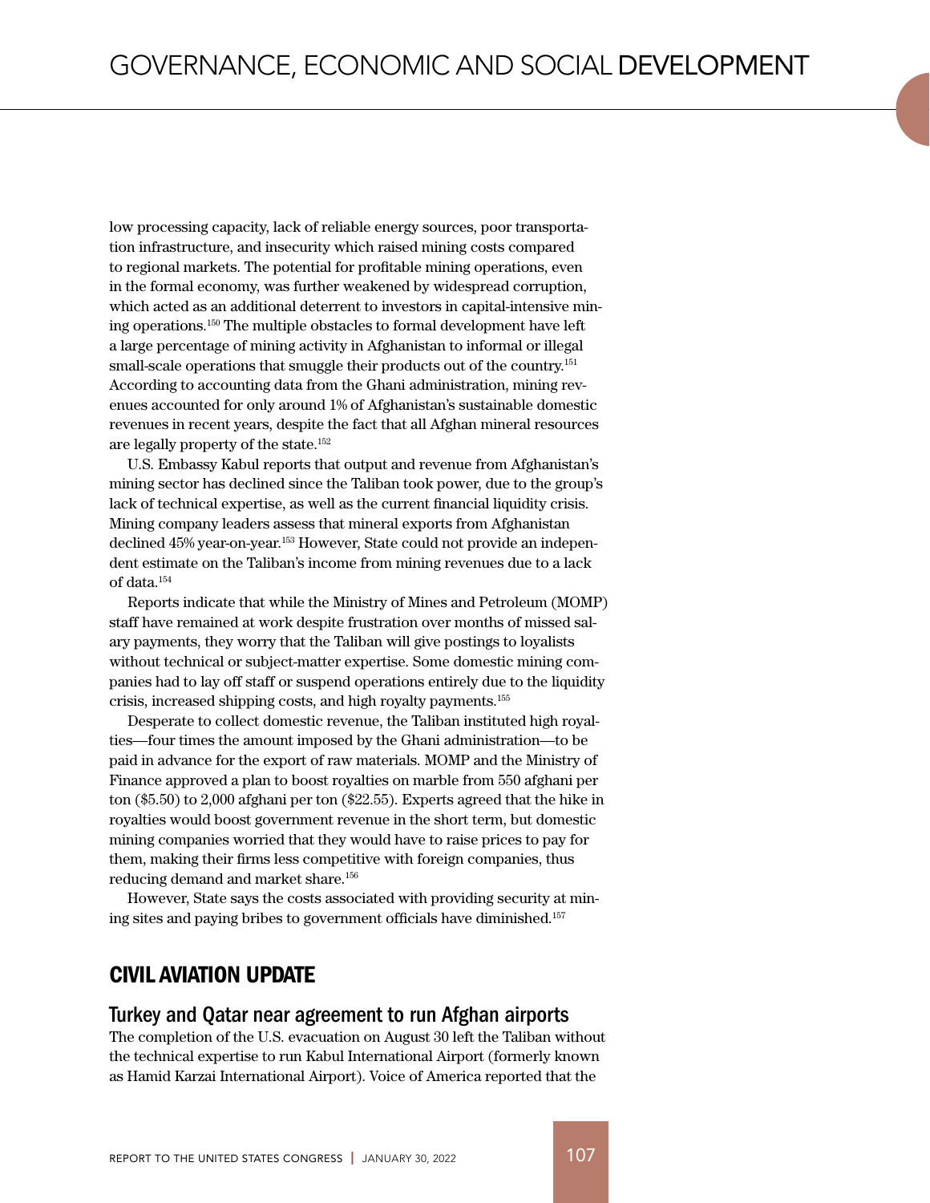low processing capacity, lack of reliable energy sources, poor transportation infrastructure, and insecurity which raised mining costs compared to regional markets. The potential for profitable mining operations, even in the formal economy, was further weakened by widespread corruption, which acted as an additional deterrent to investors in capital-intensive mining operations.[150] The multiple obstacles to formal development have left a large percentage of mining activity in Afghanistan to informal or illegal small-scale operations that smuggle their products out of the country.[151] According to accounting data from the Ghani administration, mining revenues accounted for only around 1% of Afghanistan's sustainable domestic revenues in recent years, despite the fact that all Afghan mineral resources are legally property of the state.[152]

U.S. Embassy Kabul reports that output and revenue from Afghanistan's mining sector has declined since the Taliban took power, due to the group's lack of technical expertise, as well as the current financial liquidity crisis. Mining company leaders assess that mineral exports from Afghanistan declined 45% year-on-year.[153] However, State could not provide an independent estimate on the Taliban's income from mining revenues due to a lack of data.[154]

Reports indicate that while the Ministry of Mines and Petroleum (MOMP) staff have remained at work despite frustration over months of missed salary payments, they worry that the Taliban will give postings to loyalists without technical or subject-matter expertise. Some domestic mining companies had to lay off staff or suspend operations entirely due to the liquidity crisis, increased shipping costs, and high royalty payments.[155]

Desperate to collect domestic revenue, the Taliban instituted high royalties—four times the amount imposed by the Ghani administration—to be paid in advance for the export of raw materials. MOMP and the Ministry of Finance approved a plan to boost royalties on marble from 550 afghani per ton ($5.50) to 2,000 afghani per ton ($22.55). Experts agreed that the hike in royalties would boost government revenue in the short term, but domestic mining companies worried that they would have to raise prices to pay for them, making their firms less competitive with foreign companies, thus reducing demand and market share.[156]

However, State says the costs associated with providing security at mining sites and paying bribes to government officials have diminished.[157]

## CIVIL AVIATION UPDATE

### Turkey and Qatar near agreement to run Afghan airports

The completion of the U.S. evacuation on August 30 left the Taliban without the technical expertise to run Kabul International Airport (formerly known as Hamid Karzai International Airport). Voice of America reported that the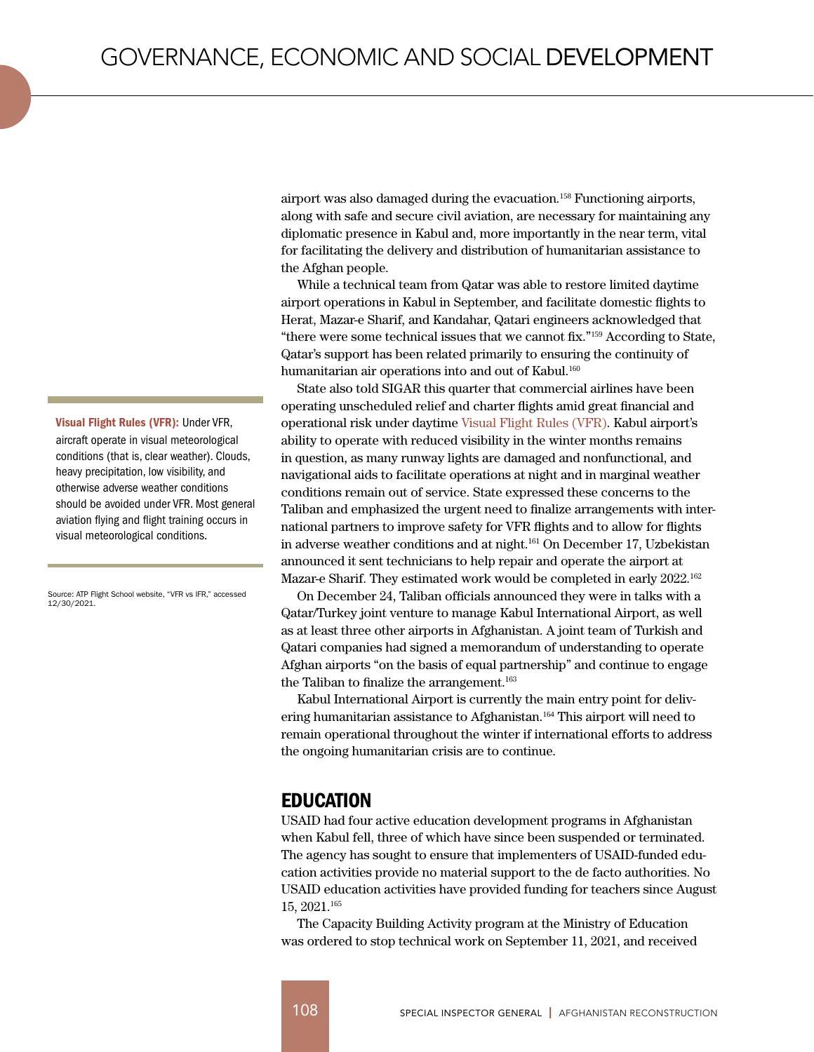airport was also damaged during the evacuation.[158] Functioning airports, along with safe and secure civil aviation, are necessary for maintaining any diplomatic presence in Kabul and, more importantly in the near term, vital for facilitating the delivery and distribution of humanitarian assistance to the Afghan people.

While a technical team from Qatar was able to restore limited daytime airport operations in Kabul in September, and facilitate domestic flights to Herat, Mazar-e Sharif, and Kandahar, Qatari engineers acknowledged that "there were some technical issues that we cannot fix."[159] According to State, Qatar's support has been related primarily to ensuring the continuity of humanitarian air operations into and out of Kabul.[160]

State also told SIGAR this quarter that commercial airlines have been operating unscheduled relief and charter flights amid great financial and operational risk under daytime Visual Flight Rules (VFR). Kabul airport's ability to operate with reduced visibility in the winter months remains in question, as many runway lights are damaged and nonfunctional, and navigational aids to facilitate operations at night and in marginal weather conditions remain out of service. State expressed these concerns to the Taliban and emphasized the urgent need to finalize arrangements with international partners to improve safety for VFR flights and to allow for flights in adverse weather conditions and at night.[161] On December 17, Uzbekistan announced it sent technicians to help repair and operate the airport at Mazar-e Sharif. They estimated work would be completed in early 2022.[162]

On December 24, Taliban officials announced they were in talks with a Qatar/Turkey joint venture to manage Kabul International Airport, as well as at least three other airports in Afghanistan. A joint team of Turkish and Qatari companies had signed a memorandum of understanding to operate Afghan airports "on the basis of equal partnership" and continue to engage the Taliban to finalize the arrangement.[163]

Kabul International Airport is currently the main entry point for delivering humanitarian assistance to Afghanistan.[164] This airport will need to remain operational throughout the winter if international efforts to address the ongoing humanitarian crisis are to continue.

**Visual Flight Rules (VFR):** Under VFR, aircraft operate in visual meteorological conditions (that is, clear weather). Clouds, heavy precipitation, low visibility, and otherwise adverse weather conditions should be avoided under VFR. Most general aviation flying and flight training occurs in visual meteorological conditions.

Source: ATP Flight School website, "VFR vs IFR," accessed 12/30/2021.

## EDUCATION

USAID had four active education development programs in Afghanistan when Kabul fell, three of which have since been suspended or terminated. The agency has sought to ensure that implementers of USAID-funded education activities provide no material support to the de facto authorities. No USAID education activities have provided funding for teachers since August 15, 2021.[165]

The Capacity Building Activity program at the Ministry of Education was ordered to stop technical work on September 11, 2021, and received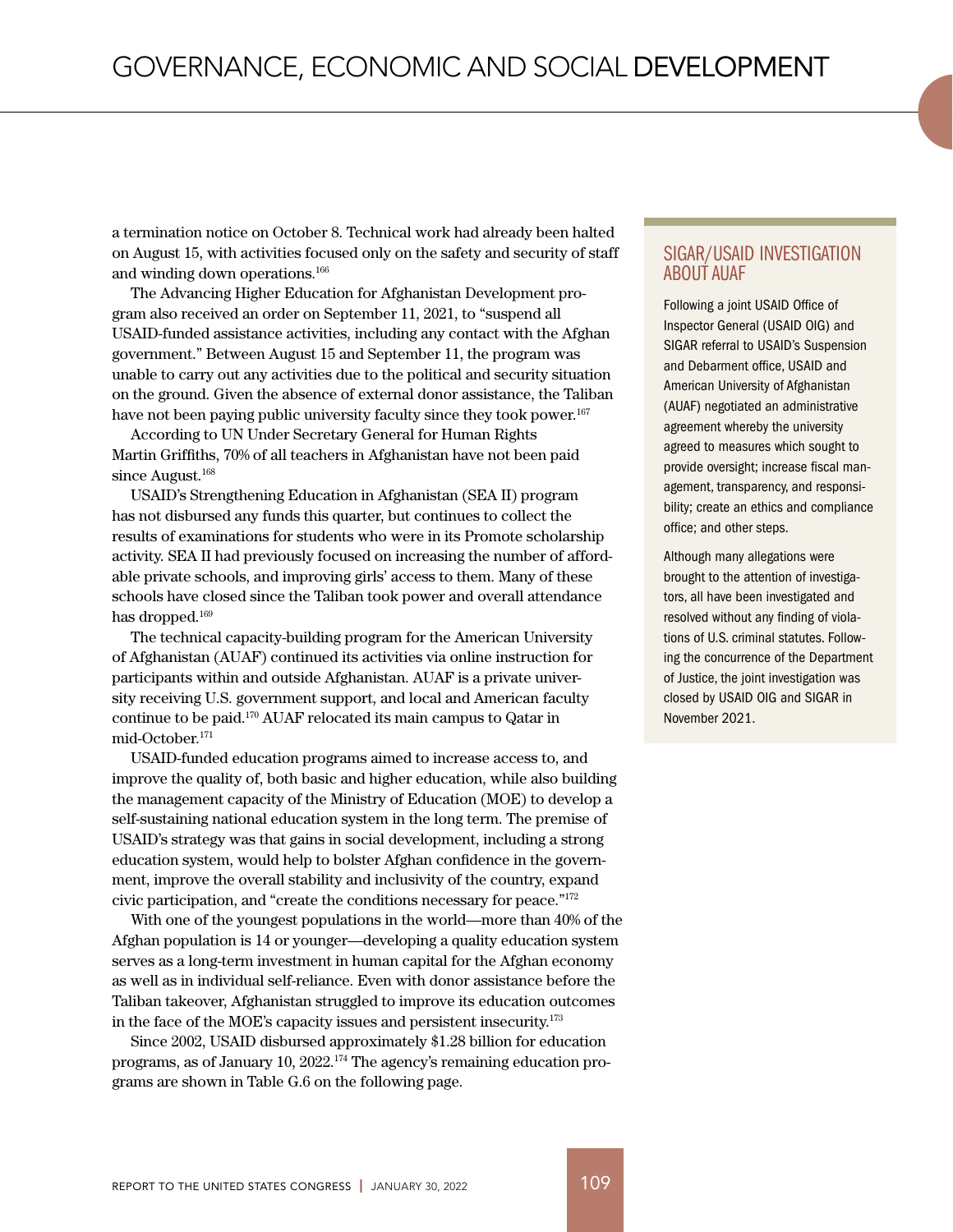a termination notice on October 8. Technical work had already been halted on August 15, with activities focused only on the safety and security of staff and winding down operations.[166]

The Advancing Higher Education for Afghanistan Development program also received an order on September 11, 2021, to "suspend all USAID-funded assistance activities, including any contact with the Afghan government." Between August 15 and September 11, the program was unable to carry out any activities due to the political and security situation on the ground. Given the absence of external donor assistance, the Taliban have not been paying public university faculty since they took power.[167]

According to UN Under Secretary General for Human Rights Martin Griffiths, 70% of all teachers in Afghanistan have not been paid since August.[168]

USAID's Strengthening Education in Afghanistan (SEA II) program has not disbursed any funds this quarter, but continues to collect the results of examinations for students who were in its Promote scholarship activity. SEA II had previously focused on increasing the number of affordable private schools, and improving girls' access to them. Many of these schools have closed since the Taliban took power and overall attendance has dropped.[169]

The technical capacity-building program for the American University of Afghanistan (AUAF) continued its activities via online instruction for participants within and outside Afghanistan. AUAF is a private university receiving U.S. government support, and local and American faculty continue to be paid.[170] AUAF relocated its main campus to Qatar in mid-October.[171]

USAID-funded education programs aimed to increase access to, and improve the quality of, both basic and higher education, while also building the management capacity of the Ministry of Education (MOE) to develop a self-sustaining national education system in the long term. The premise of USAID's strategy was that gains in social development, including a strong education system, would help to bolster Afghan confidence in the government, improve the overall stability and inclusivity of the country, expand civic participation, and "create the conditions necessary for peace."[172]

With one of the youngest populations in the world—more than 40% of the Afghan population is 14 or younger—developing a quality education system serves as a long-term investment in human capital for the Afghan economy as well as in individual self-reliance. Even with donor assistance before the Taliban takeover, Afghanistan struggled to improve its education outcomes in the face of the MOE's capacity issues and persistent insecurity.[173]

Since 2002, USAID disbursed approximately $1.28 billion for education programs, as of January 10, 2022.[174] The agency's remaining education programs are shown in Table G.6 on the following page.

## SIGAR/USAID INVESTIGATION ABOUT AUAF

Following a joint USAID Office of Inspector General (USAID OIG) and SIGAR referral to USAID's Suspension and Debarment office, USAID and American University of Afghanistan (AUAF) negotiated an administrative agreement whereby the university agreed to measures which sought to provide oversight; increase fiscal management, transparency, and responsibility; create an ethics and compliance office; and other steps.

Although many allegations were brought to the attention of investigators, all have been investigated and resolved without any finding of violations of U.S. criminal statutes. Following the concurrence of the Department of Justice, the joint investigation was closed by USAID OIG and SIGAR in November 2021.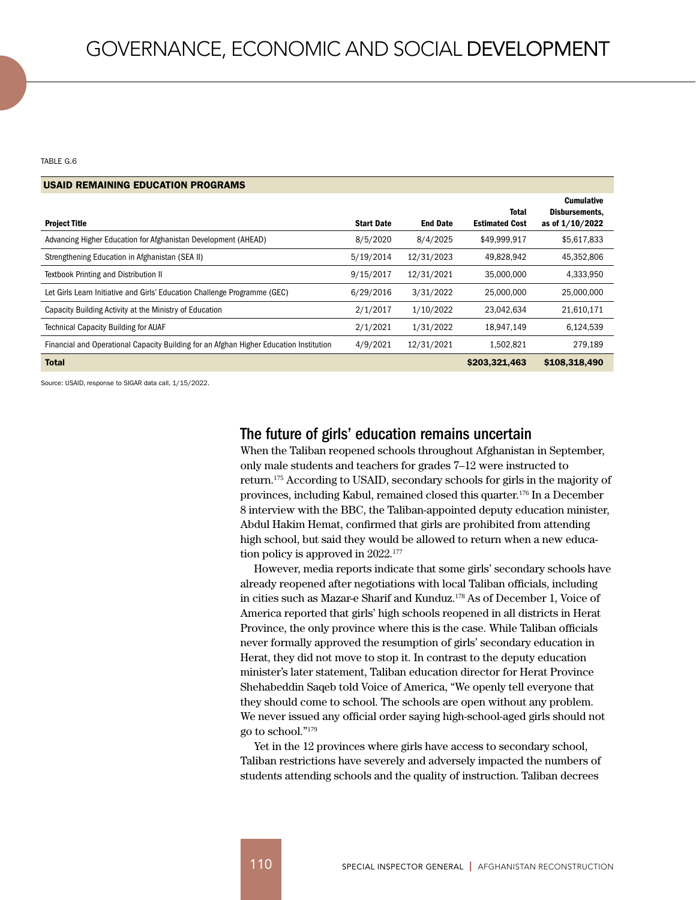TABLE G.6

**USAID REMAINING EDUCATION PROGRAMS**

| Project Title | Start Date | End Date | Total Estimated Cost | Cumulative Disbursements, as of 1/10/2022 |
|---|---|---|---|---|
| Advancing Higher Education for Afghanistan Development (AHEAD) | 8/5/2020 | 8/4/2025 | $49,999,917 | $5,617,833 |
| Strengthening Education in Afghanistan (SEA II) | 5/19/2014 | 12/31/2023 | 49,828,942 | 45,352,806 |
| Textbook Printing and Distribution II | 9/15/2017 | 12/31/2021 | 35,000,000 | 4,333,950 |
| Let Girls Learn Initiative and Girls' Education Challenge Programme (GEC) | 6/29/2016 | 3/31/2022 | 25,000,000 | 25,000,000 |
| Capacity Building Activity at the Ministry of Education | 2/1/2017 | 1/10/2022 | 23,042,634 | 21,610,171 |
| Technical Capacity Building for AUAF | 2/1/2021 | 1/31/2022 | 18,947,149 | 6,124,539 |
| Financial and Operational Capacity Building for an Afghan Higher Education Institution | 4/9/2021 | 12/31/2021 | 1,502,821 | 279,189 |
| **Total** | | | **$203,321,463** | **$108,318,490** |

Source: USAID, response to SIGAR data call, 1/15/2022.

## The future of girls' education remains uncertain

When the Taliban reopened schools throughout Afghanistan in September, only male students and teachers for grades 7–12 were instructed to return.[175] According to USAID, secondary schools for girls in the majority of provinces, including Kabul, remained closed this quarter.[176] In a December 8 interview with the BBC, the Taliban-appointed deputy education minister, Abdul Hakim Hemat, confirmed that girls are prohibited from attending high school, but said they would be allowed to return when a new education policy is approved in 2022.[177]

However, media reports indicate that some girls' secondary schools have already reopened after negotiations with local Taliban officials, including in cities such as Mazar-e Sharif and Kunduz.[178] As of December 1, Voice of America reported that girls' high schools reopened in all districts in Herat Province, the only province where this is the case. While Taliban officials never formally approved the resumption of girls' secondary education in Herat, they did not move to stop it. In contrast to the deputy education minister's later statement, Taliban education director for Herat Province Shehabeddin Saqeb told Voice of America, "We openly tell everyone that they should come to school. The schools are open without any problem. We never issued any official order saying high-school-aged girls should not go to school."[179]

Yet in the 12 provinces where girls have access to secondary school, Taliban restrictions have severely and adversely impacted the numbers of students attending schools and the quality of instruction. Taliban decrees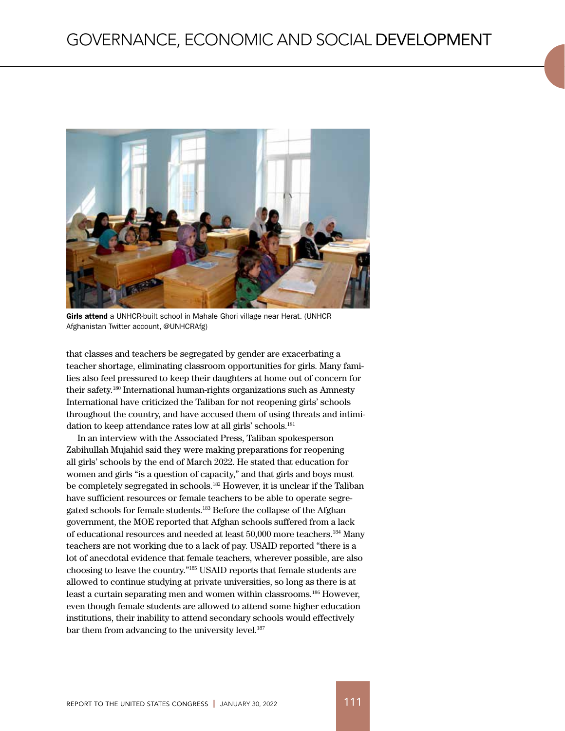**Girls attend** a UNHCR-built school in Mahale Ghori village near Herat. (UNHCR Afghanistan Twitter account, @UNHCRAfg)

that classes and teachers be segregated by gender are exacerbating a teacher shortage, eliminating classroom opportunities for girls. Many families also feel pressured to keep their daughters at home out of concern for their safety.[180] International human-rights organizations such as Amnesty International have criticized the Taliban for not reopening girls' schools throughout the country, and have accused them of using threats and intimidation to keep attendance rates low at all girls' schools.[181]

In an interview with the Associated Press, Taliban spokesperson Zabihullah Mujahid said they were making preparations for reopening all girls' schools by the end of March 2022. He stated that education for women and girls "is a question of capacity," and that girls and boys must be completely segregated in schools.[182] However, it is unclear if the Taliban have sufficient resources or female teachers to be able to operate segregated schools for female students.[183] Before the collapse of the Afghan government, the MOE reported that Afghan schools suffered from a lack of educational resources and needed at least 50,000 more teachers.[184] Many teachers are not working due to a lack of pay. USAID reported "there is a lot of anecdotal evidence that female teachers, wherever possible, are also choosing to leave the country."[185] USAID reports that female students are allowed to continue studying at private universities, so long as there is at least a curtain separating men and women within classrooms.[186] However, even though female students are allowed to attend some higher education institutions, their inability to attend secondary schools would effectively bar them from advancing to the university level.[187]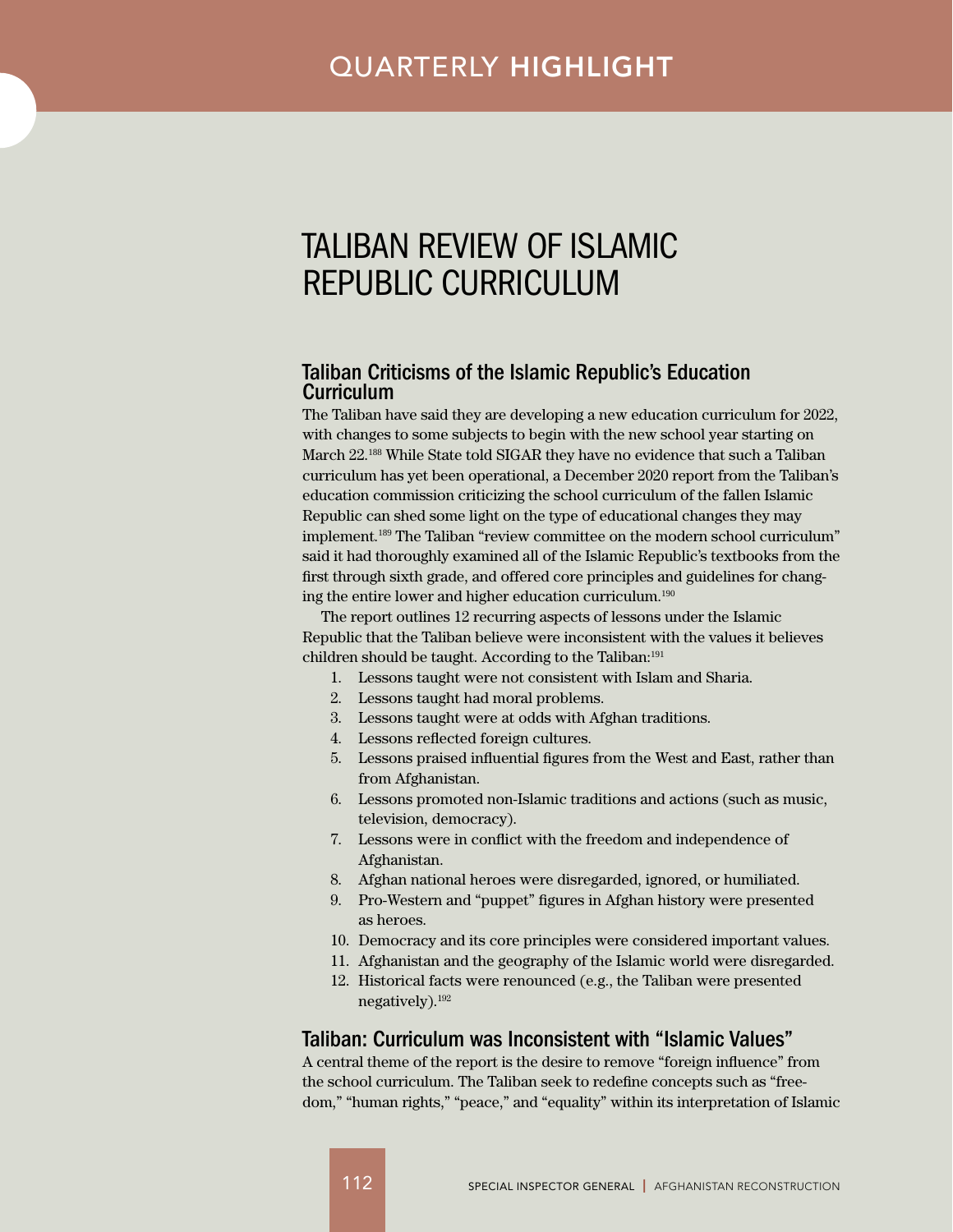# TALIBAN REVIEW OF ISLAMIC REPUBLIC CURRICULUM

## Taliban Criticisms of the Islamic Republic's Education Curriculum

The Taliban have said they are developing a new education curriculum for 2022, with changes to some subjects to begin with the new school year starting on March 22.[188] While State told SIGAR they have no evidence that such a Taliban curriculum has yet been operational, a December 2020 report from the Taliban's education commission criticizing the school curriculum of the fallen Islamic Republic can shed some light on the type of educational changes they may implement.[189] The Taliban "review committee on the modern school curriculum" said it had thoroughly examined all of the Islamic Republic's textbooks from the first through sixth grade, and offered core principles and guidelines for changing the entire lower and higher education curriculum.[190]

The report outlines 12 recurring aspects of lessons under the Islamic Republic that the Taliban believe were inconsistent with the values it believes children should be taught. According to the Taliban:[191]

1. Lessons taught were not consistent with Islam and Sharia.
2. Lessons taught had moral problems.
3. Lessons taught were at odds with Afghan traditions.
4. Lessons reflected foreign cultures.
5. Lessons praised influential figures from the West and East, rather than from Afghanistan.
6. Lessons promoted non-Islamic traditions and actions (such as music, television, democracy).
7. Lessons were in conflict with the freedom and independence of Afghanistan.
8. Afghan national heroes were disregarded, ignored, or humiliated.
9. Pro-Western and "puppet" figures in Afghan history were presented as heroes.
10. Democracy and its core principles were considered important values.
11. Afghanistan and the geography of the Islamic world were disregarded.
12. Historical facts were renounced (e.g., the Taliban were presented negatively).[192]

## Taliban: Curriculum was Inconsistent with "Islamic Values"

A central theme of the report is the desire to remove "foreign influence" from the school curriculum. The Taliban seek to redefine concepts such as "freedom," "human rights," "peace," and "equality" within its interpretation of Islamic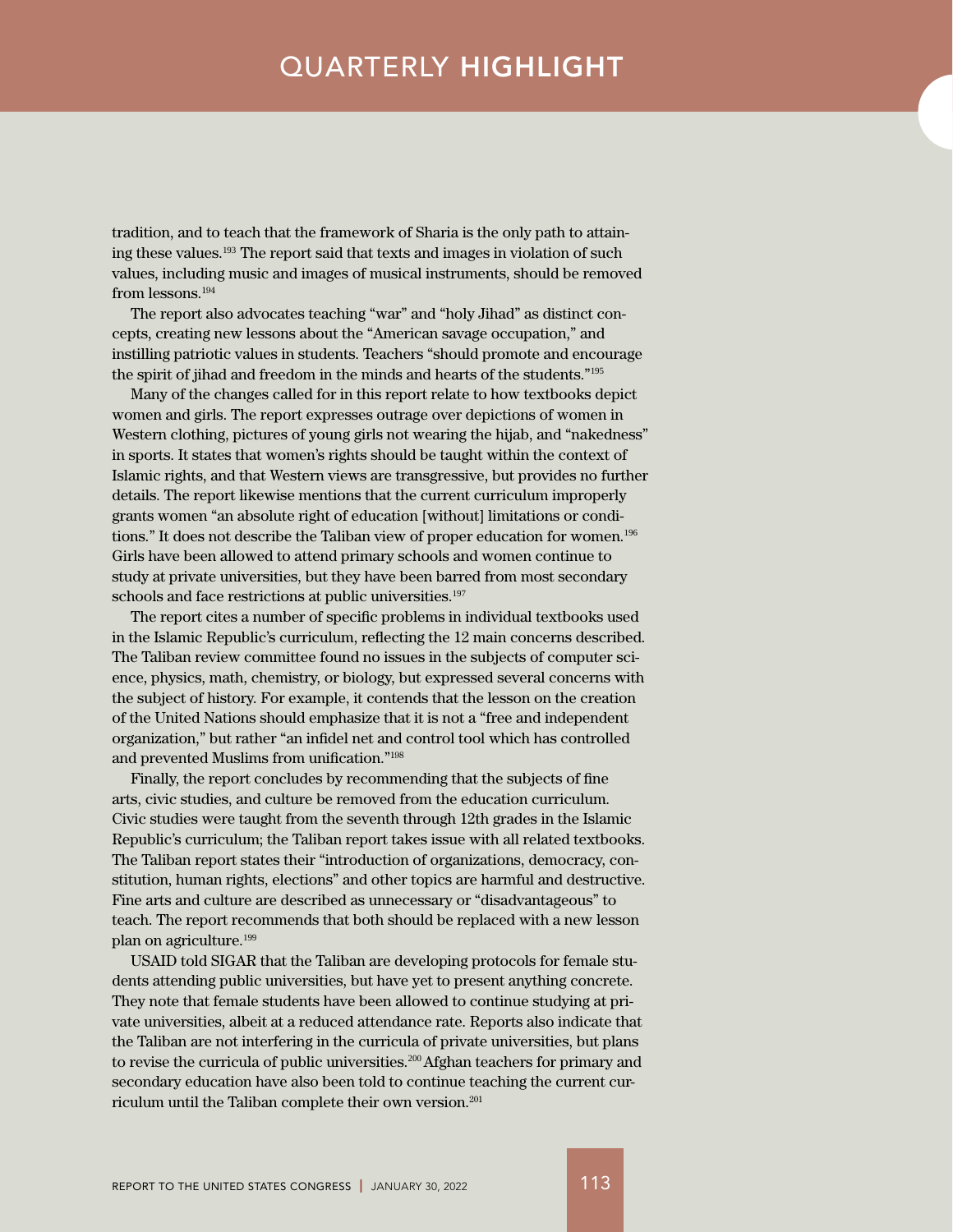tradition, and to teach that the framework of Sharia is the only path to attaining these values.[193] The report said that texts and images in violation of such values, including music and images of musical instruments, should be removed from lessons.[194]

The report also advocates teaching "war" and "holy Jihad" as distinct concepts, creating new lessons about the "American savage occupation," and instilling patriotic values in students. Teachers "should promote and encourage the spirit of jihad and freedom in the minds and hearts of the students."[195]

Many of the changes called for in this report relate to how textbooks depict women and girls. The report expresses outrage over depictions of women in Western clothing, pictures of young girls not wearing the hijab, and "nakedness" in sports. It states that women's rights should be taught within the context of Islamic rights, and that Western views are transgressive, but provides no further details. The report likewise mentions that the current curriculum improperly grants women "an absolute right of education [without] limitations or conditions." It does not describe the Taliban view of proper education for women.[196] Girls have been allowed to attend primary schools and women continue to study at private universities, but they have been barred from most secondary schools and face restrictions at public universities.[197]

The report cites a number of specific problems in individual textbooks used in the Islamic Republic's curriculum, reflecting the 12 main concerns described. The Taliban review committee found no issues in the subjects of computer science, physics, math, chemistry, or biology, but expressed several concerns with the subject of history. For example, it contends that the lesson on the creation of the United Nations should emphasize that it is not a "free and independent organization," but rather "an infidel net and control tool which has controlled and prevented Muslims from unification."[198]

Finally, the report concludes by recommending that the subjects of fine arts, civic studies, and culture be removed from the education curriculum. Civic studies were taught from the seventh through 12th grades in the Islamic Republic's curriculum; the Taliban report takes issue with all related textbooks. The Taliban report states their "introduction of organizations, democracy, constitution, human rights, elections" and other topics are harmful and destructive. Fine arts and culture are described as unnecessary or "disadvantageous" to teach. The report recommends that both should be replaced with a new lesson plan on agriculture.[199]

USAID told SIGAR that the Taliban are developing protocols for female students attending public universities, but have yet to present anything concrete. They note that female students have been allowed to continue studying at private universities, albeit at a reduced attendance rate. Reports also indicate that the Taliban are not interfering in the curricula of private universities, but plans to revise the curricula of public universities.[200] Afghan teachers for primary and secondary education have also been told to continue teaching the current curriculum until the Taliban complete their own version.[201]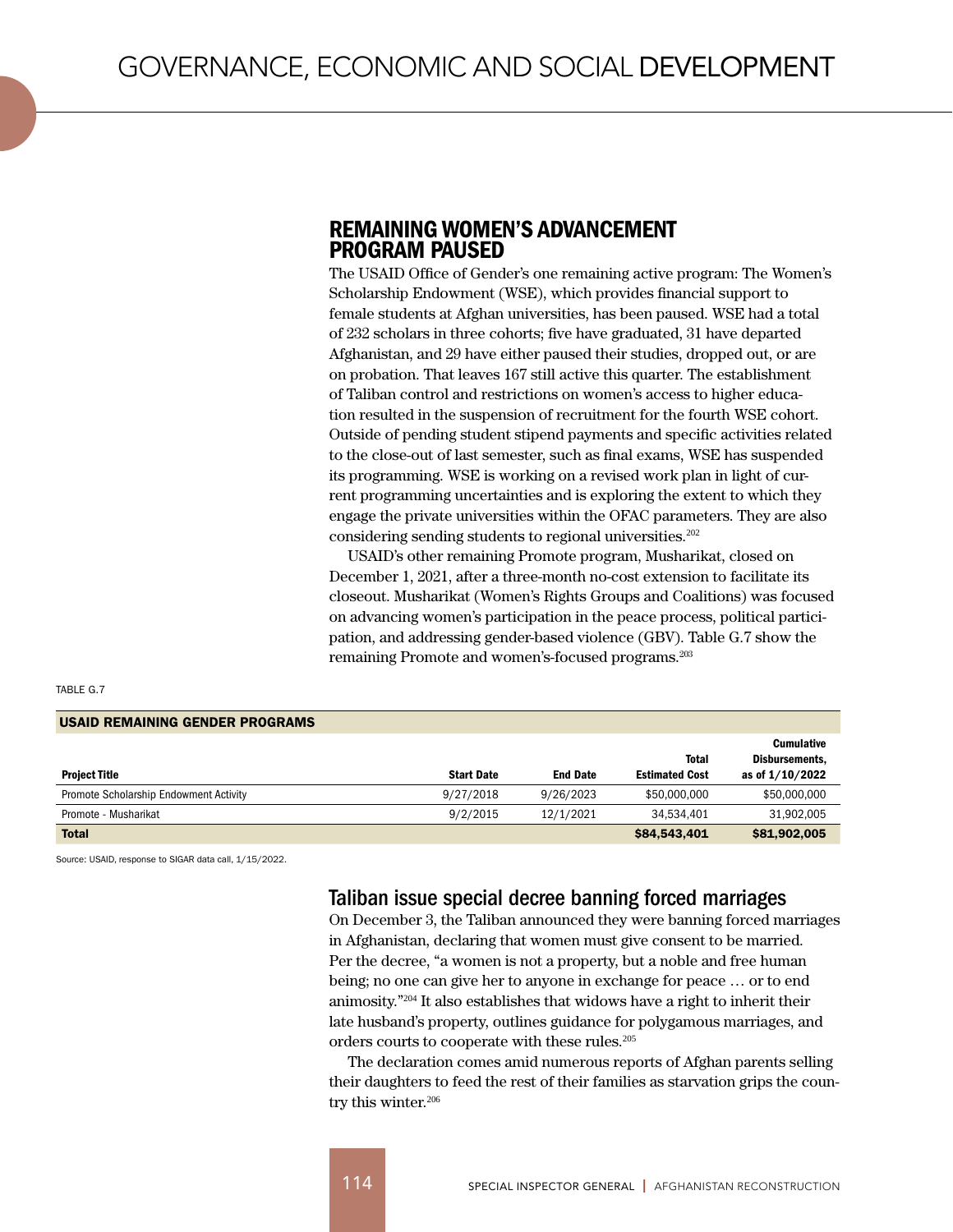## REMAINING WOMEN'S ADVANCEMENT PROGRAM PAUSED

The USAID Office of Gender's one remaining active program: The Women's Scholarship Endowment (WSE), which provides financial support to female students at Afghan universities, has been paused. WSE had a total of 232 scholars in three cohorts; five have graduated, 31 have departed Afghanistan, and 29 have either paused their studies, dropped out, or are on probation. That leaves 167 still active this quarter. The establishment of Taliban control and restrictions on women's access to higher education resulted in the suspension of recruitment for the fourth WSE cohort. Outside of pending student stipend payments and specific activities related to the close-out of last semester, such as final exams, WSE has suspended its programming. WSE is working on a revised work plan in light of current programming uncertainties and is exploring the extent to which they engage the private universities within the OFAC parameters. They are also considering sending students to regional universities.[202]

USAID's other remaining Promote program, Musharikat, closed on December 1, 2021, after a three-month no-cost extension to facilitate its closeout. Musharikat (Women's Rights Groups and Coalitions) was focused on advancing women's participation in the peace process, political participation, and addressing gender-based violence (GBV). Table G.7 show the remaining Promote and women's-focused programs.[203]

TABLE G.7

**USAID REMAINING GENDER PROGRAMS**

| Project Title | Start Date | End Date | Total Estimated Cost | Cumulative Disbursements, as of 1/10/2022 |
|---|---|---|---|---|
| Promote Scholarship Endowment Activity | 9/27/2018 | 9/26/2023 | $50,000,000 | $50,000,000 |
| Promote - Musharikat | 9/2/2015 | 12/1/2021 | 34,534,401 | 31,902,005 |
| **Total** | | | **$84,543,401** | **$81,902,005** |

Source: USAID, response to SIGAR data call, 1/15/2022.

### Taliban issue special decree banning forced marriages

On December 3, the Taliban announced they were banning forced marriages in Afghanistan, declaring that women must give consent to be married. Per the decree, "a women is not a property, but a noble and free human being; no one can give her to anyone in exchange for peace … or to end animosity."[204] It also establishes that widows have a right to inherit their late husband's property, outlines guidance for polygamous marriages, and orders courts to cooperate with these rules.[205]

The declaration comes amid numerous reports of Afghan parents selling their daughters to feed the rest of their families as starvation grips the country this winter.[206]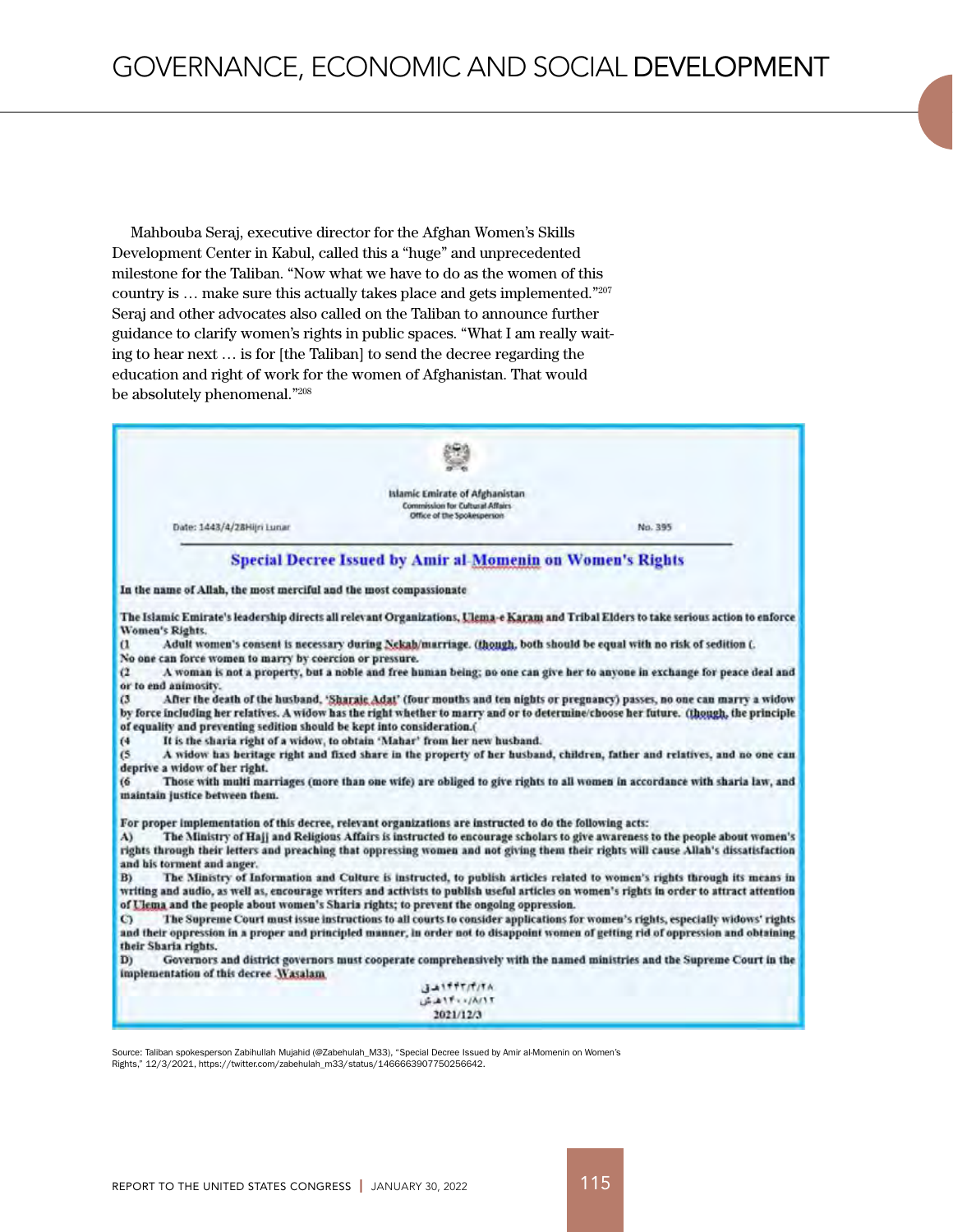Mahbouba Seraj, executive director for the Afghan Women's Skills Development Center in Kabul, called this a "huge" and unprecedented milestone for the Taliban. "Now what we have to do as the women of this country is … make sure this actually takes place and gets implemented."[207] Seraj and other advocates also called on the Taliban to announce further guidance to clarify women's rights in public spaces. "What I am really waiting to hear next … is for [the Taliban] to send the decree regarding the education and right of work for the women of Afghanistan. That would be absolutely phenomenal."[208]

Islamic Emirate of Afghanistan
Commission for Cultural Affairs
Office of the Spokesperson

Date: 1443/4/28Hijri Lunar

No. 395

## Special Decree Issued by Amir al-Momenin on Women's Rights

**In the name of Allah, the most merciful and the most compassionate**

**The Islamic Emirate's leadership directs all relevant Organizations, Ulema-e Karam and Tribal Elders to take serious action to enforce Women's Rights.**

**(1 Adult women's consent is necessary during Nekah/marriage. (though, both should be equal with no risk of sedition (. No one can force women to marry by coercion or pressure.**

**(2 A woman is not a property, but a noble and free human being; no one can give her to anyone in exchange for peace deal and or to end animosity.**

**(3 After the death of the husband, 'Sharaie Adat' (four months and ten nights or pregnancy) passes, no one can marry a widow by force including her relatives. A widow has the right whether to marry and or to determine/choose her future. (though, the principle of equality and preventing sedition should be kept into consideration.(**

**(4 It is the sharia right of a widow, to obtain 'Mahar' from her new husband.**

**(5 A widow has heritage right and fixed share in the property of her husband, children, father and relatives, and no one can deprive a widow of her right.**

**(6 Those with multi marriages (more than one wife) are obliged to give rights to all women in accordance with sharia law, and maintain justice between them.**

**For proper implementation of this decree, relevant organizations are instructed to do the following acts:**

**A) The Ministry of Hajj and Religious Affairs is instructed to encourage scholars to give awareness to the people about women's rights through their letters and preaching that oppressing women and not giving them their rights will cause Allah's dissatisfaction and his torment and anger.**

**B) The Ministry of Information and Culture is instructed, to publish articles related to women's rights through its means in writing and audio, as well as, encourage writers and activists to publish useful articles on women's rights in order to attract attention of Ulema and the people about women's Sharia rights; to prevent the ongoing oppression.**

**C) The Supreme Court must issue instructions to all courts to consider applications for women's rights, especially widows' rights and their oppression in a proper and principled manner, in order not to disappoint women of getting rid of oppression and obtaining their Sharia rights.**

**D) Governors and district governors must cooperate comprehensively with the named ministries and the Supreme Court in the implementation of this decree .Wasalam**

۱۴۴۳/۴/۲۸ هـ ق
۱۴۰۰/۹/۱۲ هـ ش
2021/12/3

Source: Taliban spokesperson Zabihullah Mujahid (@Zabehulah_M33), "Special Decree Issued by Amir al-Momenin on Women's Rights," 12/3/2021, https://twitter.com/zabehulah_m33/status/1466663907750256642.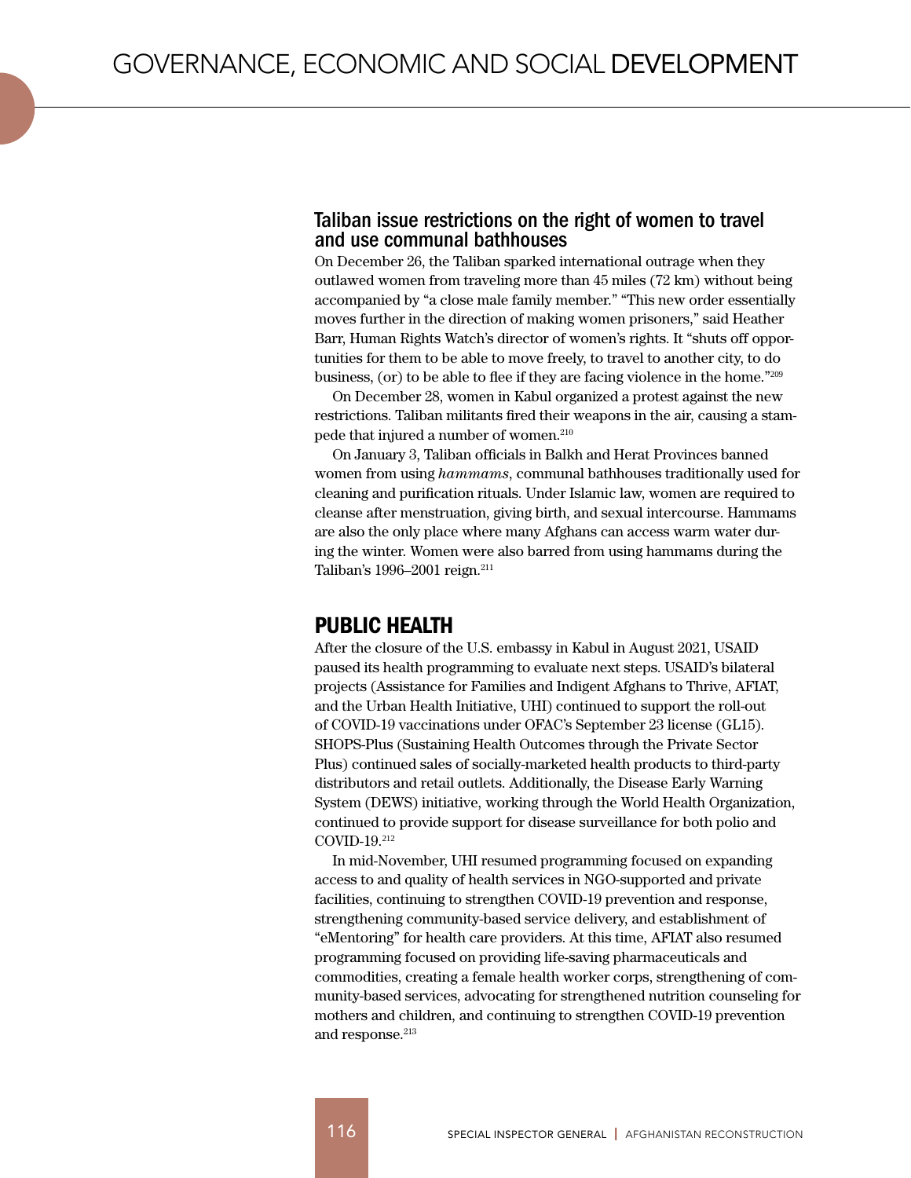### Taliban issue restrictions on the right of women to travel and use communal bathhouses

On December 26, the Taliban sparked international outrage when they outlawed women from traveling more than 45 miles (72 km) without being accompanied by "a close male family member." "This new order essentially moves further in the direction of making women prisoners," said Heather Barr, Human Rights Watch's director of women's rights. It "shuts off opportunities for them to be able to move freely, to travel to another city, to do business, (or) to be able to flee if they are facing violence in the home."[209]

On December 28, women in Kabul organized a protest against the new restrictions. Taliban militants fired their weapons in the air, causing a stampede that injured a number of women.[210]

On January 3, Taliban officials in Balkh and Herat Provinces banned women from using *hammams*, communal bathhouses traditionally used for cleaning and purification rituals. Under Islamic law, women are required to cleanse after menstruation, giving birth, and sexual intercourse. Hammams are also the only place where many Afghans can access warm water during the winter. Women were also barred from using hammams during the Taliban's 1996–2001 reign.[211]

## PUBLIC HEALTH

After the closure of the U.S. embassy in Kabul in August 2021, USAID paused its health programming to evaluate next steps. USAID's bilateral projects (Assistance for Families and Indigent Afghans to Thrive, AFIAT, and the Urban Health Initiative, UHI) continued to support the roll-out of COVID-19 vaccinations under OFAC's September 23 license (GL15). SHOPS-Plus (Sustaining Health Outcomes through the Private Sector Plus) continued sales of socially-marketed health products to third-party distributors and retail outlets. Additionally, the Disease Early Warning System (DEWS) initiative, working through the World Health Organization, continued to provide support for disease surveillance for both polio and COVID-19.[212]

In mid-November, UHI resumed programming focused on expanding access to and quality of health services in NGO-supported and private facilities, continuing to strengthen COVID-19 prevention and response, strengthening community-based service delivery, and establishment of "eMentoring" for health care providers. At this time, AFIAT also resumed programming focused on providing life-saving pharmaceuticals and commodities, creating a female health worker corps, strengthening of community-based services, advocating for strengthened nutrition counseling for mothers and children, and continuing to strengthen COVID-19 prevention and response.[213]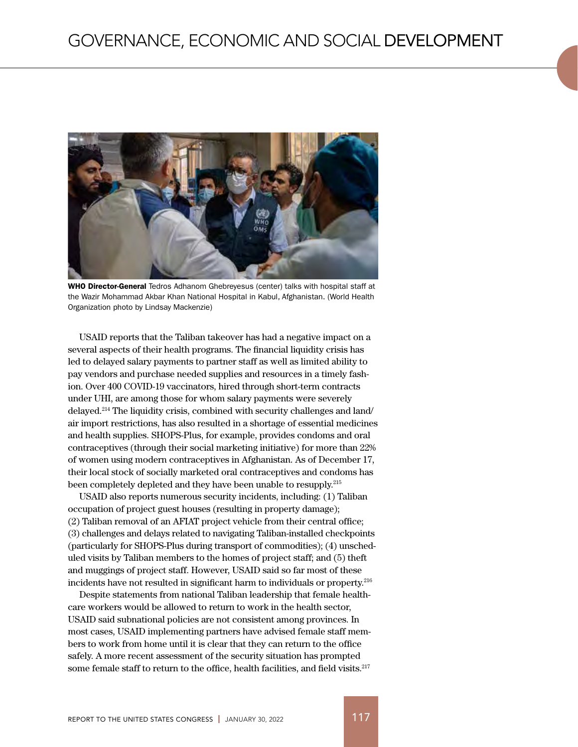**WHO Director-General** Tedros Adhanom Ghebreyesus (center) talks with hospital staff at the Wazir Mohammad Akbar Khan National Hospital in Kabul, Afghanistan. (World Health Organization photo by Lindsay Mackenzie)

USAID reports that the Taliban takeover has had a negative impact on a several aspects of their health programs. The financial liquidity crisis has led to delayed salary payments to partner staff as well as limited ability to pay vendors and purchase needed supplies and resources in a timely fashion. Over 400 COVID-19 vaccinators, hired through short-term contracts under UHI, are among those for whom salary payments were severely delayed.[214] The liquidity crisis, combined with security challenges and land/air import restrictions, has also resulted in a shortage of essential medicines and health supplies. SHOPS-Plus, for example, provides condoms and oral contraceptives (through their social marketing initiative) for more than 22% of women using modern contraceptives in Afghanistan. As of December 17, their local stock of socially marketed oral contraceptives and condoms has been completely depleted and they have been unable to resupply.[215]

USAID also reports numerous security incidents, including: (1) Taliban occupation of project guest houses (resulting in property damage); (2) Taliban removal of an AFIAT project vehicle from their central office; (3) challenges and delays related to navigating Taliban-installed checkpoints (particularly for SHOPS-Plus during transport of commodities); (4) unscheduled visits by Taliban members to the homes of project staff; and (5) theft and muggings of project staff. However, USAID said so far most of these incidents have not resulted in significant harm to individuals or property.[216]

Despite statements from national Taliban leadership that female healthcare workers would be allowed to return to work in the health sector, USAID said subnational policies are not consistent among provinces. In most cases, USAID implementing partners have advised female staff members to work from home until it is clear that they can return to the office safely. A more recent assessment of the security situation has prompted some female staff to return to the office, health facilities, and field visits.[217]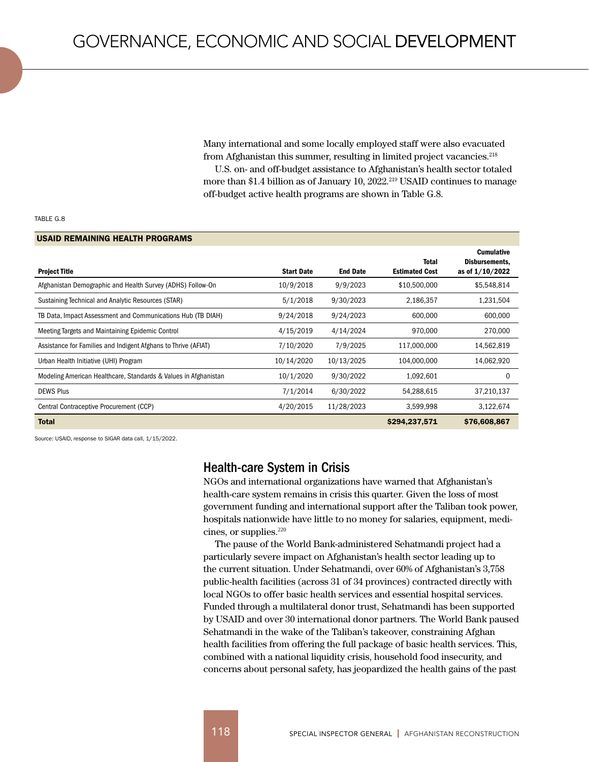Many international and some locally employed staff were also evacuated from Afghanistan this summer, resulting in limited project vacancies.[218]

U.S. on- and off-budget assistance to Afghanistan's health sector totaled more than $1.4 billion as of January 10, 2022.[219] USAID continues to manage off-budget active health programs are shown in Table G.8.

TABLE G.8

**USAID REMAINING HEALTH PROGRAMS**

| Project Title | Start Date | End Date | Total Estimated Cost | Cumulative Disbursements, as of 1/10/2022 |
|---|---|---|---|---|
| Afghanistan Demographic and Health Survey (ADHS) Follow-On | 10/9/2018 | 9/9/2023 | $10,500,000 | $5,548,814 |
| Sustaining Technical and Analytic Resources (STAR) | 5/1/2018 | 9/30/2023 | 2,186,357 | 1,231,504 |
| TB Data, Impact Assessment and Communications Hub (TB DIAH) | 9/24/2018 | 9/24/2023 | 600,000 | 600,000 |
| Meeting Targets and Maintaining Epidemic Control | 4/15/2019 | 4/14/2024 | 970,000 | 270,000 |
| Assistance for Families and Indigent Afghans to Thrive (AFIAT) | 7/10/2020 | 7/9/2025 | 117,000,000 | 14,562,819 |
| Urban Health Initiative (UHI) Program | 10/14/2020 | 10/13/2025 | 104,000,000 | 14,062,920 |
| Modeling American Healthcare, Standards & Values in Afghanistan | 10/1/2020 | 9/30/2022 | 1,092,601 | 0 |
| DEWS Plus | 7/1/2014 | 6/30/2022 | 54,288,615 | 37,210,137 |
| Central Contraceptive Procurement (CCP) | 4/20/2015 | 11/28/2023 | 3,599,998 | 3,122,674 |
| **Total** | | | **$294,237,571** | **$76,608,867** |

Source: USAID, response to SIGAR data call, 1/15/2022.

## Health-care System in Crisis

NGOs and international organizations have warned that Afghanistan's health-care system remains in crisis this quarter. Given the loss of most government funding and international support after the Taliban took power, hospitals nationwide have little to no money for salaries, equipment, medicines, or supplies.[220]

The pause of the World Bank-administered Sehatmandi project had a particularly severe impact on Afghanistan's health sector leading up to the current situation. Under Sehatmandi, over 60% of Afghanistan's 3,758 public-health facilities (across 31 of 34 provinces) contracted directly with local NGOs to offer basic health services and essential hospital services. Funded through a multilateral donor trust, Sehatmandi has been supported by USAID and over 30 international donor partners. The World Bank paused Sehatmandi in the wake of the Taliban's takeover, constraining Afghan health facilities from offering the full package of basic health services. This, combined with a national liquidity crisis, household food insecurity, and concerns about personal safety, has jeopardized the health gains of the past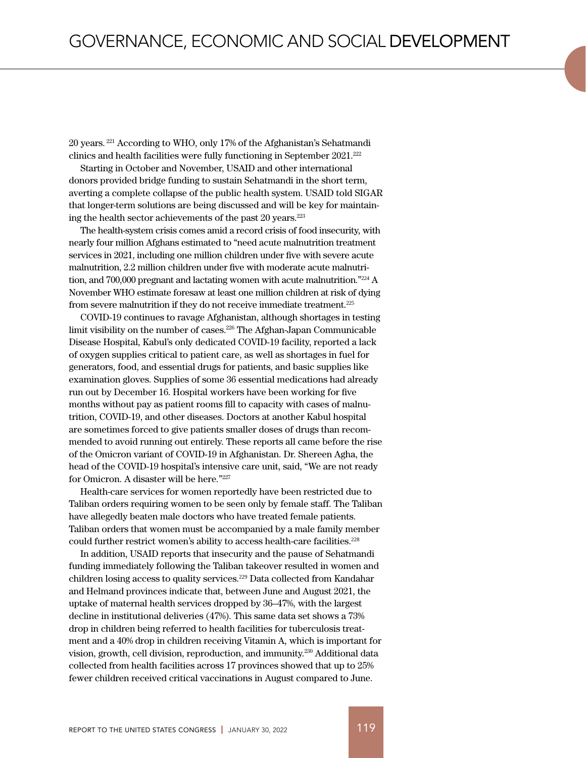20 years.[221] According to WHO, only 17% of the Afghanistan's Sehatmandi clinics and health facilities were fully functioning in September 2021.[222]

Starting in October and November, USAID and other international donors provided bridge funding to sustain Sehatmandi in the short term, averting a complete collapse of the public health system. USAID told SIGAR that longer-term solutions are being discussed and will be key for maintaining the health sector achievements of the past 20 years.[223]

The health-system crisis comes amid a record crisis of food insecurity, with nearly four million Afghans estimated to "need acute malnutrition treatment services in 2021, including one million children under five with severe acute malnutrition, 2.2 million children under five with moderate acute malnutrition, and 700,000 pregnant and lactating women with acute malnutrition."[224] A November WHO estimate foresaw at least one million children at risk of dying from severe malnutrition if they do not receive immediate treatment.[225]

COVID-19 continues to ravage Afghanistan, although shortages in testing limit visibility on the number of cases.[226] The Afghan-Japan Communicable Disease Hospital, Kabul's only dedicated COVID-19 facility, reported a lack of oxygen supplies critical to patient care, as well as shortages in fuel for generators, food, and essential drugs for patients, and basic supplies like examination gloves. Supplies of some 36 essential medications had already run out by December 16. Hospital workers have been working for five months without pay as patient rooms fill to capacity with cases of malnutrition, COVID-19, and other diseases. Doctors at another Kabul hospital are sometimes forced to give patients smaller doses of drugs than recommended to avoid running out entirely. These reports all came before the rise of the Omicron variant of COVID-19 in Afghanistan. Dr. Shereen Agha, the head of the COVID-19 hospital's intensive care unit, said, "We are not ready for Omicron. A disaster will be here."[227]

Health-care services for women reportedly have been restricted due to Taliban orders requiring women to be seen only by female staff. The Taliban have allegedly beaten male doctors who have treated female patients. Taliban orders that women must be accompanied by a male family member could further restrict women's ability to access health-care facilities.[228]

In addition, USAID reports that insecurity and the pause of Sehatmandi funding immediately following the Taliban takeover resulted in women and children losing access to quality services.[229] Data collected from Kandahar and Helmand provinces indicate that, between June and August 2021, the uptake of maternal health services dropped by 36–47%, with the largest decline in institutional deliveries (47%). This same data set shows a 73% drop in children being referred to health facilities for tuberculosis treatment and a 40% drop in children receiving Vitamin A, which is important for vision, growth, cell division, reproduction, and immunity.[230] Additional data collected from health facilities across 17 provinces showed that up to 25% fewer children received critical vaccinations in August compared to June.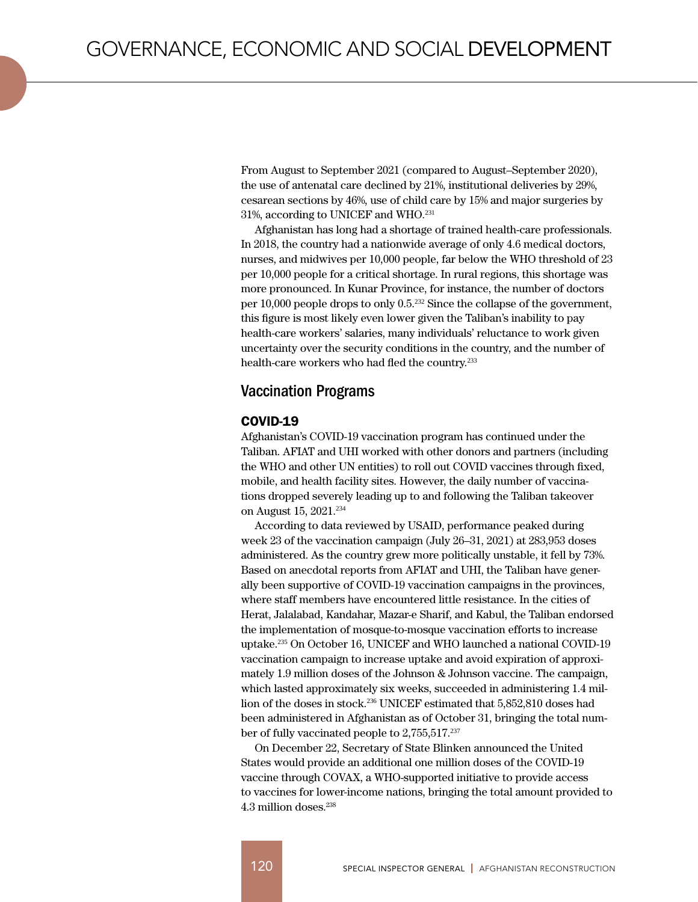From August to September 2021 (compared to August–September 2020), the use of antenatal care declined by 21%, institutional deliveries by 29%, cesarean sections by 46%, use of child care by 15% and major surgeries by 31%, according to UNICEF and WHO.[231]

Afghanistan has long had a shortage of trained health-care professionals. In 2018, the country had a nationwide average of only 4.6 medical doctors, nurses, and midwives per 10,000 people, far below the WHO threshold of 23 per 10,000 people for a critical shortage. In rural regions, this shortage was more pronounced. In Kunar Province, for instance, the number of doctors per 10,000 people drops to only 0.5.[232] Since the collapse of the government, this figure is most likely even lower given the Taliban's inability to pay health-care workers' salaries, many individuals' reluctance to work given uncertainty over the security conditions in the country, and the number of health-care workers who had fled the country.[233]

## Vaccination Programs

### COVID-19

Afghanistan's COVID-19 vaccination program has continued under the Taliban. AFIAT and UHI worked with other donors and partners (including the WHO and other UN entities) to roll out COVID vaccines through fixed, mobile, and health facility sites. However, the daily number of vaccinations dropped severely leading up to and following the Taliban takeover on August 15, 2021.[234]

According to data reviewed by USAID, performance peaked during week 23 of the vaccination campaign (July 26–31, 2021) at 283,953 doses administered. As the country grew more politically unstable, it fell by 73%. Based on anecdotal reports from AFIAT and UHI, the Taliban have generally been supportive of COVID-19 vaccination campaigns in the provinces, where staff members have encountered little resistance. In the cities of Herat, Jalalabad, Kandahar, Mazar-e Sharif, and Kabul, the Taliban endorsed the implementation of mosque-to-mosque vaccination efforts to increase uptake.[235] On October 16, UNICEF and WHO launched a national COVID-19 vaccination campaign to increase uptake and avoid expiration of approximately 1.9 million doses of the Johnson & Johnson vaccine. The campaign, which lasted approximately six weeks, succeeded in administering 1.4 million of the doses in stock.[236] UNICEF estimated that 5,852,810 doses had been administered in Afghanistan as of October 31, bringing the total number of fully vaccinated people to 2,755,517.[237]

On December 22, Secretary of State Blinken announced the United States would provide an additional one million doses of the COVID-19 vaccine through COVAX, a WHO-supported initiative to provide access to vaccines for lower-income nations, bringing the total amount provided to 4.3 million doses.[238]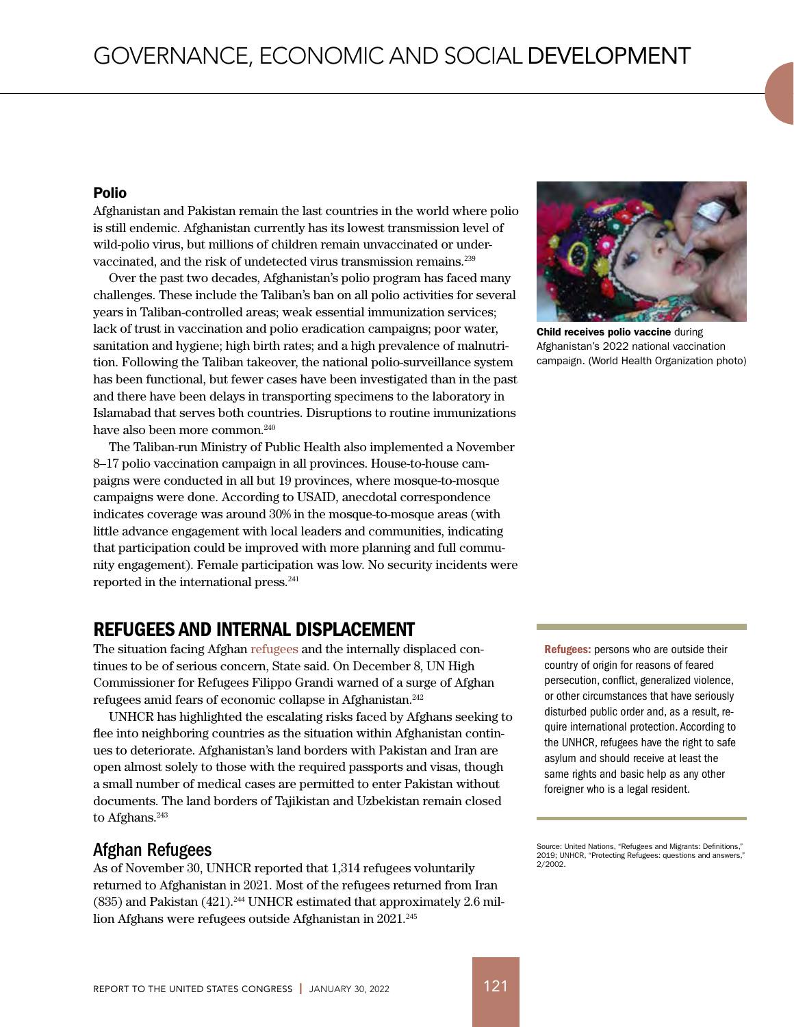## Polio

Afghanistan and Pakistan remain the last countries in the world where polio is still endemic. Afghanistan currently has its lowest transmission level of wild-polio virus, but millions of children remain unvaccinated or under-vaccinated, and the risk of undetected virus transmission remains.[239]

Over the past two decades, Afghanistan's polio program has faced many challenges. These include the Taliban's ban on all polio activities for several years in Taliban-controlled areas; weak essential immunization services; lack of trust in vaccination and polio eradication campaigns; poor water, sanitation and hygiene; high birth rates; and a high prevalence of malnutrition. Following the Taliban takeover, the national polio-surveillance system has been functional, but fewer cases have been investigated than in the past and there have been delays in transporting specimens to the laboratory in Islamabad that serves both countries. Disruptions to routine immunizations have also been more common.[240]

The Taliban-run Ministry of Public Health also implemented a November 8–17 polio vaccination campaign in all provinces. House-to-house campaigns were conducted in all but 19 provinces, where mosque-to-mosque campaigns were done. According to USAID, anecdotal correspondence indicates coverage was around 30% in the mosque-to-mosque areas (with little advance engagement with local leaders and communities, indicating that participation could be improved with more planning and full community engagement). Female participation was low. No security incidents were reported in the international press.[241]

**Child receives polio vaccine** during Afghanistan's 2022 national vaccination campaign. (World Health Organization photo)

## REFUGEES AND INTERNAL DISPLACEMENT

The situation facing Afghan refugees and the internally displaced continues to be of serious concern, State said. On December 8, UN High Commissioner for Refugees Filippo Grandi warned of a surge of Afghan refugees amid fears of economic collapse in Afghanistan.[242]

UNHCR has highlighted the escalating risks faced by Afghans seeking to flee into neighboring countries as the situation within Afghanistan continues to deteriorate. Afghanistan's land borders with Pakistan and Iran are open almost solely to those with the required passports and visas, though a small number of medical cases are permitted to enter Pakistan without documents. The land borders of Tajikistan and Uzbekistan remain closed to Afghans.[243]

**Refugees:** persons who are outside their country of origin for reasons of feared persecution, conflict, generalized violence, or other circumstances that have seriously disturbed public order and, as a result, require international protection. According to the UNHCR, refugees have the right to safe asylum and should receive at least the same rights and basic help as any other foreigner who is a legal resident.

Source: United Nations, "Refugees and Migrants: Definitions," 2019; UNHCR, "Protecting Refugees: questions and answers," 2/2002.

### Afghan Refugees

As of November 30, UNHCR reported that 1,314 refugees voluntarily returned to Afghanistan in 2021. Most of the refugees returned from Iran (835) and Pakistan (421).[244] UNHCR estimated that approximately 2.6 million Afghans were refugees outside Afghanistan in 2021.[245]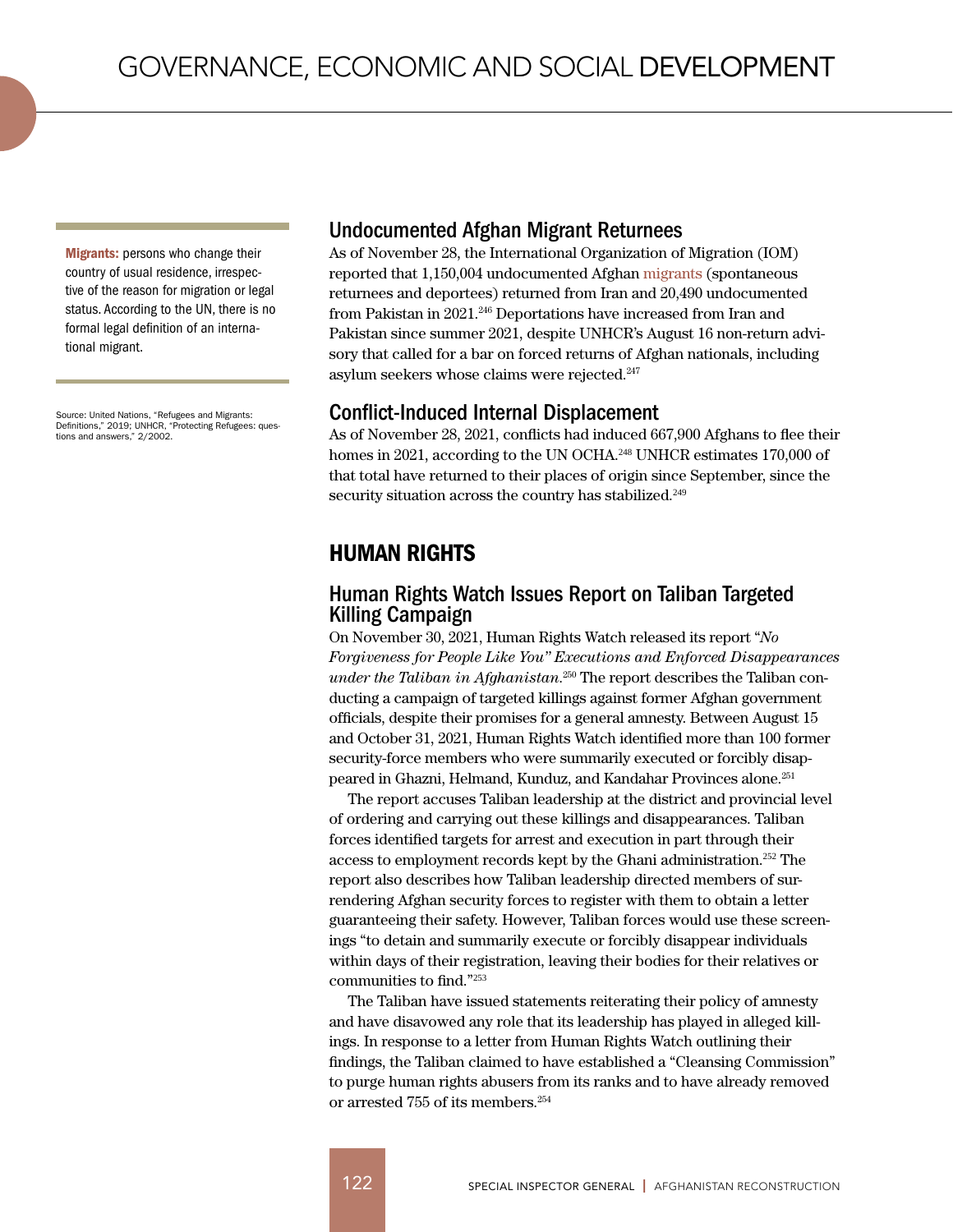## Undocumented Afghan Migrant Returnees

As of November 28, the International Organization of Migration (IOM) reported that 1,150,004 undocumented Afghan migrants (spontaneous returnees and deportees) returned from Iran and 20,490 undocumented from Pakistan in 2021.[246] Deportations have increased from Iran and Pakistan since summer 2021, despite UNHCR's August 16 non-return advisory that called for a bar on forced returns of Afghan nationals, including asylum seekers whose claims were rejected.[247]

**Migrants:** persons who change their country of usual residence, irrespective of the reason for migration or legal status. According to the UN, there is no formal legal definition of an international migrant.

Source: United Nations, "Refugees and Migrants: Definitions," 2019; UNHCR, "Protecting Refugees: questions and answers," 2/2002.

## Conflict-Induced Internal Displacement

As of November 28, 2021, conflicts had induced 667,900 Afghans to flee their homes in 2021, according to the UN OCHA.[248] UNHCR estimates 170,000 of that total have returned to their places of origin since September, since the security situation across the country has stabilized.[249]

# HUMAN RIGHTS

## Human Rights Watch Issues Report on Taliban Targeted Killing Campaign

On November 30, 2021, Human Rights Watch released its report "*No Forgiveness for People Like You" Executions and Enforced Disappearances under the Taliban in Afghanistan.*[250] The report describes the Taliban conducting a campaign of targeted killings against former Afghan government officials, despite their promises for a general amnesty. Between August 15 and October 31, 2021, Human Rights Watch identified more than 100 former security-force members who were summarily executed or forcibly disappeared in Ghazni, Helmand, Kunduz, and Kandahar Provinces alone.[251]

The report accuses Taliban leadership at the district and provincial level of ordering and carrying out these killings and disappearances. Taliban forces identified targets for arrest and execution in part through their access to employment records kept by the Ghani administration.[252] The report also describes how Taliban leadership directed members of surrendering Afghan security forces to register with them to obtain a letter guaranteeing their safety. However, Taliban forces would use these screenings "to detain and summarily execute or forcibly disappear individuals within days of their registration, leaving their bodies for their relatives or communities to find."[253]

The Taliban have issued statements reiterating their policy of amnesty and have disavowed any role that its leadership has played in alleged killings. In response to a letter from Human Rights Watch outlining their findings, the Taliban claimed to have established a "Cleansing Commission" to purge human rights abusers from its ranks and to have already removed or arrested 755 of its members.[254]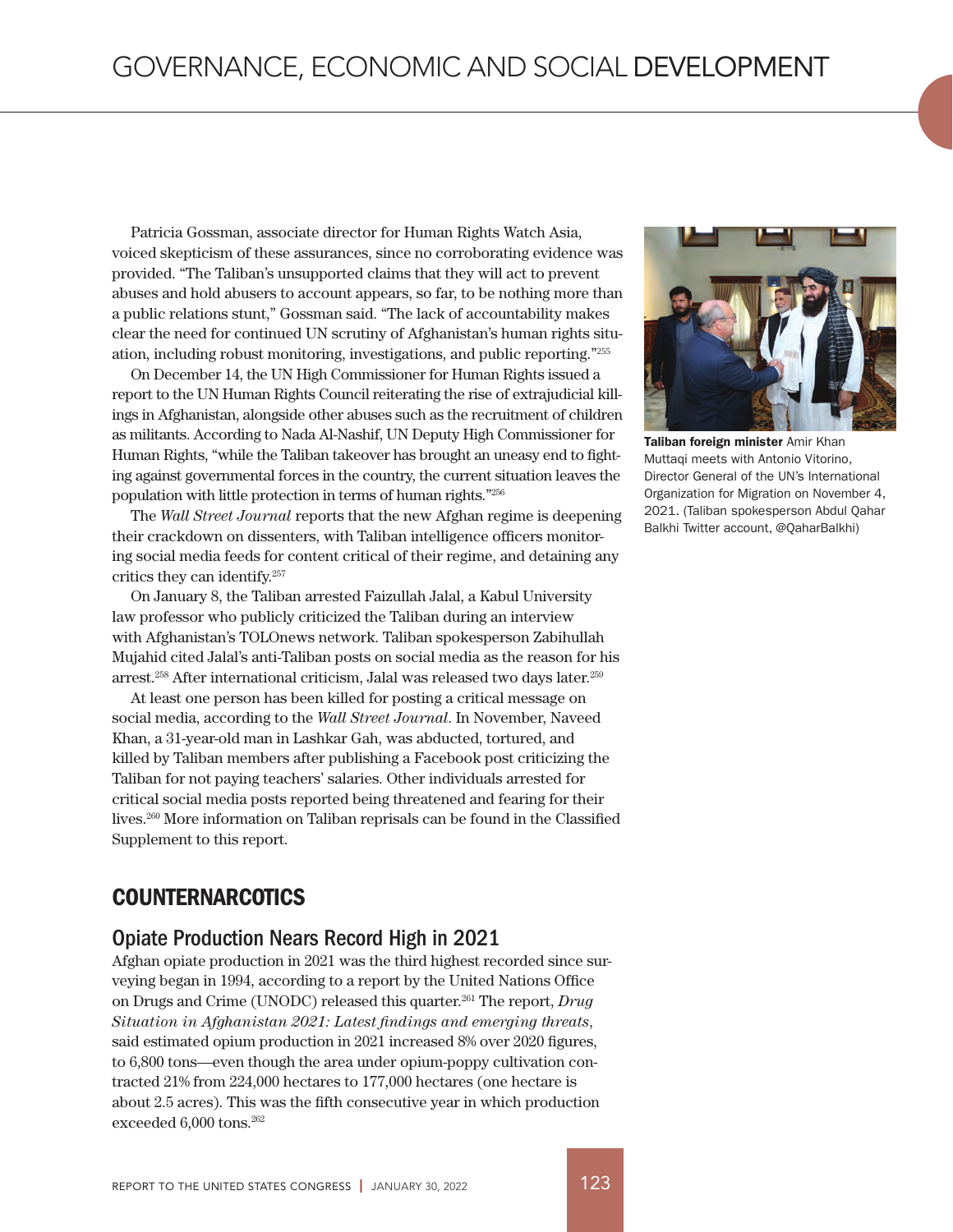Patricia Gossman, associate director for Human Rights Watch Asia, voiced skepticism of these assurances, since no corroborating evidence was provided. "The Taliban's unsupported claims that they will act to prevent abuses and hold abusers to account appears, so far, to be nothing more than a public relations stunt," Gossman said. "The lack of accountability makes clear the need for continued UN scrutiny of Afghanistan's human rights situation, including robust monitoring, investigations, and public reporting."[255]

On December 14, the UN High Commissioner for Human Rights issued a report to the UN Human Rights Council reiterating the rise of extrajudicial killings in Afghanistan, alongside other abuses such as the recruitment of children as militants. According to Nada Al-Nashif, UN Deputy High Commissioner for Human Rights, "while the Taliban takeover has brought an uneasy end to fighting against governmental forces in the country, the current situation leaves the population with little protection in terms of human rights."[256]

The *Wall Street Journal* reports that the new Afghan regime is deepening their crackdown on dissenters, with Taliban intelligence officers monitoring social media feeds for content critical of their regime, and detaining any critics they can identify.[257]

On January 8, the Taliban arrested Faizullah Jalal, a Kabul University law professor who publicly criticized the Taliban during an interview with Afghanistan's TOLOnews network. Taliban spokesperson Zabihullah Mujahid cited Jalal's anti-Taliban posts on social media as the reason for his arrest.[258] After international criticism, Jalal was released two days later.[259]

At least one person has been killed for posting a critical message on social media, according to the *Wall Street Journal*. In November, Naveed Khan, a 31-year-old man in Lashkar Gah, was abducted, tortured, and killed by Taliban members after publishing a Facebook post criticizing the Taliban for not paying teachers' salaries. Other individuals arrested for critical social media posts reported being threatened and fearing for their lives.[260] More information on Taliban reprisals can be found in the Classified Supplement to this report.

**Taliban foreign minister** Amir Khan Muttaqi meets with Antonio Vitorino, Director General of the UN's International Organization for Migration on November 4, 2021. (Taliban spokesperson Abdul Qahar Balkhi Twitter account, @QaharBalkhi)

## COUNTERNARCOTICS

### Opiate Production Nears Record High in 2021

Afghan opiate production in 2021 was the third highest recorded since surveying began in 1994, according to a report by the United Nations Office on Drugs and Crime (UNODC) released this quarter.[261] The report, *Drug Situation in Afghanistan 2021: Latest findings and emerging threats*, said estimated opium production in 2021 increased 8% over 2020 figures, to 6,800 tons—even though the area under opium-poppy cultivation contracted 21% from 224,000 hectares to 177,000 hectares (one hectare is about 2.5 acres). This was the fifth consecutive year in which production exceeded 6,000 tons.[262]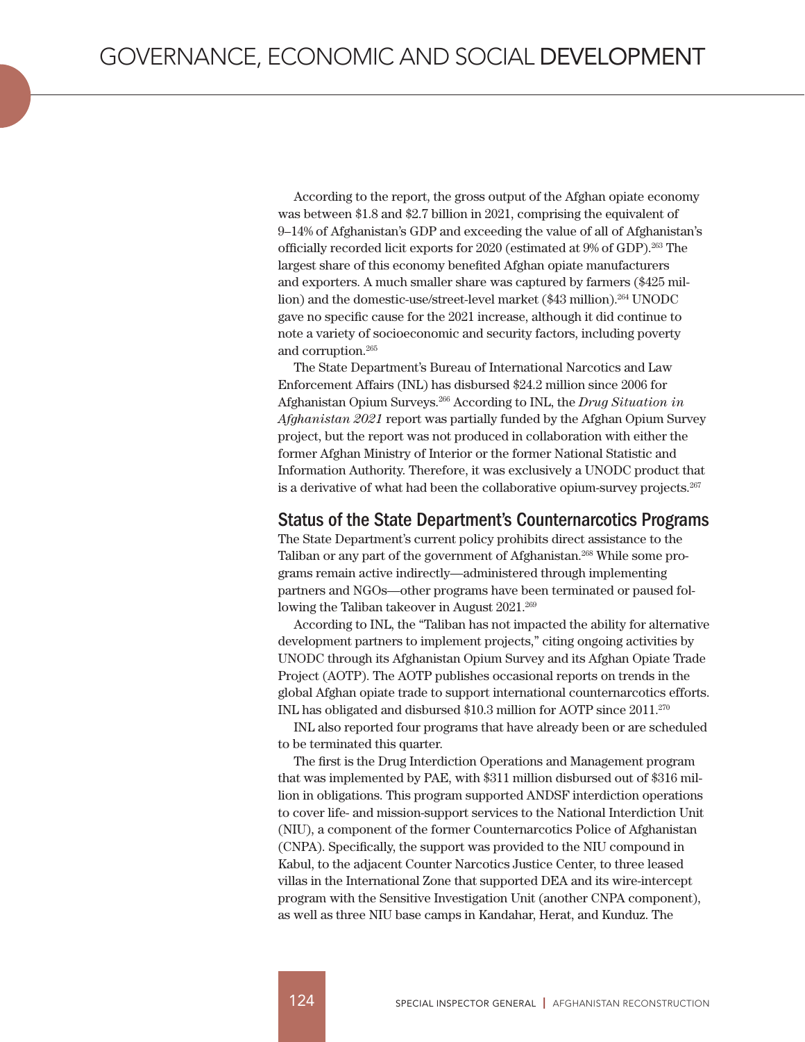According to the report, the gross output of the Afghan opiate economy was between $1.8 and $2.7 billion in 2021, comprising the equivalent of 9–14% of Afghanistan's GDP and exceeding the value of all of Afghanistan's officially recorded licit exports for 2020 (estimated at 9% of GDP).[263] The largest share of this economy benefited Afghan opiate manufacturers and exporters. A much smaller share was captured by farmers ($425 million) and the domestic-use/street-level market ($43 million).[264] UNODC gave no specific cause for the 2021 increase, although it did continue to note a variety of socioeconomic and security factors, including poverty and corruption.[265]

The State Department's Bureau of International Narcotics and Law Enforcement Affairs (INL) has disbursed $24.2 million since 2006 for Afghanistan Opium Surveys.[266] According to INL, the *Drug Situation in Afghanistan 2021* report was partially funded by the Afghan Opium Survey project, but the report was not produced in collaboration with either the former Afghan Ministry of Interior or the former National Statistic and Information Authority. Therefore, it was exclusively a UNODC product that is a derivative of what had been the collaborative opium-survey projects.[267]

## Status of the State Department's Counternarcotics Programs

The State Department's current policy prohibits direct assistance to the Taliban or any part of the government of Afghanistan.[268] While some programs remain active indirectly—administered through implementing partners and NGOs—other programs have been terminated or paused following the Taliban takeover in August 2021.[269]

According to INL, the "Taliban has not impacted the ability for alternative development partners to implement projects," citing ongoing activities by UNODC through its Afghanistan Opium Survey and its Afghan Opiate Trade Project (AOTP). The AOTP publishes occasional reports on trends in the global Afghan opiate trade to support international counternarcotics efforts. INL has obligated and disbursed $10.3 million for AOTP since 2011.[270]

INL also reported four programs that have already been or are scheduled to be terminated this quarter.

The first is the Drug Interdiction Operations and Management program that was implemented by PAE, with $311 million disbursed out of $316 million in obligations. This program supported ANDSF interdiction operations to cover life- and mission-support services to the National Interdiction Unit (NIU), a component of the former Counternarcotics Police of Afghanistan (CNPA). Specifically, the support was provided to the NIU compound in Kabul, to the adjacent Counter Narcotics Justice Center, to three leased villas in the International Zone that supported DEA and its wire-intercept program with the Sensitive Investigation Unit (another CNPA component), as well as three NIU base camps in Kandahar, Herat, and Kunduz. The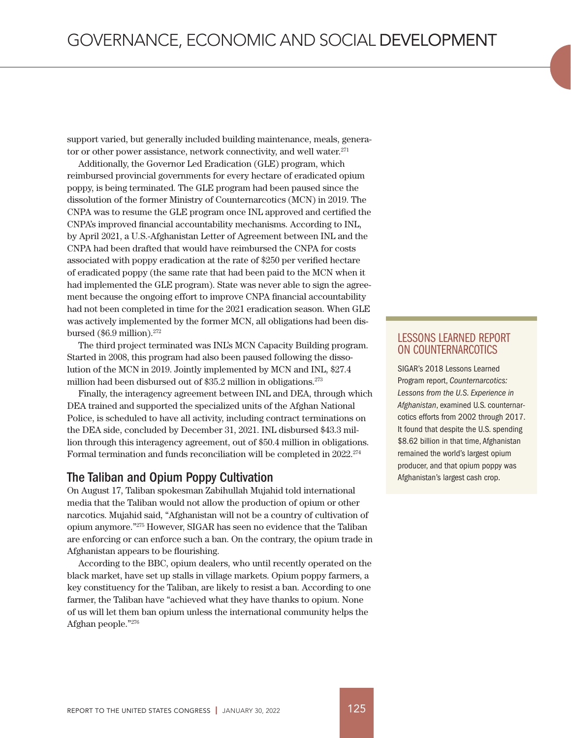support varied, but generally included building maintenance, meals, generator or other power assistance, network connectivity, and well water.[271]

Additionally, the Governor Led Eradication (GLE) program, which reimbursed provincial governments for every hectare of eradicated opium poppy, is being terminated. The GLE program had been paused since the dissolution of the former Ministry of Counternarcotics (MCN) in 2019. The CNPA was to resume the GLE program once INL approved and certified the CNPA's improved financial accountability mechanisms. According to INL, by April 2021, a U.S.-Afghanistan Letter of Agreement between INL and the CNPA had been drafted that would have reimbursed the CNPA for costs associated with poppy eradication at the rate of $250 per verified hectare of eradicated poppy (the same rate that had been paid to the MCN when it had implemented the GLE program). State was never able to sign the agreement because the ongoing effort to improve CNPA financial accountability had not been completed in time for the 2021 eradication season. When GLE was actively implemented by the former MCN, all obligations had been disbursed ($6.9 million).[272]

The third project terminated was INL's MCN Capacity Building program. Started in 2008, this program had also been paused following the dissolution of the MCN in 2019. Jointly implemented by MCN and INL, $27.4 million had been disbursed out of $35.2 million in obligations.[273]

Finally, the interagency agreement between INL and DEA, through which DEA trained and supported the specialized units of the Afghan National Police, is scheduled to have all activity, including contract terminations on the DEA side, concluded by December 31, 2021. INL disbursed $43.3 million through this interagency agreement, out of $50.4 million in obligations. Formal termination and funds reconciliation will be completed in 2022.[274]

## The Taliban and Opium Poppy Cultivation

On August 17, Taliban spokesman Zabihullah Mujahid told international media that the Taliban would not allow the production of opium or other narcotics. Mujahid said, "Afghanistan will not be a country of cultivation of opium anymore."[275] However, SIGAR has seen no evidence that the Taliban are enforcing or can enforce such a ban. On the contrary, the opium trade in Afghanistan appears to be flourishing.

According to the BBC, opium dealers, who until recently operated on the black market, have set up stalls in village markets. Opium poppy farmers, a key constituency for the Taliban, are likely to resist a ban. According to one farmer, the Taliban have "achieved what they have thanks to opium. None of us will let them ban opium unless the international community helps the Afghan people."[276]

### LESSONS LEARNED REPORT ON COUNTERNARCOTICS

SIGAR's 2018 Lessons Learned Program report, *Counternarcotics: Lessons from the U.S. Experience in Afghanistan*, examined U.S. counternarcotics efforts from 2002 through 2017. It found that despite the U.S. spending $8.62 billion in that time, Afghanistan remained the world's largest opium producer, and that opium poppy was Afghanistan's largest cash crop.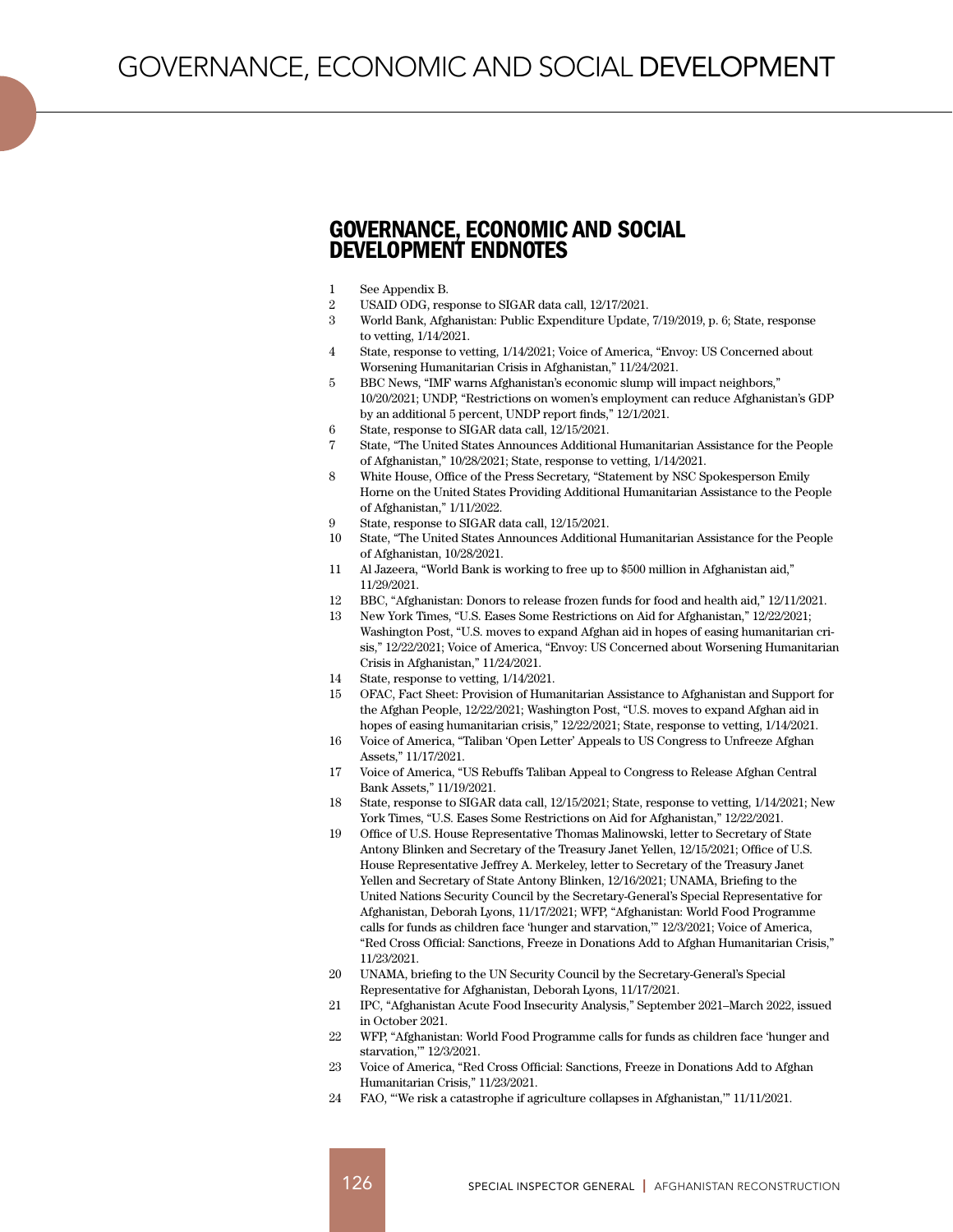# GOVERNANCE, ECONOMIC AND SOCIAL DEVELOPMENT ENDNOTES

1 See Appendix B.
2 USAID ODG, response to SIGAR data call, 12/17/2021.
3 World Bank, Afghanistan: Public Expenditure Update, 7/19/2019, p. 6; State, response to vetting, 1/14/2021.
4 State, response to vetting, 1/14/2021; Voice of America, "Envoy: US Concerned about Worsening Humanitarian Crisis in Afghanistan," 11/24/2021.
5 BBC News, "IMF warns Afghanistan's economic slump will impact neighbors," 10/20/2021; UNDP, "Restrictions on women's employment can reduce Afghanistan's GDP by an additional 5 percent, UNDP report finds," 12/1/2021.
6 State, response to SIGAR data call, 12/15/2021.
7 State, "The United States Announces Additional Humanitarian Assistance for the People of Afghanistan," 10/28/2021; State, response to vetting, 1/14/2021.
8 White House, Office of the Press Secretary, "Statement by NSC Spokesperson Emily Horne on the United States Providing Additional Humanitarian Assistance to the People of Afghanistan," 1/11/2022.
9 State, response to SIGAR data call, 12/15/2021.
10 State, "The United States Announces Additional Humanitarian Assistance for the People of Afghanistan, 10/28/2021.
11 Al Jazeera, "World Bank is working to free up to $500 million in Afghanistan aid," 11/29/2021.
12 BBC, "Afghanistan: Donors to release frozen funds for food and health aid," 12/11/2021.
13 New York Times, "U.S. Eases Some Restrictions on Aid for Afghanistan," 12/22/2021; Washington Post, "U.S. moves to expand Afghan aid in hopes of easing humanitarian crisis," 12/22/2021; Voice of America, "Envoy: US Concerned about Worsening Humanitarian Crisis in Afghanistan," 11/24/2021.
14 State, response to vetting, 1/14/2021.
15 OFAC, Fact Sheet: Provision of Humanitarian Assistance to Afghanistan and Support for the Afghan People, 12/22/2021; Washington Post, "U.S. moves to expand Afghan aid in hopes of easing humanitarian crisis," 12/22/2021; State, response to vetting, 1/14/2021.
16 Voice of America, "Taliban 'Open Letter' Appeals to US Congress to Unfreeze Afghan Assets," 11/17/2021.
17 Voice of America, "US Rebuffs Taliban Appeal to Congress to Release Afghan Central Bank Assets," 11/19/2021.
18 State, response to SIGAR data call, 12/15/2021; State, response to vetting, 1/14/2021; New York Times, "U.S. Eases Some Restrictions on Aid for Afghanistan," 12/22/2021.
19 Office of U.S. House Representative Thomas Malinowski, letter to Secretary of State Antony Blinken and Secretary of the Treasury Janet Yellen, 12/15/2021; Office of U.S. House Representative Jeffrey A. Merkeley, letter to Secretary of the Treasury Janet Yellen and Secretary of State Antony Blinken, 12/16/2021; UNAMA, Briefing to the United Nations Security Council by the Secretary-General's Special Representative for Afghanistan, Deborah Lyons, 11/17/2021; WFP, "Afghanistan: World Food Programme calls for funds as children face 'hunger and starvation,'" 12/3/2021; Voice of America, "Red Cross Official: Sanctions, Freeze in Donations Add to Afghan Humanitarian Crisis," 11/23/2021.
20 UNAMA, briefing to the UN Security Council by the Secretary-General's Special Representative for Afghanistan, Deborah Lyons, 11/17/2021.
21 IPC, "Afghanistan Acute Food Insecurity Analysis," September 2021–March 2022, issued in October 2021.
22 WFP, "Afghanistan: World Food Programme calls for funds as children face 'hunger and starvation,'" 12/3/2021.
23 Voice of America, "Red Cross Official: Sanctions, Freeze in Donations Add to Afghan Humanitarian Crisis," 11/23/2021.
24 FAO, "'We risk a catastrophe if agriculture collapses in Afghanistan,'" 11/11/2021.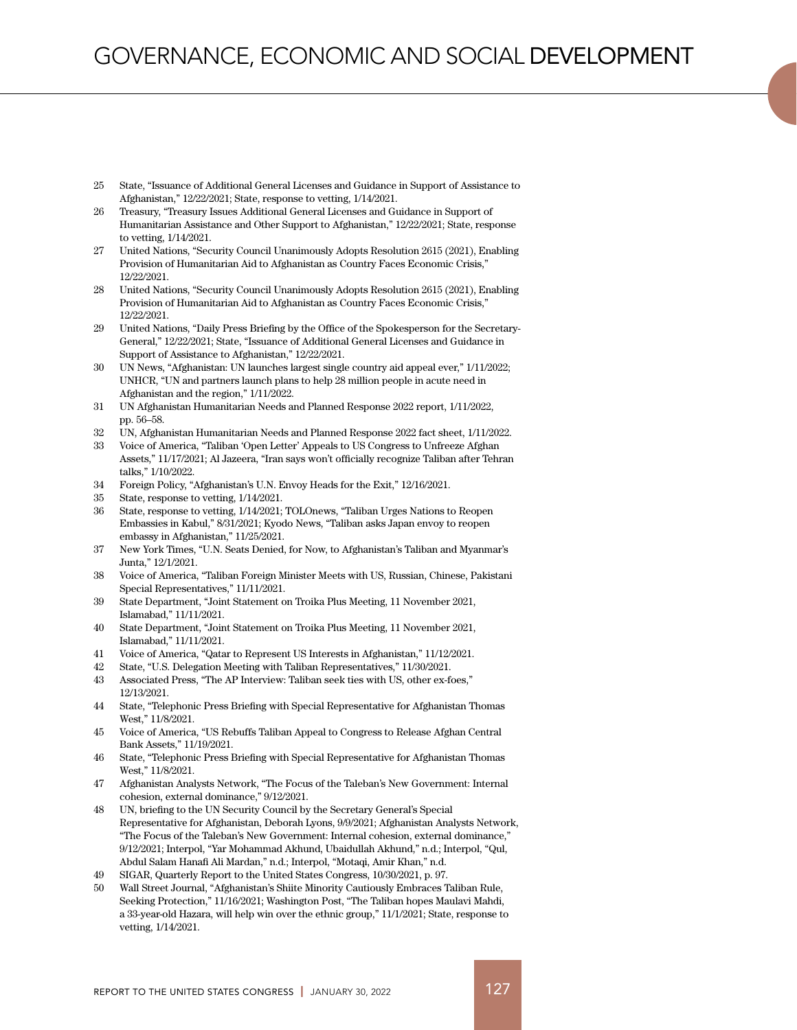25 State, "Issuance of Additional General Licenses and Guidance in Support of Assistance to Afghanistan," 12/22/2021; State, response to vetting, 1/14/2021.

26 Treasury, "Treasury Issues Additional General Licenses and Guidance in Support of Humanitarian Assistance and Other Support to Afghanistan," 12/22/2021; State, response to vetting, 1/14/2021.

27 United Nations, "Security Council Unanimously Adopts Resolution 2615 (2021), Enabling Provision of Humanitarian Aid to Afghanistan as Country Faces Economic Crisis," 12/22/2021.

28 United Nations, "Security Council Unanimously Adopts Resolution 2615 (2021), Enabling Provision of Humanitarian Aid to Afghanistan as Country Faces Economic Crisis," 12/22/2021.

29 United Nations, "Daily Press Briefing by the Office of the Spokesperson for the Secretary-General," 12/22/2021; State, "Issuance of Additional General Licenses and Guidance in Support of Assistance to Afghanistan," 12/22/2021.

30 UN News, "Afghanistan: UN launches largest single country aid appeal ever," 1/11/2022; UNHCR, "UN and partners launch plans to help 28 million people in acute need in Afghanistan and the region," 1/11/2022.

31 UN Afghanistan Humanitarian Needs and Planned Response 2022 report, 1/11/2022, pp. 56–58.

32 UN, Afghanistan Humanitarian Needs and Planned Response 2022 fact sheet, 1/11/2022.

33 Voice of America, "Taliban 'Open Letter' Appeals to US Congress to Unfreeze Afghan Assets," 11/17/2021; Al Jazeera, "Iran says won't officially recognize Taliban after Tehran talks," 1/10/2022.

34 Foreign Policy, "Afghanistan's U.N. Envoy Heads for the Exit," 12/16/2021.

35 State, response to vetting, 1/14/2021.

36 State, response to vetting, 1/14/2021; TOLOnews, "Taliban Urges Nations to Reopen Embassies in Kabul," 8/31/2021; Kyodo News, "Taliban asks Japan envoy to reopen embassy in Afghanistan," 11/25/2021.

37 New York Times, "U.N. Seats Denied, for Now, to Afghanistan's Taliban and Myanmar's Junta," 12/1/2021.

38 Voice of America, "Taliban Foreign Minister Meets with US, Russian, Chinese, Pakistani Special Representatives," 11/11/2021.

39 State Department, "Joint Statement on Troika Plus Meeting, 11 November 2021, Islamabad," 11/11/2021.

40 State Department, "Joint Statement on Troika Plus Meeting, 11 November 2021, Islamabad," 11/11/2021.

41 Voice of America, "Qatar to Represent US Interests in Afghanistan," 11/12/2021.

42 State, "U.S. Delegation Meeting with Taliban Representatives," 11/30/2021.

43 Associated Press, "The AP Interview: Taliban seek ties with US, other ex-foes," 12/13/2021.

44 State, "Telephonic Press Briefing with Special Representative for Afghanistan Thomas West," 11/8/2021.

45 Voice of America, "US Rebuffs Taliban Appeal to Congress to Release Afghan Central Bank Assets," 11/19/2021.

46 State, "Telephonic Press Briefing with Special Representative for Afghanistan Thomas West," 11/8/2021.

47 Afghanistan Analysts Network, "The Focus of the Taleban's New Government: Internal cohesion, external dominance," 9/12/2021.

48 UN, briefing to the UN Security Council by the Secretary General's Special Representative for Afghanistan, Deborah Lyons, 9/9/2021; Afghanistan Analysts Network, "The Focus of the Taleban's New Government: Internal cohesion, external dominance," 9/12/2021; Interpol, "Yar Mohammad Akhund, Ubaidullah Akhund," n.d.; Interpol, "Qul, Abdul Salam Hanafi Ali Mardan," n.d.; Interpol, "Motaqi, Amir Khan," n.d.

49 SIGAR, Quarterly Report to the United States Congress, 10/30/2021, p. 97.

50 Wall Street Journal, "Afghanistan's Shiite Minority Cautiously Embraces Taliban Rule, Seeking Protection," 11/16/2021; Washington Post, "The Taliban hopes Maulavi Mahdi, a 33-year-old Hazara, will help win over the ethnic group," 11/1/2021; State, response to vetting, 1/14/2021.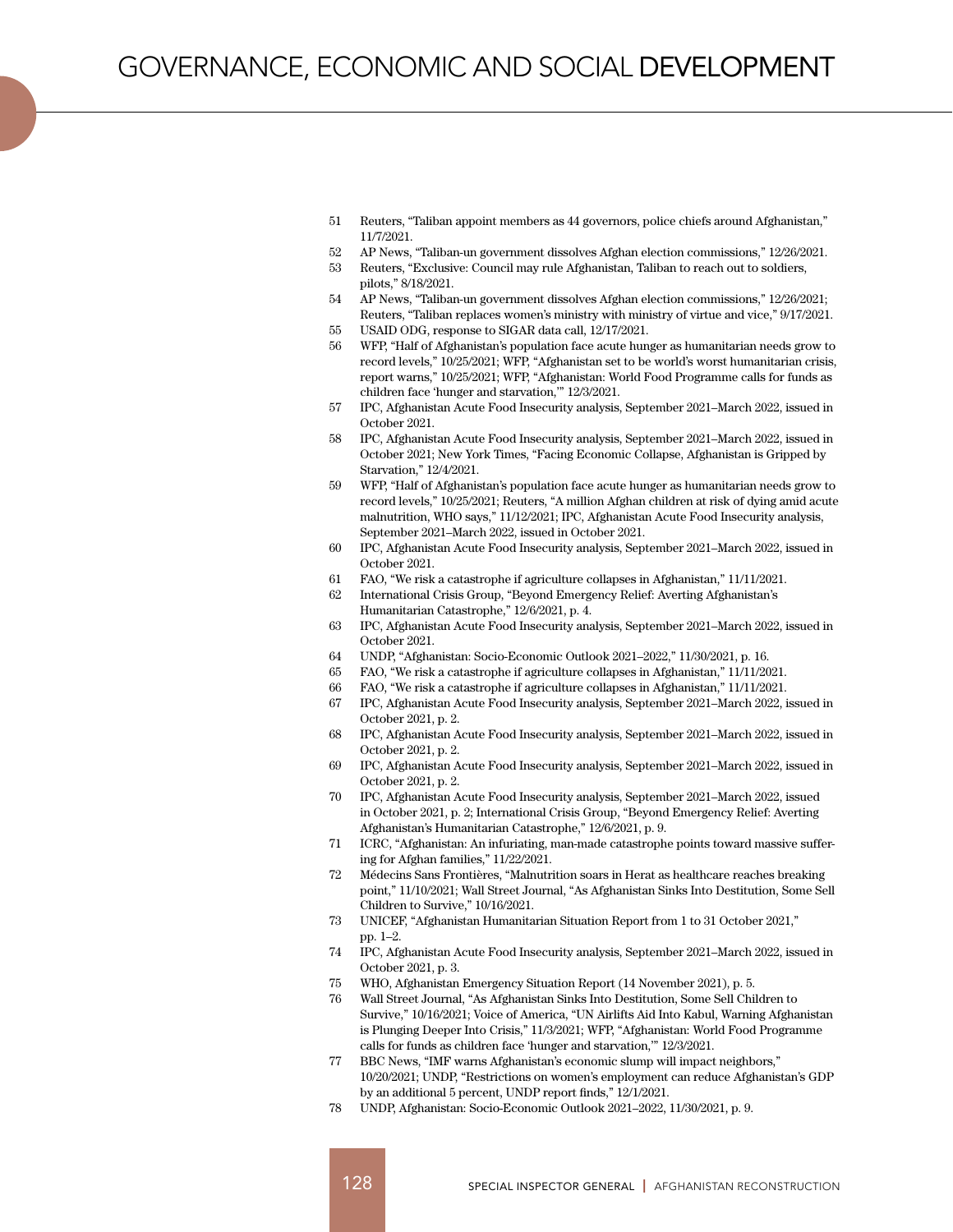51 Reuters, "Taliban appoint members as 44 governors, police chiefs around Afghanistan," 11/7/2021.

52 AP News, "Taliban-un government dissolves Afghan election commissions," 12/26/2021.

53 Reuters, "Exclusive: Council may rule Afghanistan, Taliban to reach out to soldiers, pilots," 8/18/2021.

54 AP News, "Taliban-un government dissolves Afghan election commissions," 12/26/2021; Reuters, "Taliban replaces women's ministry with ministry of virtue and vice," 9/17/2021.

55 USAID ODG, response to SIGAR data call, 12/17/2021.

56 WFP, "Half of Afghanistan's population face acute hunger as humanitarian needs grow to record levels," 10/25/2021; WFP, "Afghanistan set to be world's worst humanitarian crisis, report warns," 10/25/2021; WFP, "Afghanistan: World Food Programme calls for funds as children face 'hunger and starvation,'" 12/3/2021.

57 IPC, Afghanistan Acute Food Insecurity analysis, September 2021–March 2022, issued in October 2021.

58 IPC, Afghanistan Acute Food Insecurity analysis, September 2021–March 2022, issued in October 2021; New York Times, "Facing Economic Collapse, Afghanistan is Gripped by Starvation," 12/4/2021.

59 WFP, "Half of Afghanistan's population face acute hunger as humanitarian needs grow to record levels," 10/25/2021; Reuters, "A million Afghan children at risk of dying amid acute malnutrition, WHO says," 11/12/2021; IPC, Afghanistan Acute Food Insecurity analysis, September 2021–March 2022, issued in October 2021.

60 IPC, Afghanistan Acute Food Insecurity analysis, September 2021–March 2022, issued in October 2021.

61 FAO, "We risk a catastrophe if agriculture collapses in Afghanistan," 11/11/2021.

62 International Crisis Group, "Beyond Emergency Relief: Averting Afghanistan's Humanitarian Catastrophe," 12/6/2021, p. 4.

63 IPC, Afghanistan Acute Food Insecurity analysis, September 2021–March 2022, issued in October 2021.

64 UNDP, "Afghanistan: Socio-Economic Outlook 2021–2022," 11/30/2021, p. 16.

65 FAO, "We risk a catastrophe if agriculture collapses in Afghanistan," 11/11/2021.

66 FAO, "We risk a catastrophe if agriculture collapses in Afghanistan," 11/11/2021.

67 IPC, Afghanistan Acute Food Insecurity analysis, September 2021–March 2022, issued in October 2021, p. 2.

68 IPC, Afghanistan Acute Food Insecurity analysis, September 2021–March 2022, issued in October 2021, p. 2.

69 IPC, Afghanistan Acute Food Insecurity analysis, September 2021–March 2022, issued in October 2021, p. 2.

70 IPC, Afghanistan Acute Food Insecurity analysis, September 2021–March 2022, issued in October 2021, p. 2; International Crisis Group, "Beyond Emergency Relief: Averting Afghanistan's Humanitarian Catastrophe," 12/6/2021, p. 9.

71 ICRC, "Afghanistan: An infuriating, man-made catastrophe points toward massive suffering for Afghan families," 11/22/2021.

72 Médecins Sans Frontières, "Malnutrition soars in Herat as healthcare reaches breaking point," 11/10/2021; Wall Street Journal, "As Afghanistan Sinks Into Destitution, Some Sell Children to Survive," 10/16/2021.

73 UNICEF, "Afghanistan Humanitarian Situation Report from 1 to 31 October 2021," pp. 1–2.

74 IPC, Afghanistan Acute Food Insecurity analysis, September 2021–March 2022, issued in October 2021, p. 3.

75 WHO, Afghanistan Emergency Situation Report (14 November 2021), p. 5.

76 Wall Street Journal, "As Afghanistan Sinks Into Destitution, Some Sell Children to Survive," 10/16/2021; Voice of America, "UN Airlifts Aid Into Kabul, Warning Afghanistan is Plunging Deeper Into Crisis," 11/3/2021; WFP, "Afghanistan: World Food Programme calls for funds as children face 'hunger and starvation,'" 12/3/2021.

77 BBC News, "IMF warns Afghanistan's economic slump will impact neighbors," 10/20/2021; UNDP, "Restrictions on women's employment can reduce Afghanistan's GDP by an additional 5 percent, UNDP report finds," 12/1/2021.

78 UNDP, Afghanistan: Socio-Economic Outlook 2021–2022, 11/30/2021, p. 9.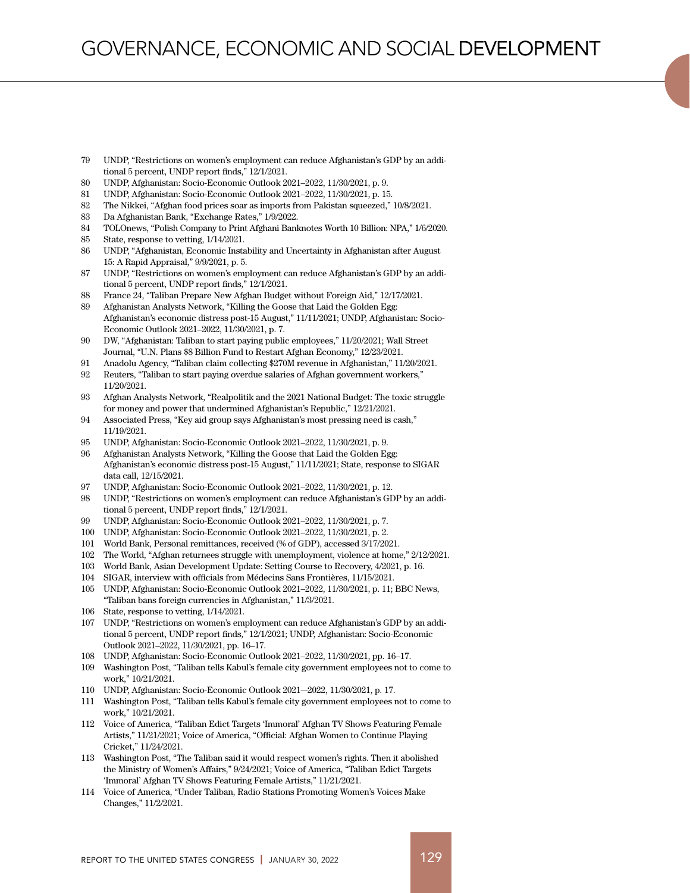79 UNDP, "Restrictions on women's employment can reduce Afghanistan's GDP by an additional 5 percent, UNDP report finds," 12/1/2021.
80 UNDP, Afghanistan: Socio-Economic Outlook 2021–2022, 11/30/2021, p. 9.
81 UNDP, Afghanistan: Socio-Economic Outlook 2021–2022, 11/30/2021, p. 15.
82 The Nikkei, "Afghan food prices soar as imports from Pakistan squeezed," 10/8/2021.
83 Da Afghanistan Bank, "Exchange Rates," 1/9/2022.
84 TOLOnews, "Polish Company to Print Afghani Banknotes Worth 10 Billion: NPA," 1/6/2020.
85 State, response to vetting, 1/14/2021.
86 UNDP, "Afghanistan, Economic Instability and Uncertainty in Afghanistan after August 15: A Rapid Appraisal," 9/9/2021, p. 5.
87 UNDP, "Restrictions on women's employment can reduce Afghanistan's GDP by an additional 5 percent, UNDP report finds," 12/1/2021.
88 France 24, "Taliban Prepare New Afghan Budget without Foreign Aid," 12/17/2021.
89 Afghanistan Analysts Network, "Killing the Goose that Laid the Golden Egg: Afghanistan's economic distress post-15 August," 11/11/2021; UNDP, Afghanistan: Socio-Economic Outlook 2021–2022, 11/30/2021, p. 7.
90 DW, "Afghanistan: Taliban to start paying public employees," 11/20/2021; Wall Street Journal, "U.N. Plans $8 Billion Fund to Restart Afghan Economy," 12/23/2021.
91 Anadolu Agency, "Taliban claim collecting $270M revenue in Afghanistan," 11/20/2021.
92 Reuters, "Taliban to start paying overdue salaries of Afghan government workers," 11/20/2021.
93 Afghan Analysts Network, "Realpolitik and the 2021 National Budget: The toxic struggle for money and power that undermined Afghanistan's Republic," 12/21/2021.
94 Associated Press, "Key aid group says Afghanistan's most pressing need is cash," 11/19/2021.
95 UNDP, Afghanistan: Socio-Economic Outlook 2021–2022, 11/30/2021, p. 9.
96 Afghanistan Analysts Network, "Killing the Goose that Laid the Golden Egg: Afghanistan's economic distress post-15 August," 11/11/2021; State, response to SIGAR data call, 12/15/2021.
97 UNDP, Afghanistan: Socio-Economic Outlook 2021–2022, 11/30/2021, p. 12.
98 UNDP, "Restrictions on women's employment can reduce Afghanistan's GDP by an additional 5 percent, UNDP report finds," 12/1/2021.
99 UNDP, Afghanistan: Socio-Economic Outlook 2021–2022, 11/30/2021, p. 7.
100 UNDP, Afghanistan: Socio-Economic Outlook 2021–2022, 11/30/2021, p. 2.
101 World Bank, Personal remittances, received (% of GDP), accessed 3/17/2021.
102 The World, "Afghan returnees struggle with unemployment, violence at home," 2/12/2021.
103 World Bank, Asian Development Update: Setting Course to Recovery, 4/2021, p. 16.
104 SIGAR, interview with officials from Médecins Sans Frontières, 11/15/2021.
105 UNDP, Afghanistan: Socio-Economic Outlook 2021–2022, 11/30/2021, p. 11; BBC News, "Taliban bans foreign currencies in Afghanistan," 11/3/2021.
106 State, response to vetting, 1/14/2021.
107 UNDP, "Restrictions on women's employment can reduce Afghanistan's GDP by an additional 5 percent, UNDP report finds," 12/1/2021; UNDP, Afghanistan: Socio-Economic Outlook 2021–2022, 11/30/2021, pp. 16–17.
108 UNDP, Afghanistan: Socio-Economic Outlook 2021–2022, 11/30/2021, pp. 16–17.
109 Washington Post, "Taliban tells Kabul's female city government employees not to come to work," 10/21/2021.
110 UNDP, Afghanistan: Socio-Economic Outlook 2021—2022, 11/30/2021, p. 17.
111 Washington Post, "Taliban tells Kabul's female city government employees not to come to work," 10/21/2021.
112 Voice of America, "Taliban Edict Targets 'Immoral' Afghan TV Shows Featuring Female Artists," 11/21/2021; Voice of America, "Official: Afghan Women to Continue Playing Cricket," 11/24/2021.
113 Washington Post, "The Taliban said it would respect women's rights. Then it abolished the Ministry of Women's Affairs," 9/24/2021; Voice of America, "Taliban Edict Targets 'Immoral' Afghan TV Shows Featuring Female Artists," 11/21/2021.
114 Voice of America, "Under Taliban, Radio Stations Promoting Women's Voices Make Changes," 11/2/2021.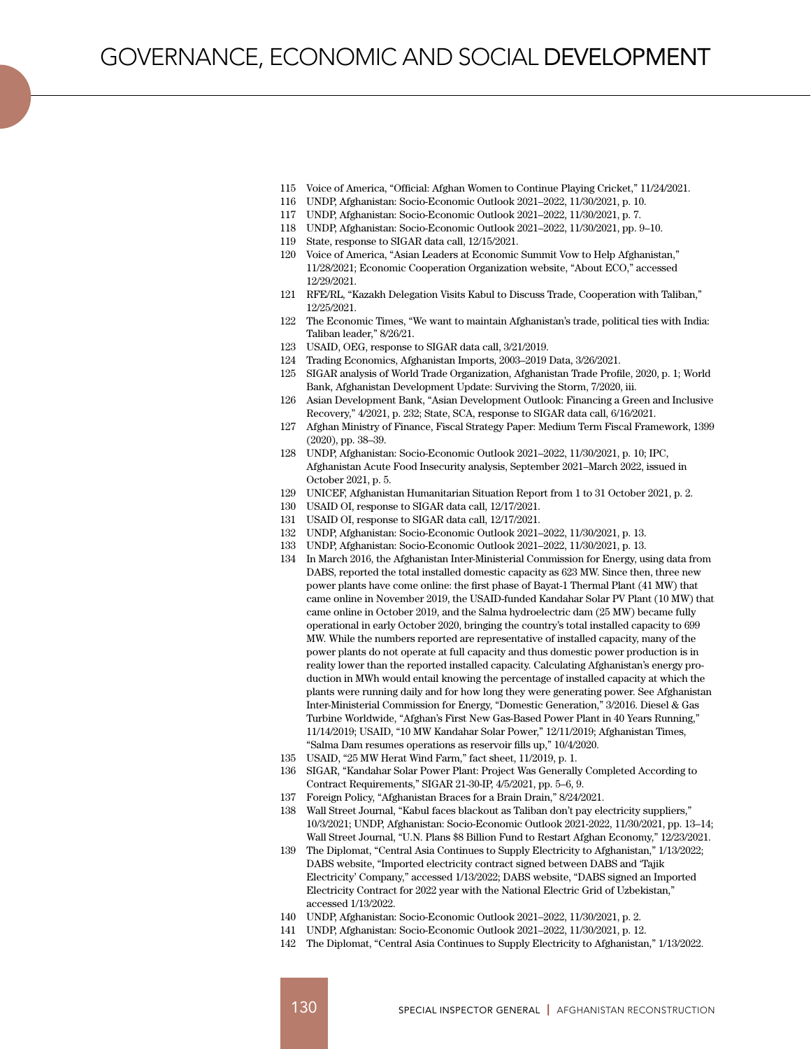115 Voice of America, "Official: Afghan Women to Continue Playing Cricket," 11/24/2021.
116 UNDP, Afghanistan: Socio-Economic Outlook 2021–2022, 11/30/2021, p. 10.
117 UNDP, Afghanistan: Socio-Economic Outlook 2021–2022, 11/30/2021, p. 7.
118 UNDP, Afghanistan: Socio-Economic Outlook 2021–2022, 11/30/2021, pp. 9–10.
119 State, response to SIGAR data call, 12/15/2021.
120 Voice of America, "Asian Leaders at Economic Summit Vow to Help Afghanistan," 11/28/2021; Economic Cooperation Organization website, "About ECO," accessed 12/29/2021.
121 RFE/RL, "Kazakh Delegation Visits Kabul to Discuss Trade, Cooperation with Taliban," 12/25/2021.
122 The Economic Times, "We want to maintain Afghanistan's trade, political ties with India: Taliban leader," 8/26/21.
123 USAID, OEG, response to SIGAR data call, 3/21/2019.
124 Trading Economics, Afghanistan Imports, 2003–2019 Data, 3/26/2021.
125 SIGAR analysis of World Trade Organization, Afghanistan Trade Profile, 2020, p. 1; World Bank, Afghanistan Development Update: Surviving the Storm, 7/2020, iii.
126 Asian Development Bank, "Asian Development Outlook: Financing a Green and Inclusive Recovery," 4/2021, p. 232; State, SCA, response to SIGAR data call, 6/16/2021.
127 Afghan Ministry of Finance, Fiscal Strategy Paper: Medium Term Fiscal Framework, 1399 (2020), pp. 38–39.
128 UNDP, Afghanistan: Socio-Economic Outlook 2021–2022, 11/30/2021, p. 10; IPC, Afghanistan Acute Food Insecurity analysis, September 2021–March 2022, issued in October 2021, p. 5.
129 UNICEF, Afghanistan Humanitarian Situation Report from 1 to 31 October 2021, p. 2.
130 USAID OI, response to SIGAR data call, 12/17/2021.
131 USAID OI, response to SIGAR data call, 12/17/2021.
132 UNDP, Afghanistan: Socio-Economic Outlook 2021–2022, 11/30/2021, p. 13.
133 UNDP, Afghanistan: Socio-Economic Outlook 2021–2022, 11/30/2021, p. 13.
134 In March 2016, the Afghanistan Inter-Ministerial Commission for Energy, using data from DABS, reported the total installed domestic capacity as 623 MW. Since then, three new power plants have come online: the first phase of Bayat-1 Thermal Plant (41 MW) that came online in November 2019, the USAID-funded Kandahar Solar PV Plant (10 MW) that came online in October 2019, and the Salma hydroelectric dam (25 MW) became fully operational in early October 2020, bringing the country's total installed capacity to 699 MW. While the numbers reported are representative of installed capacity, many of the power plants do not operate at full capacity and thus domestic power production is in reality lower than the reported installed capacity. Calculating Afghanistan's energy production in MWh would entail knowing the percentage of installed capacity at which the plants were running daily and for how long they were generating power. See Afghanistan Inter-Ministerial Commission for Energy, "Domestic Generation," 3/2016. Diesel & Gas Turbine Worldwide, "Afghan's First New Gas-Based Power Plant in 40 Years Running," 11/14/2019; USAID, "10 MW Kandahar Solar Power," 12/11/2019; Afghanistan Times, "Salma Dam resumes operations as reservoir fills up," 10/4/2020.
135 USAID, "25 MW Herat Wind Farm," fact sheet, 11/2019, p. 1.
136 SIGAR, "Kandahar Solar Power Plant: Project Was Generally Completed According to Contract Requirements," SIGAR 21-30-IP, 4/5/2021, pp. 5–6, 9.
137 Foreign Policy, "Afghanistan Braces for a Brain Drain," 8/24/2021.
138 Wall Street Journal, "Kabul faces blackout as Taliban don't pay electricity suppliers," 10/3/2021; UNDP, Afghanistan: Socio-Economic Outlook 2021-2022, 11/30/2021, pp. 13–14; Wall Street Journal, "U.N. Plans $8 Billion Fund to Restart Afghan Economy," 12/23/2021.
139 The Diplomat, "Central Asia Continues to Supply Electricity to Afghanistan," 1/13/2022; DABS website, "Imported electricity contract signed between DABS and 'Tajik Electricity' Company," accessed 1/13/2022; DABS website, "DABS signed an Imported Electricity Contract for 2022 year with the National Electric Grid of Uzbekistan," accessed 1/13/2022.
140 UNDP, Afghanistan: Socio-Economic Outlook 2021–2022, 11/30/2021, p. 2.
141 UNDP, Afghanistan: Socio-Economic Outlook 2021–2022, 11/30/2021, p. 12.
142 The Diplomat, "Central Asia Continues to Supply Electricity to Afghanistan," 1/13/2022.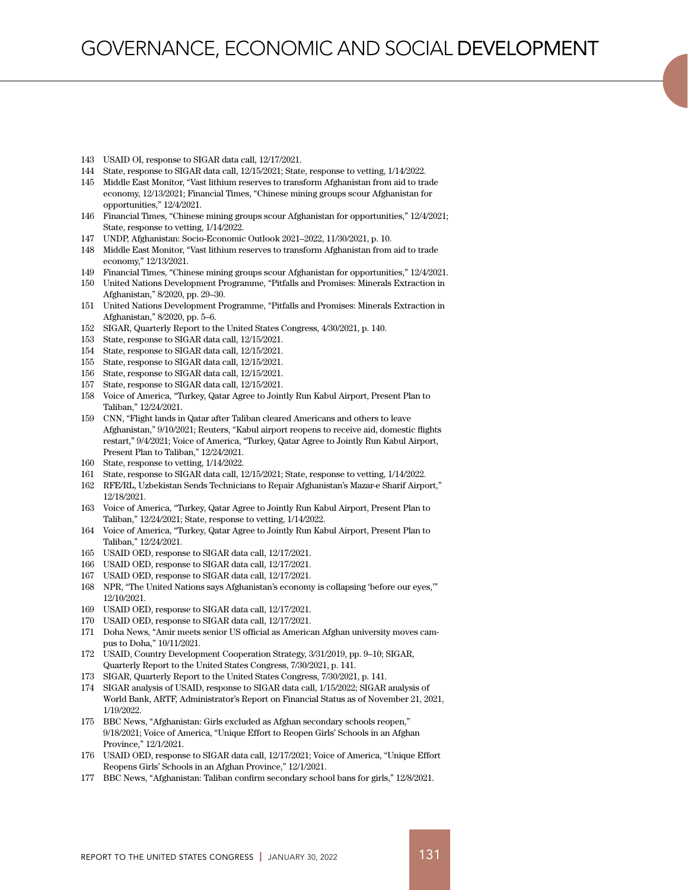143 USAID OI, response to SIGAR data call, 12/17/2021.
144 State, response to SIGAR data call, 12/15/2021; State, response to vetting, 1/14/2022.
145 Middle East Monitor, "Vast lithium reserves to transform Afghanistan from aid to trade economy, 12/13/2021; Financial Times, "Chinese mining groups scour Afghanistan for opportunities," 12/4/2021.
146 Financial Times, "Chinese mining groups scour Afghanistan for opportunities," 12/4/2021; State, response to vetting, 1/14/2022.
147 UNDP, Afghanistan: Socio-Economic Outlook 2021–2022, 11/30/2021, p. 10.
148 Middle East Monitor, "Vast lithium reserves to transform Afghanistan from aid to trade economy," 12/13/2021.
149 Financial Times, "Chinese mining groups scour Afghanistan for opportunities," 12/4/2021.
150 United Nations Development Programme, "Pitfalls and Promises: Minerals Extraction in Afghanistan," 8/2020, pp. 29–30.
151 United Nations Development Programme, "Pitfalls and Promises: Minerals Extraction in Afghanistan," 8/2020, pp. 5–6.
152 SIGAR, Quarterly Report to the United States Congress, 4/30/2021, p. 140.
153 State, response to SIGAR data call, 12/15/2021.
154 State, response to SIGAR data call, 12/15/2021.
155 State, response to SIGAR data call, 12/15/2021.
156 State, response to SIGAR data call, 12/15/2021.
157 State, response to SIGAR data call, 12/15/2021.
158 Voice of America, "Turkey, Qatar Agree to Jointly Run Kabul Airport, Present Plan to Taliban," 12/24/2021.
159 CNN, "Flight lands in Qatar after Taliban cleared Americans and others to leave Afghanistan," 9/10/2021; Reuters, "Kabul airport reopens to receive aid, domestic flights restart," 9/4/2021; Voice of America, "Turkey, Qatar Agree to Jointly Run Kabul Airport, Present Plan to Taliban," 12/24/2021.
160 State, response to vetting, 1/14/2022.
161 State, response to SIGAR data call, 12/15/2021; State, response to vetting, 1/14/2022.
162 RFE/RL, Uzbekistan Sends Technicians to Repair Afghanistan's Mazar-e Sharif Airport," 12/18/2021.
163 Voice of America, "Turkey, Qatar Agree to Jointly Run Kabul Airport, Present Plan to Taliban," 12/24/2021; State, response to vetting, 1/14/2022.
164 Voice of America, "Turkey, Qatar Agree to Jointly Run Kabul Airport, Present Plan to Taliban," 12/24/2021.
165 USAID OED, response to SIGAR data call, 12/17/2021.
166 USAID OED, response to SIGAR data call, 12/17/2021.
167 USAID OED, response to SIGAR data call, 12/17/2021.
168 NPR, "The United Nations says Afghanistan's economy is collapsing 'before our eyes,'" 12/10/2021.
169 USAID OED, response to SIGAR data call, 12/17/2021.
170 USAID OED, response to SIGAR data call, 12/17/2021.
171 Doha News, "Amir meets senior US official as American Afghan university moves campus to Doha," 10/11/2021.
172 USAID, Country Development Cooperation Strategy, 3/31/2019, pp. 9–10; SIGAR, Quarterly Report to the United States Congress, 7/30/2021, p. 141.
173 SIGAR, Quarterly Report to the United States Congress, 7/30/2021, p. 141.
174 SIGAR analysis of USAID, response to SIGAR data call, 1/15/2022; SIGAR analysis of World Bank, ARTF, Administrator's Report on Financial Status as of November 21, 2021, 1/19/2022.
175 BBC News, "Afghanistan: Girls excluded as Afghan secondary schools reopen," 9/18/2021; Voice of America, "Unique Effort to Reopen Girls' Schools in an Afghan Province," 12/1/2021.
176 USAID OED, response to SIGAR data call, 12/17/2021; Voice of America, "Unique Effort Reopens Girls' Schools in an Afghan Province," 12/1/2021.
177 BBC News, "Afghanistan: Taliban confirm secondary school bans for girls," 12/8/2021.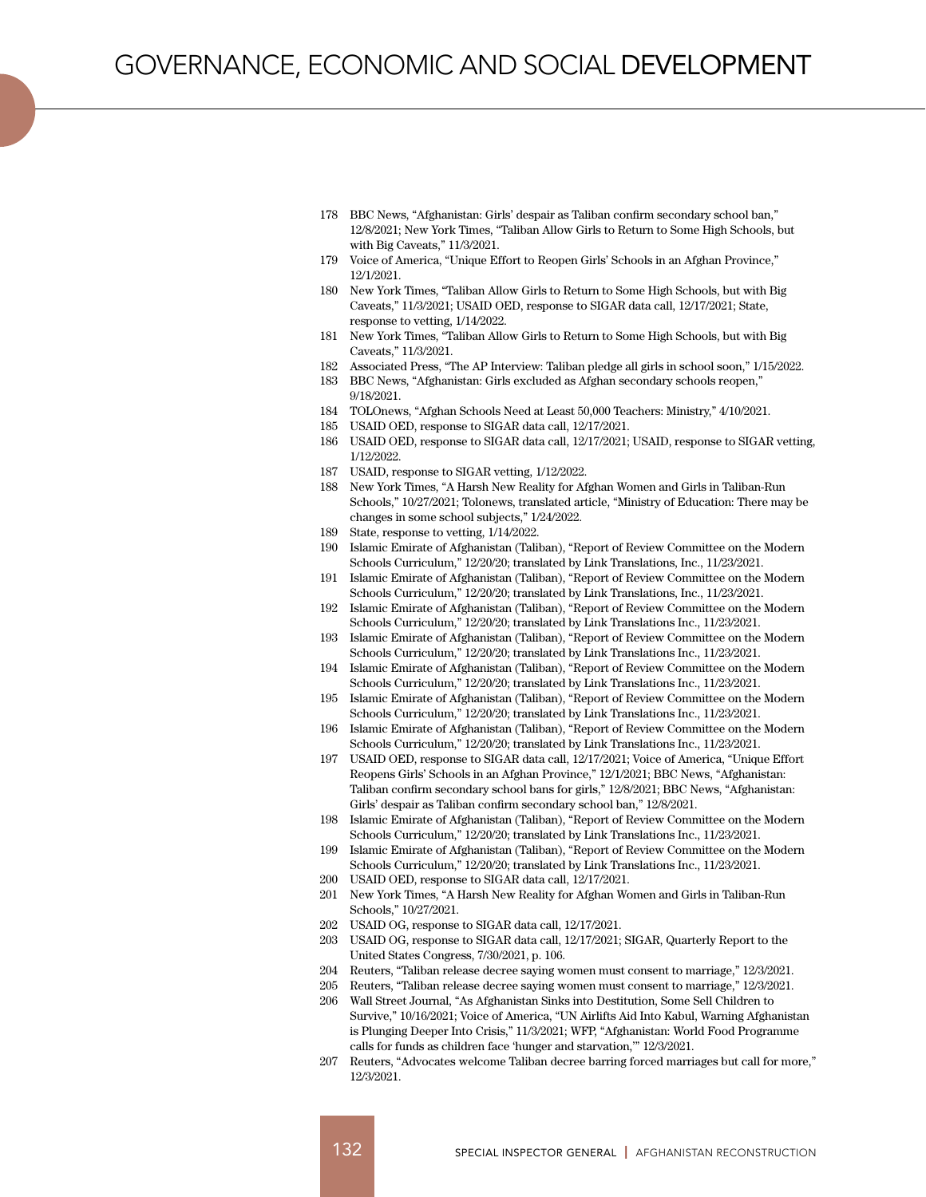178 BBC News, "Afghanistan: Girls' despair as Taliban confirm secondary school ban," 12/8/2021; New York Times, "Taliban Allow Girls to Return to Some High Schools, but with Big Caveats," 11/3/2021.

179 Voice of America, "Unique Effort to Reopen Girls' Schools in an Afghan Province," 12/1/2021.

180 New York Times, "Taliban Allow Girls to Return to Some High Schools, but with Big Caveats," 11/3/2021; USAID OED, response to SIGAR data call, 12/17/2021; State, response to vetting, 1/14/2022.

181 New York Times, "Taliban Allow Girls to Return to Some High Schools, but with Big Caveats," 11/3/2021.

182 Associated Press, "The AP Interview: Taliban pledge all girls in school soon," 1/15/2022.

183 BBC News, "Afghanistan: Girls excluded as Afghan secondary schools reopen," 9/18/2021.

184 TOLOnews, "Afghan Schools Need at Least 50,000 Teachers: Ministry," 4/10/2021.

185 USAID OED, response to SIGAR data call, 12/17/2021.

186 USAID OED, response to SIGAR data call, 12/17/2021; USAID, response to SIGAR vetting, 1/12/2022.

187 USAID, response to SIGAR vetting, 1/12/2022.

188 New York Times, "A Harsh New Reality for Afghan Women and Girls in Taliban-Run Schools," 10/27/2021; Tolonews, translated article, "Ministry of Education: There may be changes in some school subjects," 1/24/2022.

189 State, response to vetting, 1/14/2022.

190 Islamic Emirate of Afghanistan (Taliban), "Report of Review Committee on the Modern Schools Curriculum," 12/20/20; translated by Link Translations, Inc., 11/23/2021.

191 Islamic Emirate of Afghanistan (Taliban), "Report of Review Committee on the Modern Schools Curriculum," 12/20/20; translated by Link Translations, Inc., 11/23/2021.

192 Islamic Emirate of Afghanistan (Taliban), "Report of Review Committee on the Modern Schools Curriculum," 12/20/20; translated by Link Translations Inc., 11/23/2021.

193 Islamic Emirate of Afghanistan (Taliban), "Report of Review Committee on the Modern Schools Curriculum," 12/20/20; translated by Link Translations Inc., 11/23/2021.

194 Islamic Emirate of Afghanistan (Taliban), "Report of Review Committee on the Modern Schools Curriculum," 12/20/20; translated by Link Translations Inc., 11/23/2021.

195 Islamic Emirate of Afghanistan (Taliban), "Report of Review Committee on the Modern Schools Curriculum," 12/20/20; translated by Link Translations Inc., 11/23/2021.

196 Islamic Emirate of Afghanistan (Taliban), "Report of Review Committee on the Modern Schools Curriculum," 12/20/20; translated by Link Translations Inc., 11/23/2021.

197 USAID OED, response to SIGAR data call, 12/17/2021; Voice of America, "Unique Effort Reopens Girls' Schools in an Afghan Province," 12/1/2021; BBC News, "Afghanistan: Taliban confirm secondary school bans for girls," 12/8/2021; BBC News, "Afghanistan: Girls' despair as Taliban confirm secondary school ban," 12/8/2021.

198 Islamic Emirate of Afghanistan (Taliban), "Report of Review Committee on the Modern Schools Curriculum," 12/20/20; translated by Link Translations Inc., 11/23/2021.

199 Islamic Emirate of Afghanistan (Taliban), "Report of Review Committee on the Modern Schools Curriculum," 12/20/20; translated by Link Translations Inc., 11/23/2021.

200 USAID OED, response to SIGAR data call, 12/17/2021.

201 New York Times, "A Harsh New Reality for Afghan Women and Girls in Taliban-Run Schools," 10/27/2021.

202 USAID OG, response to SIGAR data call, 12/17/2021.

203 USAID OG, response to SIGAR data call, 12/17/2021; SIGAR, Quarterly Report to the United States Congress, 7/30/2021, p. 106.

204 Reuters, "Taliban release decree saying women must consent to marriage," 12/3/2021.

205 Reuters, "Taliban release decree saying women must consent to marriage," 12/3/2021.

206 Wall Street Journal, "As Afghanistan Sinks into Destitution, Some Sell Children to Survive," 10/16/2021; Voice of America, "UN Airlifts Aid Into Kabul, Warning Afghanistan is Plunging Deeper Into Crisis," 11/3/2021; WFP, "Afghanistan: World Food Programme calls for funds as children face 'hunger and starvation,'" 12/3/2021.

207 Reuters, "Advocates welcome Taliban decree barring forced marriages but call for more," 12/3/2021.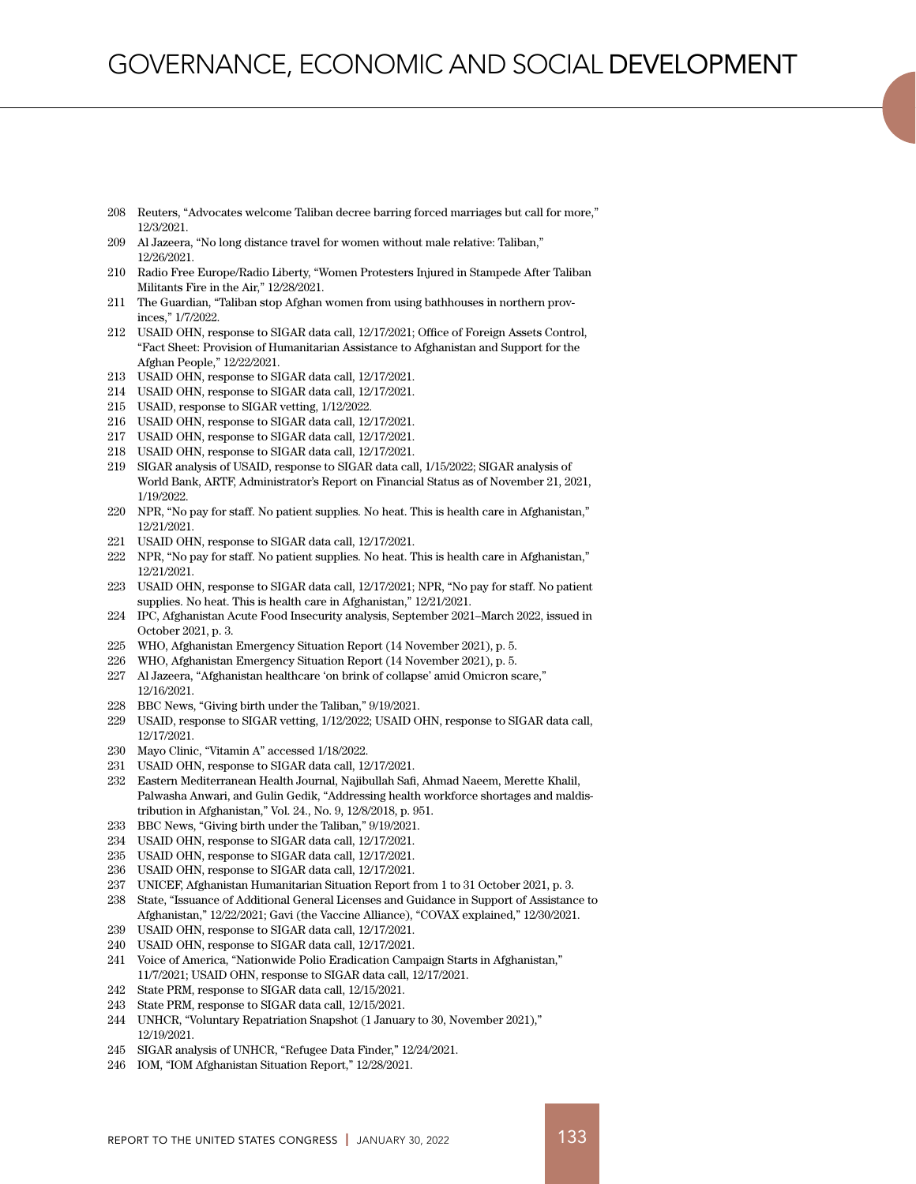208 Reuters, "Advocates welcome Taliban decree barring forced marriages but call for more," 12/3/2021.
209 Al Jazeera, "No long distance travel for women without male relative: Taliban," 12/26/2021.
210 Radio Free Europe/Radio Liberty, "Women Protesters Injured in Stampede After Taliban Militants Fire in the Air," 12/28/2021.
211 The Guardian, "Taliban stop Afghan women from using bathhouses in northern provinces," 1/7/2022.
212 USAID OHN, response to SIGAR data call, 12/17/2021; Office of Foreign Assets Control, "Fact Sheet: Provision of Humanitarian Assistance to Afghanistan and Support for the Afghan People," 12/22/2021.
213 USAID OHN, response to SIGAR data call, 12/17/2021.
214 USAID OHN, response to SIGAR data call, 12/17/2021.
215 USAID, response to SIGAR vetting, 1/12/2022.
216 USAID OHN, response to SIGAR data call, 12/17/2021.
217 USAID OHN, response to SIGAR data call, 12/17/2021.
218 USAID OHN, response to SIGAR data call, 12/17/2021.
219 SIGAR analysis of USAID, response to SIGAR data call, 1/15/2022; SIGAR analysis of World Bank, ARTF, Administrator's Report on Financial Status as of November 21, 2021, 1/19/2022.
220 NPR, "No pay for staff. No patient supplies. No heat. This is health care in Afghanistan," 12/21/2021.
221 USAID OHN, response to SIGAR data call, 12/17/2021.
222 NPR, "No pay for staff. No patient supplies. No heat. This is health care in Afghanistan," 12/21/2021.
223 USAID OHN, response to SIGAR data call, 12/17/2021; NPR, "No pay for staff. No patient supplies. No heat. This is health care in Afghanistan," 12/21/2021.
224 IPC, Afghanistan Acute Food Insecurity analysis, September 2021–March 2022, issued in October 2021, p. 3.
225 WHO, Afghanistan Emergency Situation Report (14 November 2021), p. 5.
226 WHO, Afghanistan Emergency Situation Report (14 November 2021), p. 5.
227 Al Jazeera, "Afghanistan healthcare 'on brink of collapse' amid Omicron scare," 12/16/2021.
228 BBC News, "Giving birth under the Taliban," 9/19/2021.
229 USAID, response to SIGAR vetting, 1/12/2022; USAID OHN, response to SIGAR data call, 12/17/2021.
230 Mayo Clinic, "Vitamin A" accessed 1/18/2022.
231 USAID OHN, response to SIGAR data call, 12/17/2021.
232 Eastern Mediterranean Health Journal, Najibullah Safi, Ahmad Naeem, Merette Khalil, Palwasha Anwari, and Gulin Gedik, "Addressing health workforce shortages and maldistribution in Afghanistan," Vol. 24., No. 9, 12/8/2018, p. 951.
233 BBC News, "Giving birth under the Taliban," 9/19/2021.
234 USAID OHN, response to SIGAR data call, 12/17/2021.
235 USAID OHN, response to SIGAR data call, 12/17/2021.
236 USAID OHN, response to SIGAR data call, 12/17/2021.
237 UNICEF, Afghanistan Humanitarian Situation Report from 1 to 31 October 2021, p. 3.
238 State, "Issuance of Additional General Licenses and Guidance in Support of Assistance to Afghanistan," 12/22/2021; Gavi (the Vaccine Alliance), "COVAX explained," 12/30/2021.
239 USAID OHN, response to SIGAR data call, 12/17/2021.
240 USAID OHN, response to SIGAR data call, 12/17/2021.
241 Voice of America, "Nationwide Polio Eradication Campaign Starts in Afghanistan," 11/7/2021; USAID OHN, response to SIGAR data call, 12/17/2021.
242 State PRM, response to SIGAR data call, 12/15/2021.
243 State PRM, response to SIGAR data call, 12/15/2021.
244 UNHCR, "Voluntary Repatriation Snapshot (1 January to 30, November 2021)," 12/19/2021.
245 SIGAR analysis of UNHCR, "Refugee Data Finder," 12/24/2021.
246 IOM, "IOM Afghanistan Situation Report," 12/28/2021.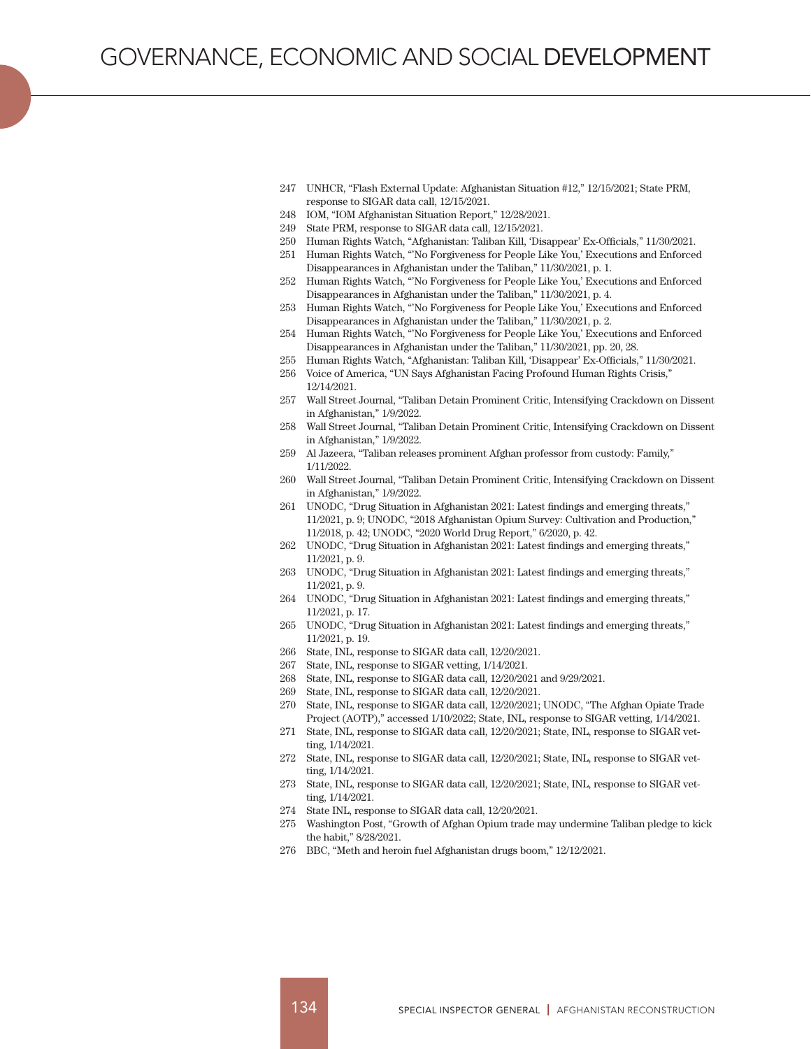247 UNHCR, "Flash External Update: Afghanistan Situation #12," 12/15/2021; State PRM, response to SIGAR data call, 12/15/2021.
248 IOM, "IOM Afghanistan Situation Report," 12/28/2021.
249 State PRM, response to SIGAR data call, 12/15/2021.
250 Human Rights Watch, "Afghanistan: Taliban Kill, 'Disappear' Ex-Officials," 11/30/2021.
251 Human Rights Watch, "'No Forgiveness for People Like You,' Executions and Enforced Disappearances in Afghanistan under the Taliban," 11/30/2021, p. 1.
252 Human Rights Watch, "'No Forgiveness for People Like You,' Executions and Enforced Disappearances in Afghanistan under the Taliban," 11/30/2021, p. 4.
253 Human Rights Watch, "'No Forgiveness for People Like You,' Executions and Enforced Disappearances in Afghanistan under the Taliban," 11/30/2021, p. 2.
254 Human Rights Watch, "'No Forgiveness for People Like You,' Executions and Enforced Disappearances in Afghanistan under the Taliban," 11/30/2021, pp. 20, 28.
255 Human Rights Watch, "Afghanistan: Taliban Kill, 'Disappear' Ex-Officials," 11/30/2021.
256 Voice of America, "UN Says Afghanistan Facing Profound Human Rights Crisis," 12/14/2021.
257 Wall Street Journal, "Taliban Detain Prominent Critic, Intensifying Crackdown on Dissent in Afghanistan," 1/9/2022.
258 Wall Street Journal, "Taliban Detain Prominent Critic, Intensifying Crackdown on Dissent in Afghanistan," 1/9/2022.
259 Al Jazeera, "Taliban releases prominent Afghan professor from custody: Family," 1/11/2022.
260 Wall Street Journal, "Taliban Detain Prominent Critic, Intensifying Crackdown on Dissent in Afghanistan," 1/9/2022.
261 UNODC, "Drug Situation in Afghanistan 2021: Latest findings and emerging threats," 11/2021, p. 9; UNODC, "2018 Afghanistan Opium Survey: Cultivation and Production," 11/2018, p. 42; UNODC, "2020 World Drug Report," 6/2020, p. 42.
262 UNODC, "Drug Situation in Afghanistan 2021: Latest findings and emerging threats," 11/2021, p. 9.
263 UNODC, "Drug Situation in Afghanistan 2021: Latest findings and emerging threats," 11/2021, p. 9.
264 UNODC, "Drug Situation in Afghanistan 2021: Latest findings and emerging threats," 11/2021, p. 17.
265 UNODC, "Drug Situation in Afghanistan 2021: Latest findings and emerging threats," 11/2021, p. 19.
266 State, INL, response to SIGAR data call, 12/20/2021.
267 State, INL, response to SIGAR vetting, 1/14/2021.
268 State, INL, response to SIGAR data call, 12/20/2021 and 9/29/2021.
269 State, INL, response to SIGAR data call, 12/20/2021.
270 State, INL, response to SIGAR data call, 12/20/2021; UNODC, "The Afghan Opiate Trade Project (AOTP)," accessed 1/10/2022; State, INL, response to SIGAR vetting, 1/14/2021.
271 State, INL, response to SIGAR data call, 12/20/2021; State, INL, response to SIGAR vetting, 1/14/2021.
272 State, INL, response to SIGAR data call, 12/20/2021; State, INL, response to SIGAR vetting, 1/14/2021.
273 State, INL, response to SIGAR data call, 12/20/2021; State, INL, response to SIGAR vetting, 1/14/2021.
274 State INL, response to SIGAR data call, 12/20/2021.
275 Washington Post, "Growth of Afghan Opium trade may undermine Taliban pledge to kick the habit," 8/28/2021.
276 BBC, "Meth and heroin fuel Afghanistan drugs boom," 12/12/2021.